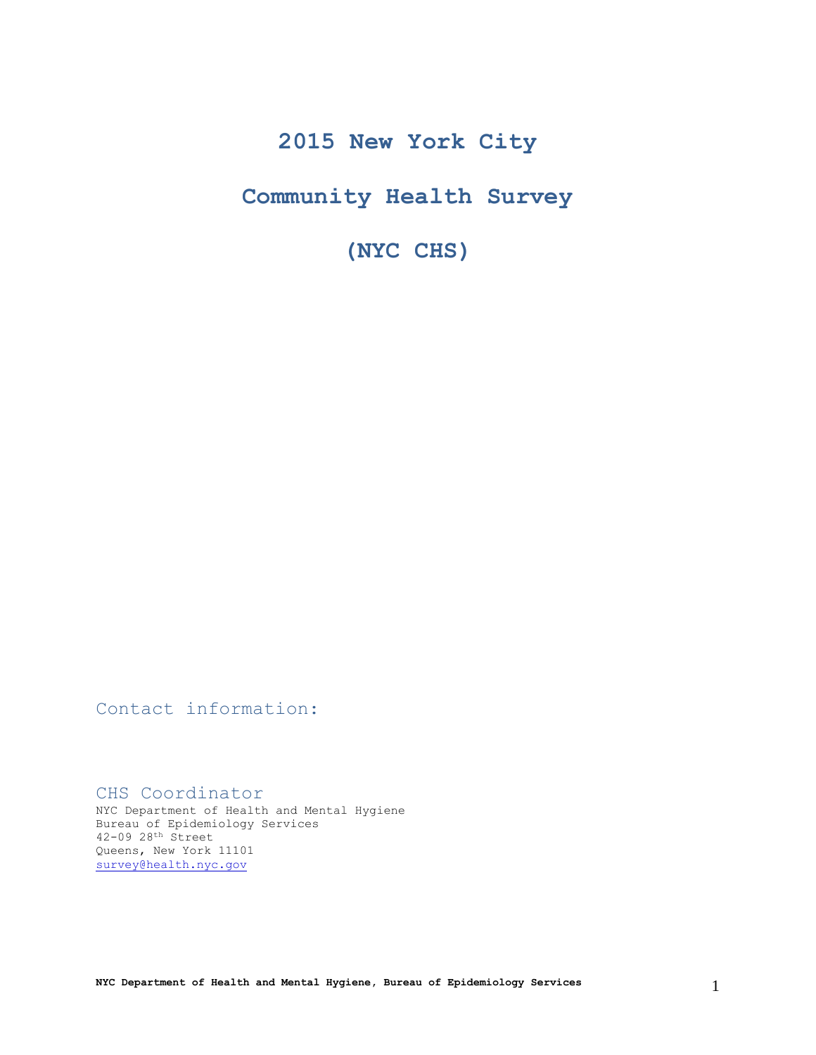# 2015 New York City

# Community Health Survey

# (NYC CHS)

Contact information:

## CHS Coordinator

NYC Department of Health and Mental Hygiene
Bureau of Epidemiology Services
42-09 28th Street
Queens, New York 11101
survey@health.nyc.gov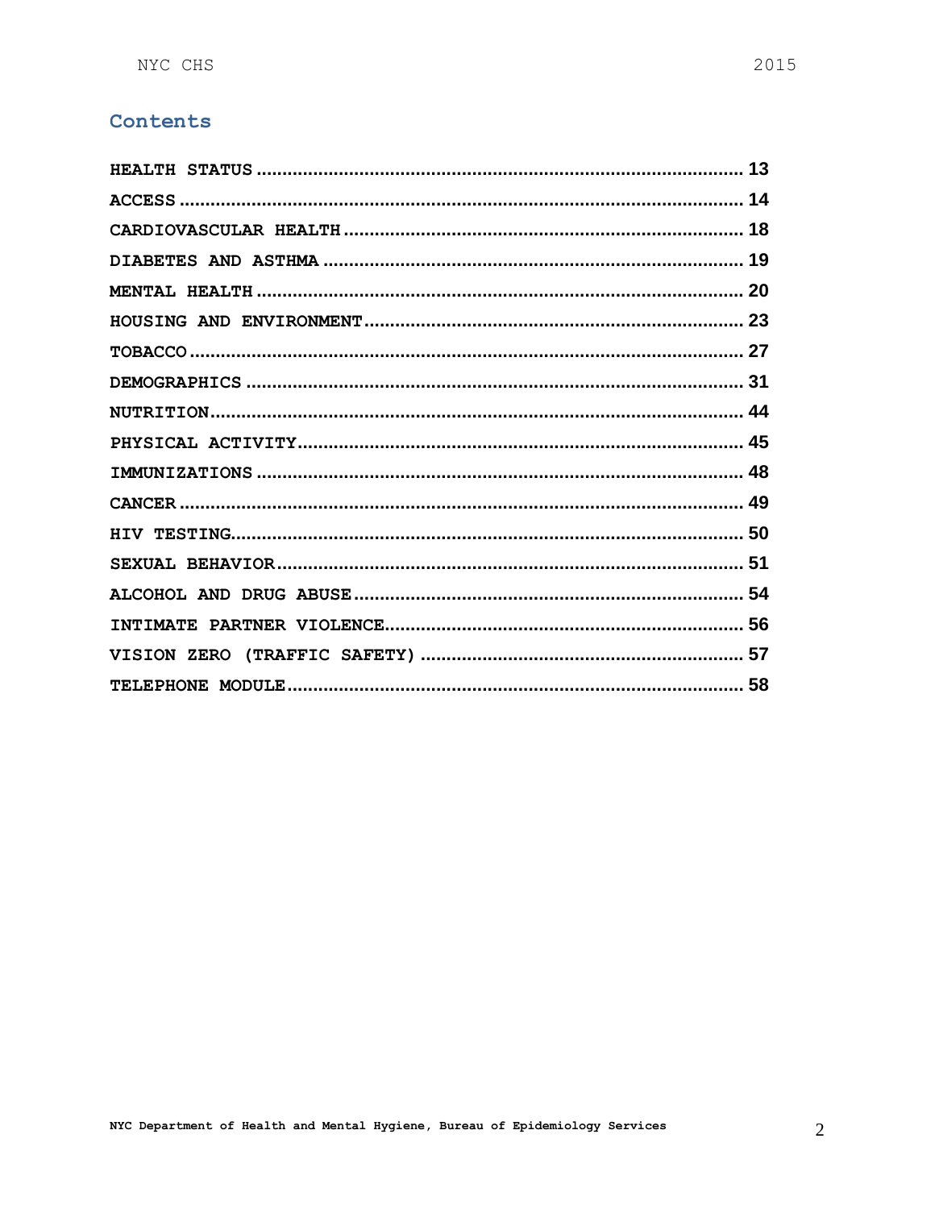## Contents

HEALTH STATUS ..... 13
ACCESS ..... 14
CARDIOVASCULAR HEALTH ..... 18
DIABETES AND ASTHMA ..... 19
MENTAL HEALTH ..... 20
HOUSING AND ENVIRONMENT ..... 23
TOBACCO ..... 27
DEMOGRAPHICS ..... 31
NUTRITION ..... 44
PHYSICAL ACTIVITY ..... 45
IMMUNIZATIONS ..... 48
CANCER ..... 49
HIV TESTING ..... 50
SEXUAL BEHAVIOR ..... 51
ALCOHOL AND DRUG ABUSE ..... 54
INTIMATE PARTNER VIOLENCE ..... 56
VISION ZERO (TRAFFIC SAFETY) ..... 57
TELEPHONE MODULE ..... 58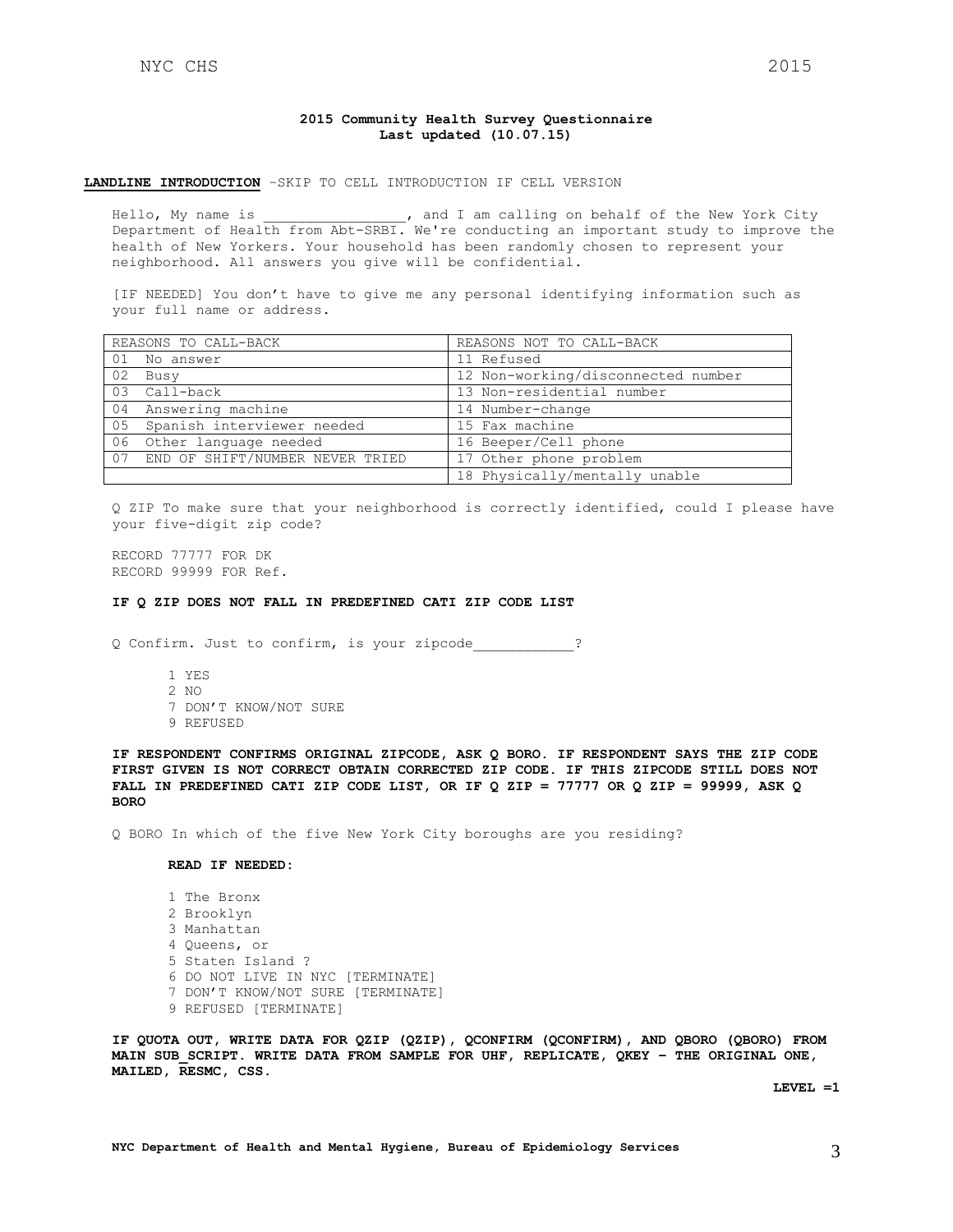**2015 Community Health Survey Questionnaire**
**Last updated (10.07.15)**

**LANDLINE INTRODUCTION** –SKIP TO CELL INTRODUCTION IF CELL VERSION

Hello, My name is _________________, and I am calling on behalf of the New York City Department of Health from Abt-SRBI. We're conducting an important study to improve the health of New Yorkers. Your household has been randomly chosen to represent your neighborhood. All answers you give will be confidential.

[IF NEEDED] You don't have to give me any personal identifying information such as your full name or address.

| REASONS TO CALL-BACK | REASONS NOT TO CALL-BACK |
|---|---|
| 01 No answer | 11 Refused |
| 02 Busy | 12 Non-working/disconnected number |
| 03 Call-back | 13 Non-residential number |
| 04 Answering machine | 14 Number-change |
| 05 Spanish interviewer needed | 15 Fax machine |
| 06 Other language needed | 16 Beeper/Cell phone |
| 07 END OF SHIFT/NUMBER NEVER TRIED | 17 Other phone problem |
| | 18 Physically/mentally unable |

Q ZIP To make sure that your neighborhood is correctly identified, could I please have your five-digit zip code?

RECORD 77777 FOR DK
RECORD 99999 FOR Ref.

**IF Q ZIP DOES NOT FALL IN PREDEFINED CATI ZIP CODE LIST**

Q Confirm. Just to confirm, is your zipcode____________?

1 YES
2 NO
7 DON'T KNOW/NOT SURE
9 REFUSED

**IF RESPONDENT CONFIRMS ORIGINAL ZIPCODE, ASK Q BORO. IF RESPONDENT SAYS THE ZIP CODE FIRST GIVEN IS NOT CORRECT OBTAIN CORRECTED ZIP CODE. IF THIS ZIPCODE STILL DOES NOT FALL IN PREDEFINED CATI ZIP CODE LIST, OR IF Q ZIP = 77777 OR Q ZIP = 99999, ASK Q BORO**

Q BORO In which of the five New York City boroughs are you residing?

**READ IF NEEDED:**

1 The Bronx
2 Brooklyn
3 Manhattan
4 Queens, or
5 Staten Island ?
6 DO NOT LIVE IN NYC [TERMINATE]
7 DON'T KNOW/NOT SURE [TERMINATE]
9 REFUSED [TERMINATE]

**IF QUOTA OUT, WRITE DATA FOR QZIP (QZIP), QCONFIRM (QCONFIRM), AND QBORO (QBORO) FROM MAIN SUB_SCRIPT. WRITE DATA FROM SAMPLE FOR UHF, REPLICATE, QKEY – THE ORIGINAL ONE, MAILED, RESMC, CSS.**

**LEVEL =1**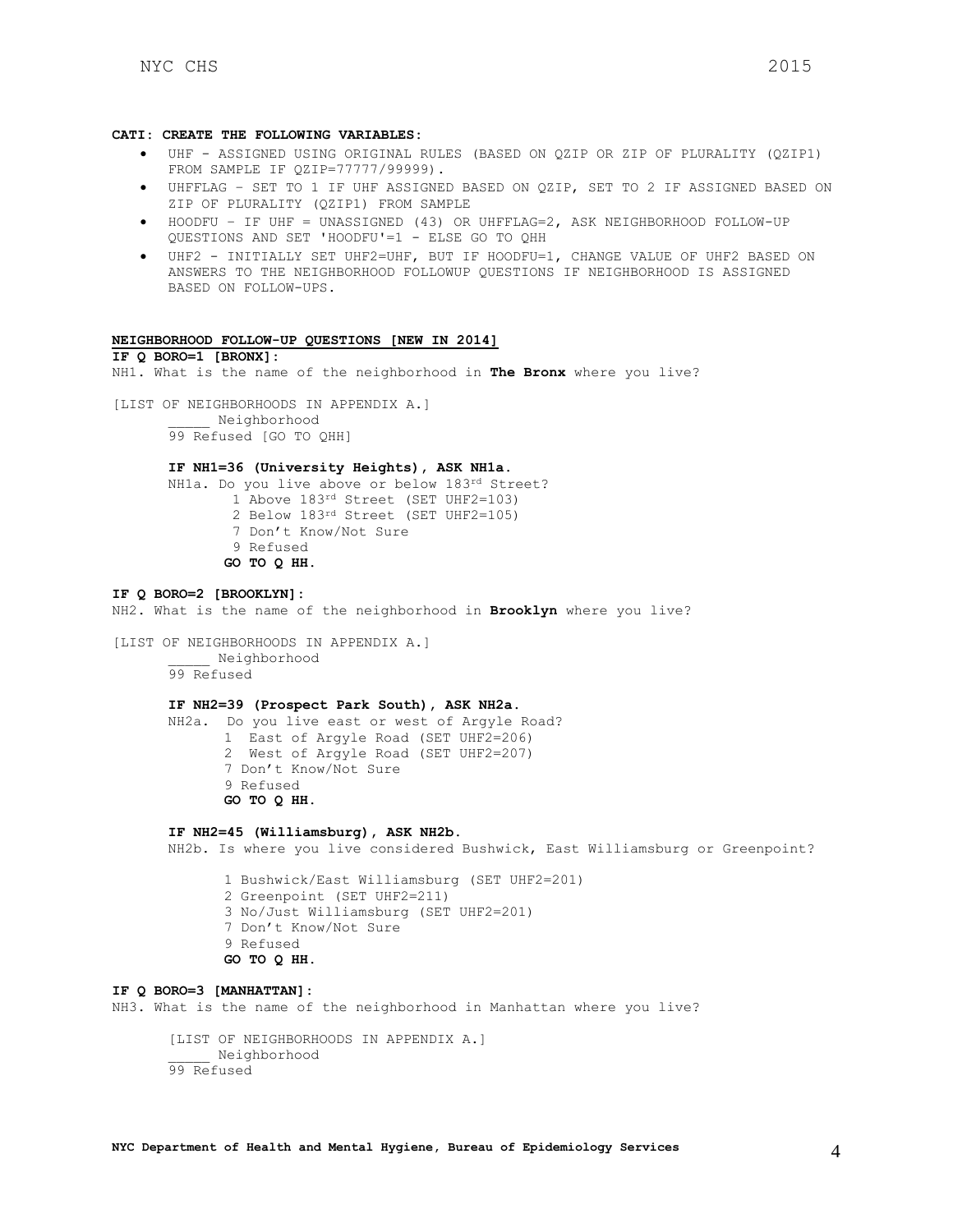**CATI: CREATE THE FOLLOWING VARIABLES:**

- UHF - ASSIGNED USING ORIGINAL RULES (BASED ON QZIP OR ZIP OF PLURALITY (QZIP1) FROM SAMPLE IF QZIP=77777/99999).
- UHFFLAG – SET TO 1 IF UHF ASSIGNED BASED ON QZIP, SET TO 2 IF ASSIGNED BASED ON ZIP OF PLURALITY (QZIP1) FROM SAMPLE
- HOODFU – IF UHF = UNASSIGNED (43) OR UHFFLAG=2, ASK NEIGHBORHOOD FOLLOW-UP QUESTIONS AND SET 'HOODFU'=1 - ELSE GO TO QHH
- UHF2 - INITIALLY SET UHF2=UHF, BUT IF HOODFU=1, CHANGE VALUE OF UHF2 BASED ON ANSWERS TO THE NEIGHBORHOOD FOLLOWUP QUESTIONS IF NEIGHBORHOOD IS ASSIGNED BASED ON FOLLOW-UPS.

**NEIGHBORHOOD FOLLOW-UP QUESTIONS [NEW IN 2014]**

**IF Q BORO=1 [BRONX]:**

NH1. What is the name of the neighborhood in **The Bronx** where you live?

[LIST OF NEIGHBORHOODS IN APPENDIX A.]

_____ Neighborhood
99 Refused [GO TO QHH]

**IF NH1=36 (University Heights), ASK NH1a.**

NH1a. Do you live above or below 183rd Street?

1 Above 183rd Street (SET UHF2=103)
2 Below 183rd Street (SET UHF2=105)
7 Don't Know/Not Sure
9 Refused
**GO TO Q HH.**

**IF Q BORO=2 [BROOKLYN]:**

NH2. What is the name of the neighborhood in **Brooklyn** where you live?

[LIST OF NEIGHBORHOODS IN APPENDIX A.]

_____ Neighborhood
99 Refused

**IF NH2=39 (Prospect Park South), ASK NH2a.**

NH2a. Do you live east or west of Argyle Road?

1 East of Argyle Road (SET UHF2=206)
2 West of Argyle Road (SET UHF2=207)
7 Don't Know/Not Sure
9 Refused
**GO TO Q HH.**

**IF NH2=45 (Williamsburg), ASK NH2b.**

NH2b. Is where you live considered Bushwick, East Williamsburg or Greenpoint?

1 Bushwick/East Williamsburg (SET UHF2=201)
2 Greenpoint (SET UHF2=211)
3 No/Just Williamsburg (SET UHF2=201)
7 Don't Know/Not Sure
9 Refused
**GO TO Q HH.**

**IF Q BORO=3 [MANHATTAN]:**

NH3. What is the name of the neighborhood in Manhattan where you live?

[LIST OF NEIGHBORHOODS IN APPENDIX A.]

_____ Neighborhood
99 Refused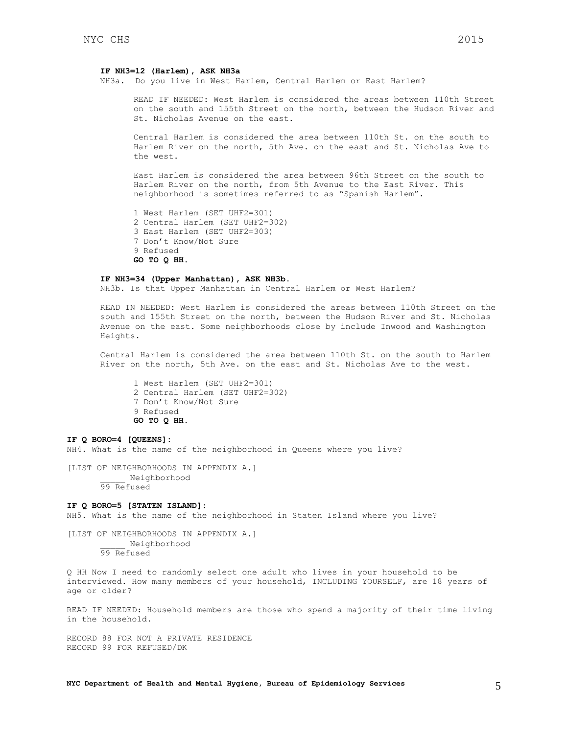**IF NH3=12 (Harlem), ASK NH3a**

NH3a. Do you live in West Harlem, Central Harlem or East Harlem?

READ IF NEEDED: West Harlem is considered the areas between 110th Street on the south and 155th Street on the north, between the Hudson River and St. Nicholas Avenue on the east.

Central Harlem is considered the area between 110th St. on the south to Harlem River on the north, 5th Ave. on the east and St. Nicholas Ave to the west.

East Harlem is considered the area between 96th Street on the south to Harlem River on the north, from 5th Avenue to the East River. This neighborhood is sometimes referred to as "Spanish Harlem".

1 West Harlem (SET UHF2=301)
2 Central Harlem (SET UHF2=302)
3 East Harlem (SET UHF2=303)
7 Don't Know/Not Sure
9 Refused
**GO TO Q HH.**

**IF NH3=34 (Upper Manhattan), ASK NH3b.**

NH3b. Is that Upper Manhattan in Central Harlem or West Harlem?

READ IN NEEDED: West Harlem is considered the areas between 110th Street on the south and 155th Street on the north, between the Hudson River and St. Nicholas Avenue on the east. Some neighborhoods close by include Inwood and Washington Heights.

Central Harlem is considered the area between 110th St. on the south to Harlem River on the north, 5th Ave. on the east and St. Nicholas Ave to the west.

1 West Harlem (SET UHF2=301)
2 Central Harlem (SET UHF2=302)
7 Don't Know/Not Sure
9 Refused
**GO TO Q HH.**

**IF Q BORO=4 [QUEENS]:**

NH4. What is the name of the neighborhood in Queens where you live?

[LIST OF NEIGHBORHOODS IN APPENDIX A.]
_____ Neighborhood
99 Refused

**IF Q BORO=5 [STATEN ISLAND]:**

NH5. What is the name of the neighborhood in Staten Island where you live?

[LIST OF NEIGHBORHOODS IN APPENDIX A.]
_____ Neighborhood
99 Refused

Q HH Now I need to randomly select one adult who lives in your household to be interviewed. How many members of your household, INCLUDING YOURSELF, are 18 years of age or older?

READ IF NEEDED: Household members are those who spend a majority of their time living in the household.

RECORD 88 FOR NOT A PRIVATE RESIDENCE
RECORD 99 FOR REFUSED/DK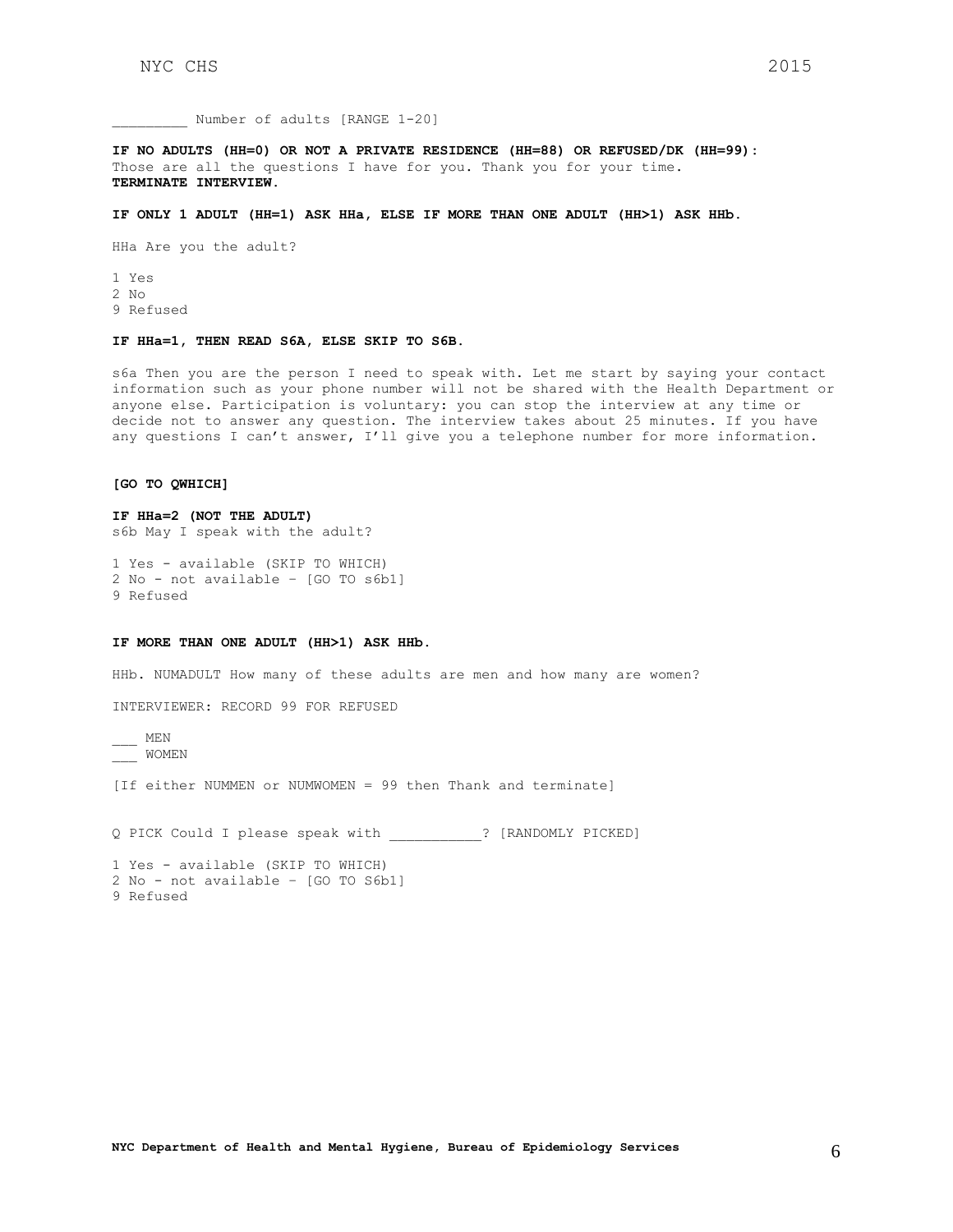_________ Number of adults [RANGE 1-20]

**IF NO ADULTS (HH=0) OR NOT A PRIVATE RESIDENCE (HH=88) OR REFUSED/DK (HH=99):**
Those are all the questions I have for you. Thank you for your time.
**TERMINATE INTERVIEW.**

**IF ONLY 1 ADULT (HH=1) ASK HHa, ELSE IF MORE THAN ONE ADULT (HH>1) ASK HHb.**

HHa Are you the adult?

1 Yes
2 No
9 Refused

**IF HHa=1, THEN READ S6A, ELSE SKIP TO S6B.**

s6a Then you are the person I need to speak with. Let me start by saying your contact information such as your phone number will not be shared with the Health Department or anyone else. Participation is voluntary: you can stop the interview at any time or decide not to answer any question. The interview takes about 25 minutes. If you have any questions I can't answer, I'll give you a telephone number for more information.

**[GO TO QWHICH]**

**IF HHa=2 (NOT THE ADULT)**
s6b May I speak with the adult?

1 Yes - available (SKIP TO WHICH)
2 No - not available – [GO TO s6b1]
9 Refused

**IF MORE THAN ONE ADULT (HH>1) ASK HHb.**

HHb. NUMADULT How many of these adults are men and how many are women?

INTERVIEWER: RECORD 99 FOR REFUSED

___ MEN
___ WOMEN

[If either NUMMEN or NUMWOMEN = 99 then Thank and terminate]

Q PICK Could I please speak with ___________? [RANDOMLY PICKED]

1 Yes - available (SKIP TO WHICH)
2 No - not available – [GO TO S6b1]
9 Refused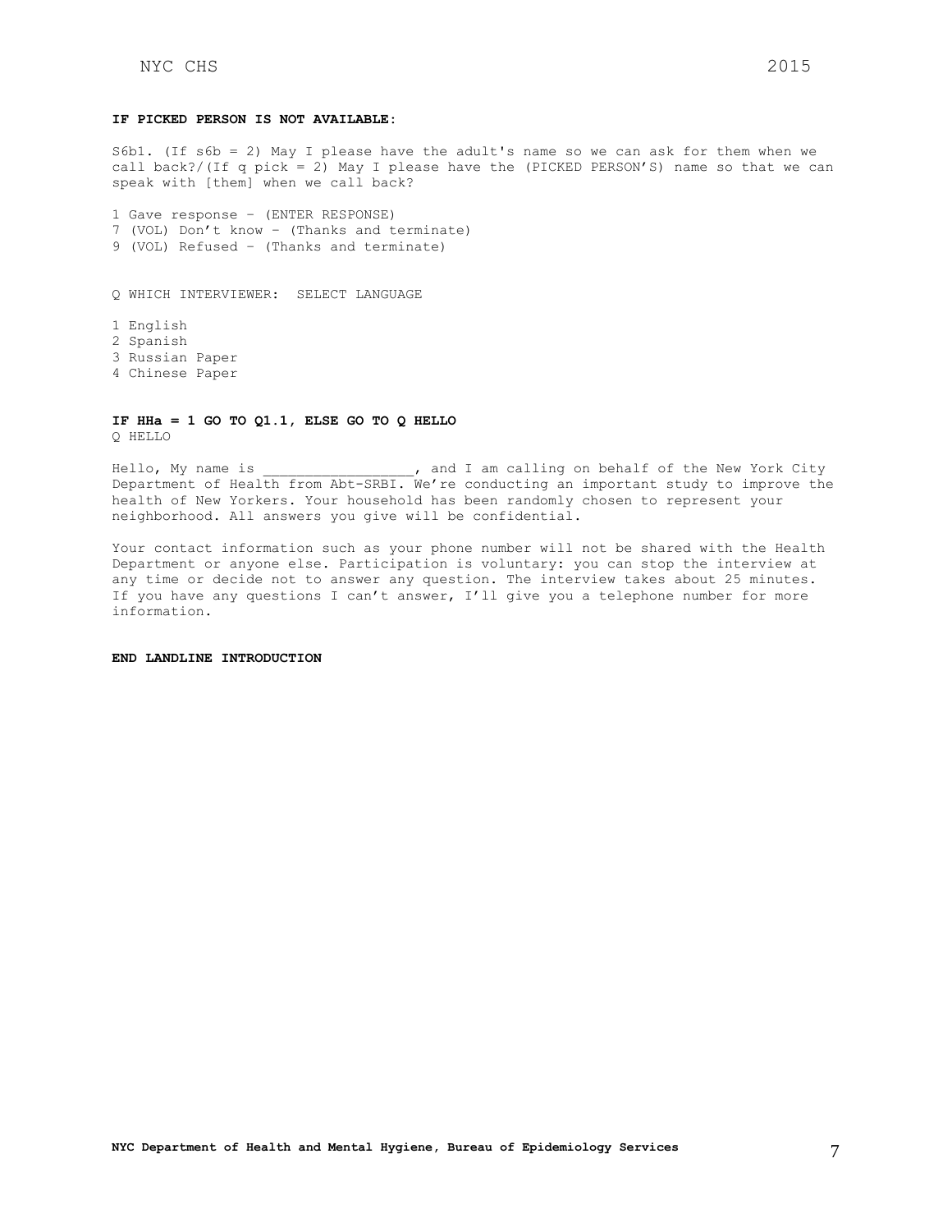**IF PICKED PERSON IS NOT AVAILABLE:**

S6b1. (If s6b = 2) May I please have the adult's name so we can ask for them when we call back?/(If q pick = 2) May I please have the (PICKED PERSON'S) name so that we can speak with [them] when we call back?

1 Gave response – (ENTER RESPONSE)
7 (VOL) Don't know – (Thanks and terminate)
9 (VOL) Refused – (Thanks and terminate)

Q WHICH INTERVIEWER: SELECT LANGUAGE

1 English
2 Spanish
3 Russian Paper
4 Chinese Paper

**IF HHa = 1 GO TO Q1.1, ELSE GO TO Q HELLO**
Q HELLO

Hello, My name is __________________, and I am calling on behalf of the New York City Department of Health from Abt-SRBI. We're conducting an important study to improve the health of New Yorkers. Your household has been randomly chosen to represent your neighborhood. All answers you give will be confidential.

Your contact information such as your phone number will not be shared with the Health Department or anyone else. Participation is voluntary: you can stop the interview at any time or decide not to answer any question. The interview takes about 25 minutes. If you have any questions I can't answer, I'll give you a telephone number for more information.

**END LANDLINE INTRODUCTION**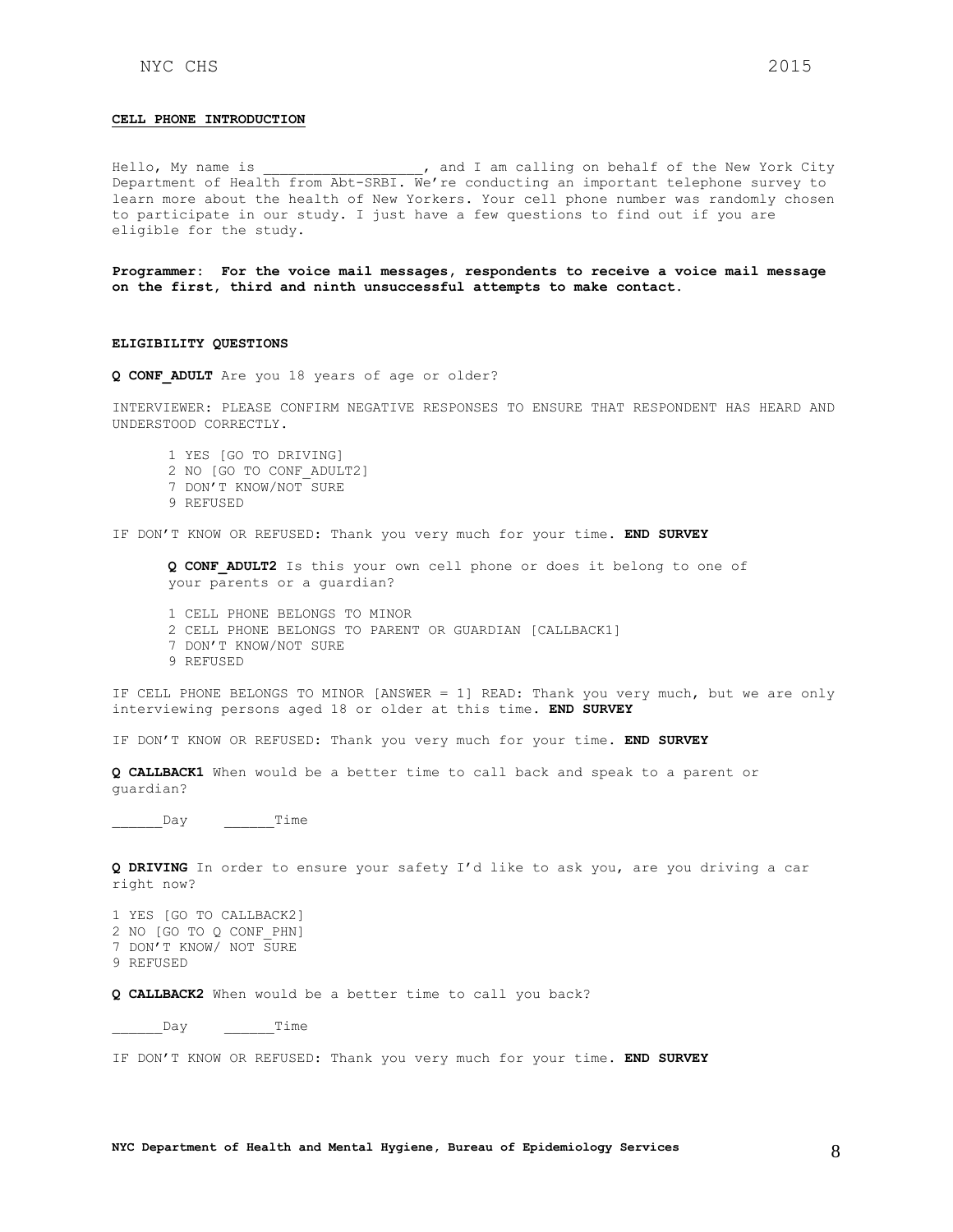**CELL PHONE INTRODUCTION**

Hello, My name is ___________________, and I am calling on behalf of the New York City Department of Health from Abt-SRBI. We're conducting an important telephone survey to learn more about the health of New Yorkers. Your cell phone number was randomly chosen to participate in our study. I just have a few questions to find out if you are eligible for the study.

**Programmer: For the voice mail messages, respondents to receive a voice mail message on the first, third and ninth unsuccessful attempts to make contact.**

**ELIGIBILITY QUESTIONS**

**Q CONF_ADULT** Are you 18 years of age or older?

INTERVIEWER: PLEASE CONFIRM NEGATIVE RESPONSES TO ENSURE THAT RESPONDENT HAS HEARD AND UNDERSTOOD CORRECTLY.

1 YES [GO TO DRIVING]
2 NO [GO TO CONF_ADULT2]
7 DON'T KNOW/NOT SURE
9 REFUSED

IF DON'T KNOW OR REFUSED: Thank you very much for your time. **END SURVEY**

**Q CONF_ADULT2** Is this your own cell phone or does it belong to one of your parents or a guardian?

1 CELL PHONE BELONGS TO MINOR
2 CELL PHONE BELONGS TO PARENT OR GUARDIAN [CALLBACK1]
7 DON'T KNOW/NOT SURE
9 REFUSED

IF CELL PHONE BELONGS TO MINOR [ANSWER = 1] READ: Thank you very much, but we are only interviewing persons aged 18 or older at this time. **END SURVEY**

IF DON'T KNOW OR REFUSED: Thank you very much for your time. **END SURVEY**

**Q CALLBACK1** When would be a better time to call back and speak to a parent or guardian?

______Day ______Time

**Q DRIVING** In order to ensure your safety I'd like to ask you, are you driving a car right now?

1 YES [GO TO CALLBACK2]
2 NO [GO TO Q CONF_PHN]
7 DON'T KNOW/ NOT SURE
9 REFUSED

**Q CALLBACK2** When would be a better time to call you back?

______Day ______Time

IF DON'T KNOW OR REFUSED: Thank you very much for your time. **END SURVEY**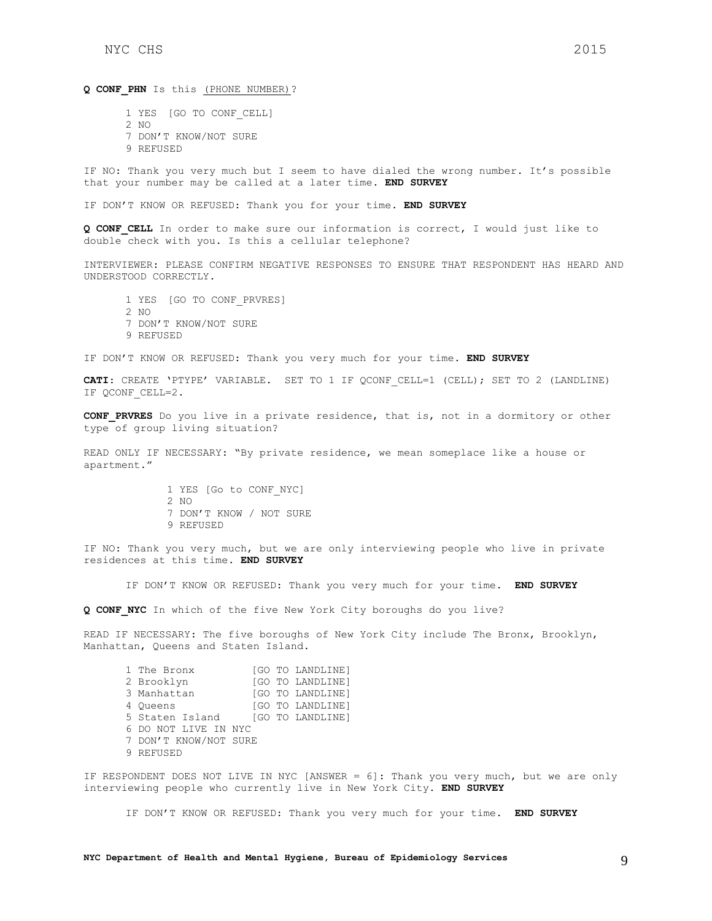**Q CONF_PHN** Is this (PHONE NUMBER)?

1 YES [GO TO CONF_CELL]
2 NO
7 DON'T KNOW/NOT SURE
9 REFUSED

IF NO: Thank you very much but I seem to have dialed the wrong number. It's possible that your number may be called at a later time. **END SURVEY**

IF DON'T KNOW OR REFUSED: Thank you for your time. **END SURVEY**

**Q CONF_CELL** In order to make sure our information is correct, I would just like to double check with you. Is this a cellular telephone?

INTERVIEWER: PLEASE CONFIRM NEGATIVE RESPONSES TO ENSURE THAT RESPONDENT HAS HEARD AND UNDERSTOOD CORRECTLY.

1 YES [GO TO CONF_PRVRES]
2 NO
7 DON'T KNOW/NOT SURE
9 REFUSED

IF DON'T KNOW OR REFUSED: Thank you very much for your time. **END SURVEY**

**CATI**: CREATE 'PTYPE' VARIABLE. SET TO 1 IF QCONF_CELL=1 (CELL); SET TO 2 (LANDLINE) IF QCONF_CELL=2.

**CONF_PRVRES** Do you live in a private residence, that is, not in a dormitory or other type of group living situation?

READ ONLY IF NECESSARY: "By private residence, we mean someplace like a house or apartment."

1 YES [Go to CONF_NYC]
2 NO
7 DON'T KNOW / NOT SURE
9 REFUSED

IF NO: Thank you very much, but we are only interviewing people who live in private residences at this time. **END SURVEY**

IF DON'T KNOW OR REFUSED: Thank you very much for your time. **END SURVEY**

**Q CONF_NYC** In which of the five New York City boroughs do you live?

READ IF NECESSARY: The five boroughs of New York City include The Bronx, Brooklyn, Manhattan, Queens and Staten Island.

1 The Bronx [GO TO LANDLINE]
2 Brooklyn [GO TO LANDLINE]
3 Manhattan [GO TO LANDLINE]
4 Queens [GO TO LANDLINE]
5 Staten Island [GO TO LANDLINE]
6 DO NOT LIVE IN NYC
7 DON'T KNOW/NOT SURE
9 REFUSED

IF RESPONDENT DOES NOT LIVE IN NYC [ANSWER = 6]: Thank you very much, but we are only interviewing people who currently live in New York City. **END SURVEY**

IF DON'T KNOW OR REFUSED: Thank you very much for your time. **END SURVEY**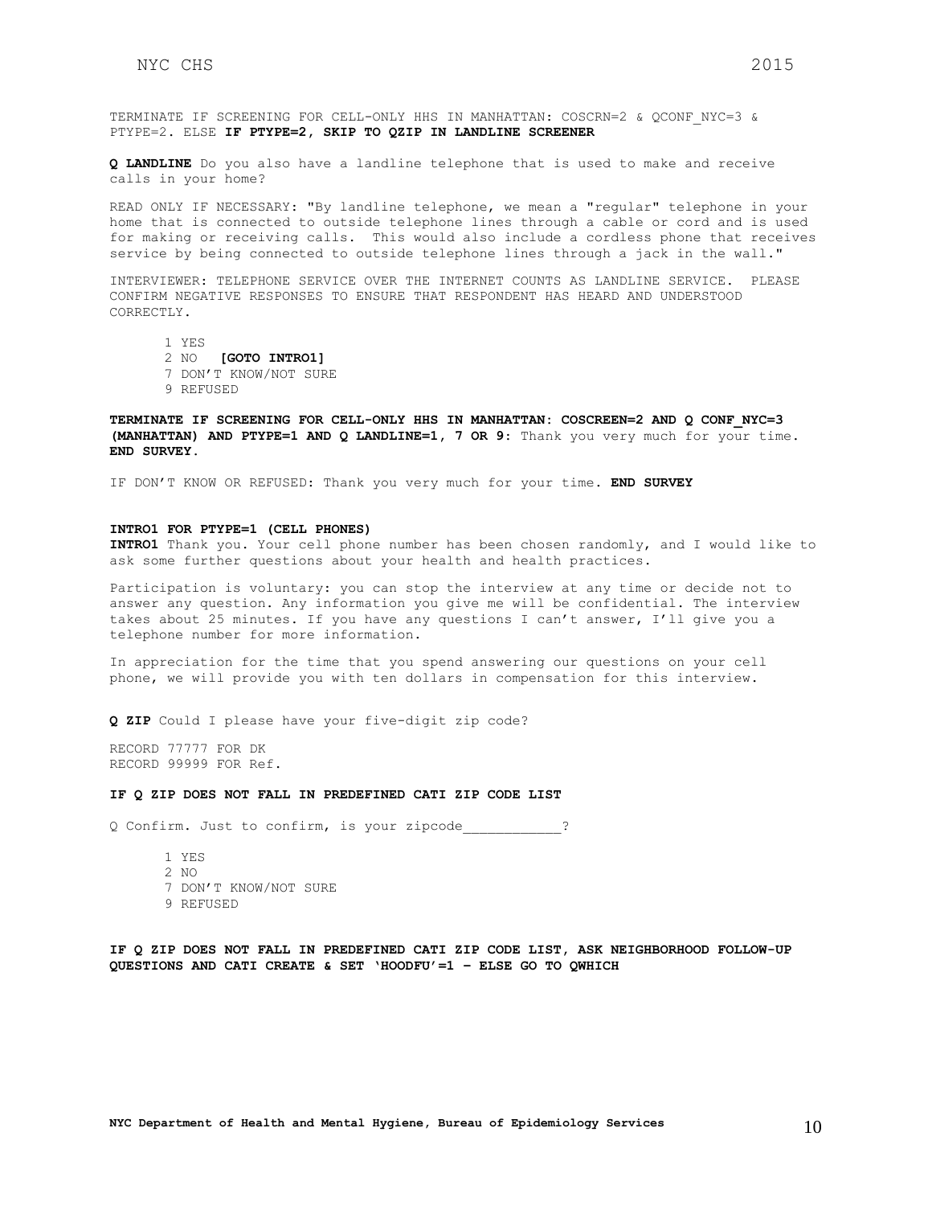TERMINATE IF SCREENING FOR CELL-ONLY HHS IN MANHATTAN: COSCRN=2 & QCONF_NYC=3 & PTYPE=2. ELSE **IF PTYPE=2, SKIP TO QZIP IN LANDLINE SCREENER**

**Q LANDLINE** Do you also have a landline telephone that is used to make and receive calls in your home?

READ ONLY IF NECESSARY: "By landline telephone, we mean a "regular" telephone in your home that is connected to outside telephone lines through a cable or cord and is used for making or receiving calls. This would also include a cordless phone that receives service by being connected to outside telephone lines through a jack in the wall."

INTERVIEWER: TELEPHONE SERVICE OVER THE INTERNET COUNTS AS LANDLINE SERVICE. PLEASE CONFIRM NEGATIVE RESPONSES TO ENSURE THAT RESPONDENT HAS HEARD AND UNDERSTOOD CORRECTLY.

1 YES
2 NO **[GOTO INTRO1]**
7 DON'T KNOW/NOT SURE
9 REFUSED

**TERMINATE IF SCREENING FOR CELL-ONLY HHS IN MANHATTAN: COSCREEN=2 AND Q CONF_NYC=3 (MANHATTAN) AND PTYPE=1 AND Q LANDLINE=1, 7 OR 9:** Thank you very much for your time. **END SURVEY.**

IF DON'T KNOW OR REFUSED: Thank you very much for your time. **END SURVEY**

**INTRO1 FOR PTYPE=1 (CELL PHONES)**

**INTRO1** Thank you. Your cell phone number has been chosen randomly, and I would like to ask some further questions about your health and health practices.

Participation is voluntary: you can stop the interview at any time or decide not to answer any question. Any information you give me will be confidential. The interview takes about 25 minutes. If you have any questions I can't answer, I'll give you a telephone number for more information.

In appreciation for the time that you spend answering our questions on your cell phone, we will provide you with ten dollars in compensation for this interview.

**Q ZIP** Could I please have your five-digit zip code?

RECORD 77777 FOR DK
RECORD 99999 FOR Ref.

**IF Q ZIP DOES NOT FALL IN PREDEFINED CATI ZIP CODE LIST**

Q Confirm. Just to confirm, is your zipcode____________?

1 YES
2 NO
7 DON'T KNOW/NOT SURE
9 REFUSED

**IF Q ZIP DOES NOT FALL IN PREDEFINED CATI ZIP CODE LIST, ASK NEIGHBORHOOD FOLLOW-UP QUESTIONS AND CATI CREATE & SET 'HOODFU'=1 – ELSE GO TO QWHICH**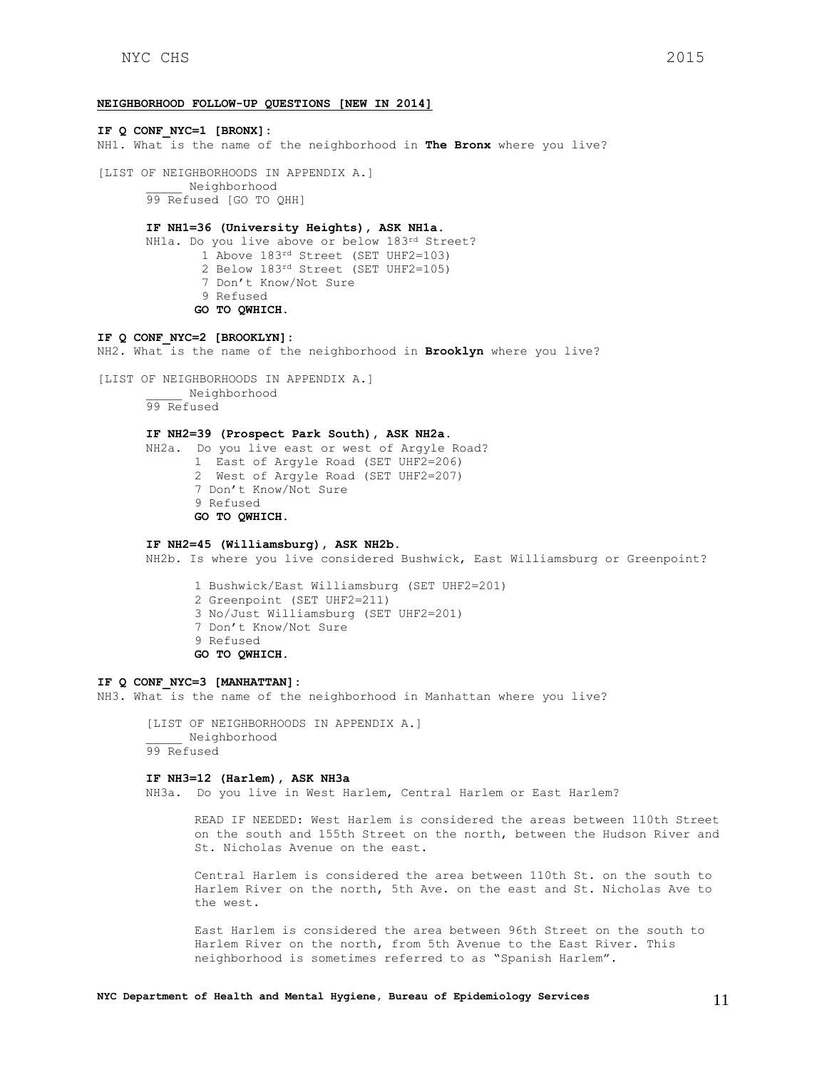**NEIGHBORHOOD FOLLOW-UP QUESTIONS [NEW IN 2014]**

**IF Q CONF_NYC=1 [BRONX]:**
NH1. What is the name of the neighborhood in **The Bronx** where you live?

[LIST OF NEIGHBORHOODS IN APPENDIX A.]
_____ Neighborhood
99 Refused [GO TO QHH]

**IF NH1=36 (University Heights), ASK NH1a.**
NH1a. Do you live above or below 183rd Street?
1 Above 183rd Street (SET UHF2=103)
2 Below 183rd Street (SET UHF2=105)
7 Don't Know/Not Sure
9 Refused
**GO TO QWHICH.**

**IF Q CONF_NYC=2 [BROOKLYN]:**
NH2. What is the name of the neighborhood in **Brooklyn** where you live?

[LIST OF NEIGHBORHOODS IN APPENDIX A.]
_____ Neighborhood
99 Refused

**IF NH2=39 (Prospect Park South), ASK NH2a.**
NH2a. Do you live east or west of Argyle Road?
1 East of Argyle Road (SET UHF2=206)
2 West of Argyle Road (SET UHF2=207)
7 Don't Know/Not Sure
9 Refused
**GO TO QWHICH.**

**IF NH2=45 (Williamsburg), ASK NH2b.**
NH2b. Is where you live considered Bushwick, East Williamsburg or Greenpoint?

1 Bushwick/East Williamsburg (SET UHF2=201)
2 Greenpoint (SET UHF2=211)
3 No/Just Williamsburg (SET UHF2=201)
7 Don't Know/Not Sure
9 Refused
**GO TO QWHICH.**

**IF Q CONF_NYC=3 [MANHATTAN]:**
NH3. What is the name of the neighborhood in Manhattan where you live?

[LIST OF NEIGHBORHOODS IN APPENDIX A.]
_____ Neighborhood
99 Refused

**IF NH3=12 (Harlem), ASK NH3a**
NH3a. Do you live in West Harlem, Central Harlem or East Harlem?

READ IF NEEDED: West Harlem is considered the areas between 110th Street on the south and 155th Street on the north, between the Hudson River and St. Nicholas Avenue on the east.

Central Harlem is considered the area between 110th St. on the south to Harlem River on the north, 5th Ave. on the east and St. Nicholas Ave to the west.

East Harlem is considered the area between 96th Street on the south to Harlem River on the north, from 5th Avenue to the East River. This neighborhood is sometimes referred to as "Spanish Harlem".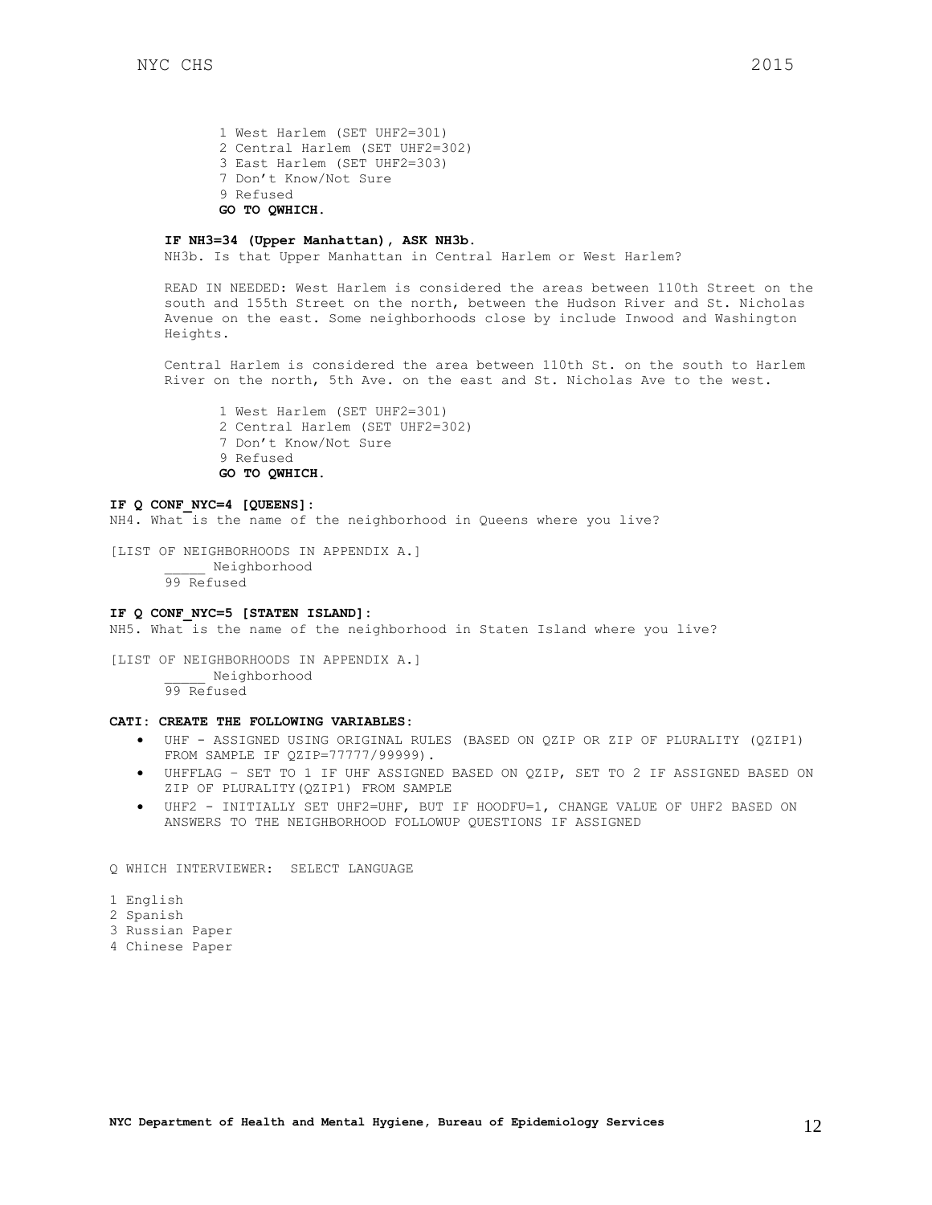1 West Harlem (SET UHF2=301)
2 Central Harlem (SET UHF2=302)
3 East Harlem (SET UHF2=303)
7 Don't Know/Not Sure
9 Refused
**GO TO QWHICH.**

**IF NH3=34 (Upper Manhattan), ASK NH3b.**
NH3b. Is that Upper Manhattan in Central Harlem or West Harlem?

READ IN NEEDED: West Harlem is considered the areas between 110th Street on the south and 155th Street on the north, between the Hudson River and St. Nicholas Avenue on the east. Some neighborhoods close by include Inwood and Washington Heights.

Central Harlem is considered the area between 110th St. on the south to Harlem River on the north, 5th Ave. on the east and St. Nicholas Ave to the west.

1 West Harlem (SET UHF2=301)
2 Central Harlem (SET UHF2=302)
7 Don't Know/Not Sure
9 Refused
**GO TO QWHICH.**

**IF Q CONF_NYC=4 [QUEENS]:**
NH4. What is the name of the neighborhood in Queens where you live?

[LIST OF NEIGHBORHOODS IN APPENDIX A.]
_____ Neighborhood
99 Refused

**IF Q CONF_NYC=5 [STATEN ISLAND]:**
NH5. What is the name of the neighborhood in Staten Island where you live?

[LIST OF NEIGHBORHOODS IN APPENDIX A.]
_____ Neighborhood
99 Refused

**CATI: CREATE THE FOLLOWING VARIABLES:**

- UHF - ASSIGNED USING ORIGINAL RULES (BASED ON QZIP OR ZIP OF PLURALITY (QZIP1) FROM SAMPLE IF QZIP=77777/99999).
- UHFFLAG – SET TO 1 IF UHF ASSIGNED BASED ON QZIP, SET TO 2 IF ASSIGNED BASED ON ZIP OF PLURALITY(QZIP1) FROM SAMPLE
- UHF2 - INITIALLY SET UHF2=UHF, BUT IF HOODFU=1, CHANGE VALUE OF UHF2 BASED ON ANSWERS TO THE NEIGHBORHOOD FOLLOWUP QUESTIONS IF ASSIGNED

Q WHICH INTERVIEWER: SELECT LANGUAGE

1 English
2 Spanish
3 Russian Paper
4 Chinese Paper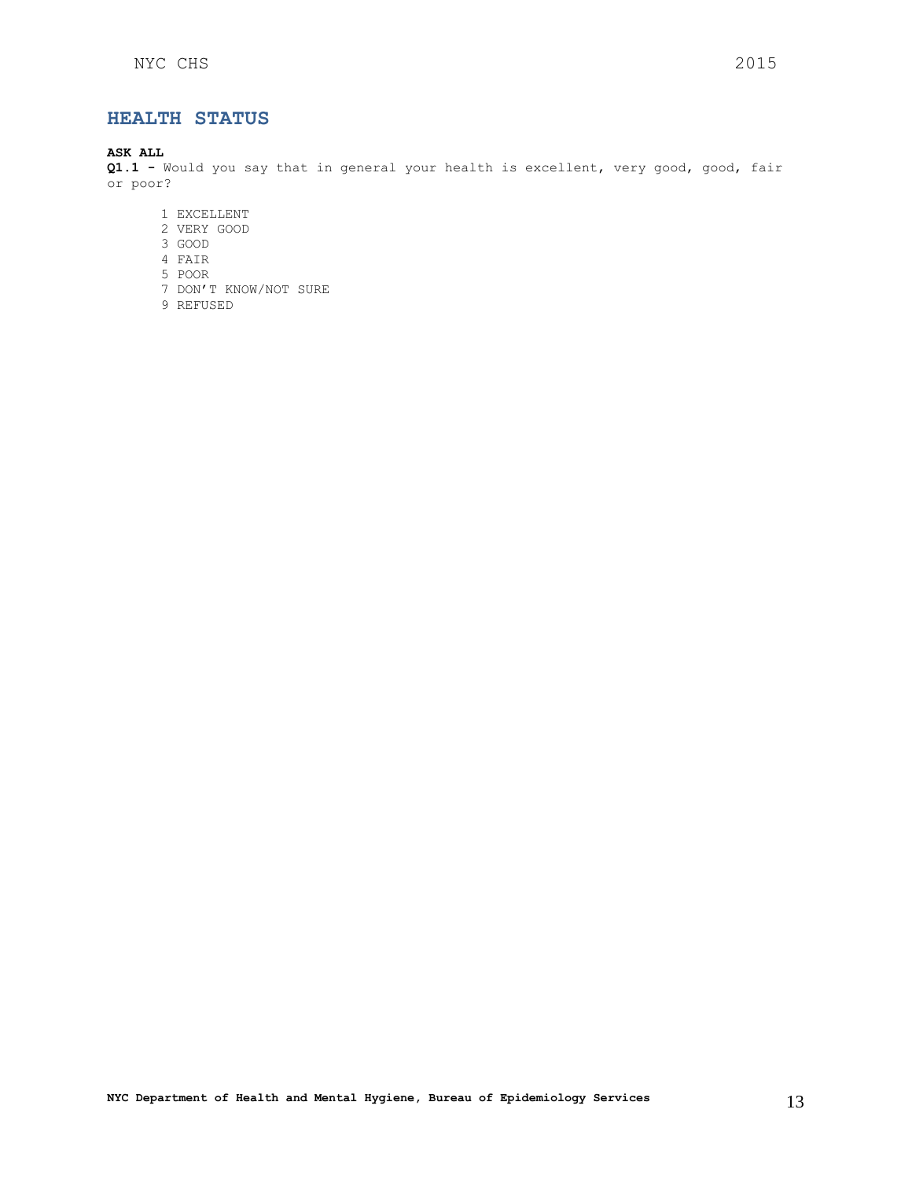## HEALTH STATUS

**ASK ALL**

**Q1.1 -** Would you say that in general your health is excellent, very good, good, fair or poor?

1 EXCELLENT
2 VERY GOOD
3 GOOD
4 FAIR
5 POOR
7 DON'T KNOW/NOT SURE
9 REFUSED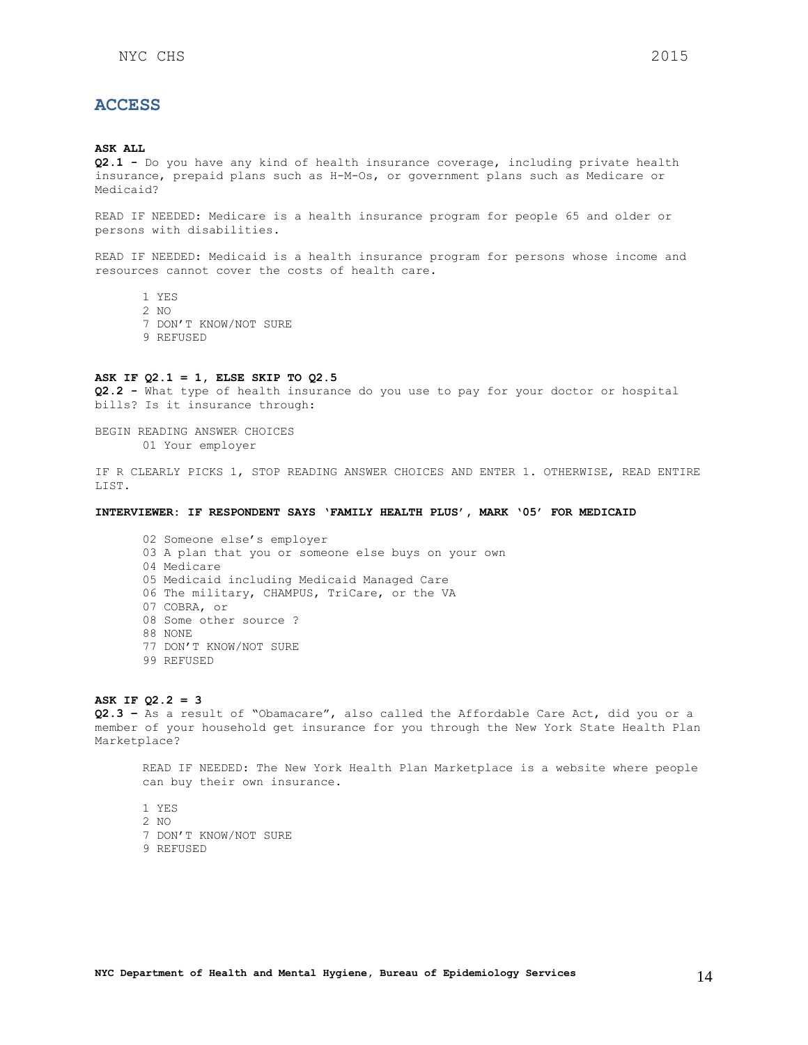## ACCESS

**ASK ALL**

**Q2.1 -** Do you have any kind of health insurance coverage, including private health insurance, prepaid plans such as H-M-Os, or government plans such as Medicare or Medicaid?

READ IF NEEDED: Medicare is a health insurance program for people 65 and older or persons with disabilities.

READ IF NEEDED: Medicaid is a health insurance program for persons whose income and resources cannot cover the costs of health care.

1 YES
2 NO
7 DON'T KNOW/NOT SURE
9 REFUSED

**ASK IF Q2.1 = 1, ELSE SKIP TO Q2.5**

**Q2.2 -** What type of health insurance do you use to pay for your doctor or hospital bills? Is it insurance through:

BEGIN READING ANSWER CHOICES

01 Your employer

IF R CLEARLY PICKS 1, STOP READING ANSWER CHOICES AND ENTER 1. OTHERWISE, READ ENTIRE LIST.

**INTERVIEWER: IF RESPONDENT SAYS 'FAMILY HEALTH PLUS', MARK '05' FOR MEDICAID**

02 Someone else's employer
03 A plan that you or someone else buys on your own
04 Medicare
05 Medicaid including Medicaid Managed Care
06 The military, CHAMPUS, TriCare, or the VA
07 COBRA, or
08 Some other source ?
88 NONE
77 DON'T KNOW/NOT SURE
99 REFUSED

**ASK IF Q2.2 = 3**

**Q2.3 –** As a result of "Obamacare", also called the Affordable Care Act, did you or a member of your household get insurance for you through the New York State Health Plan Marketplace?

READ IF NEEDED: The New York Health Plan Marketplace is a website where people can buy their own insurance.

1 YES
2 NO
7 DON'T KNOW/NOT SURE
9 REFUSED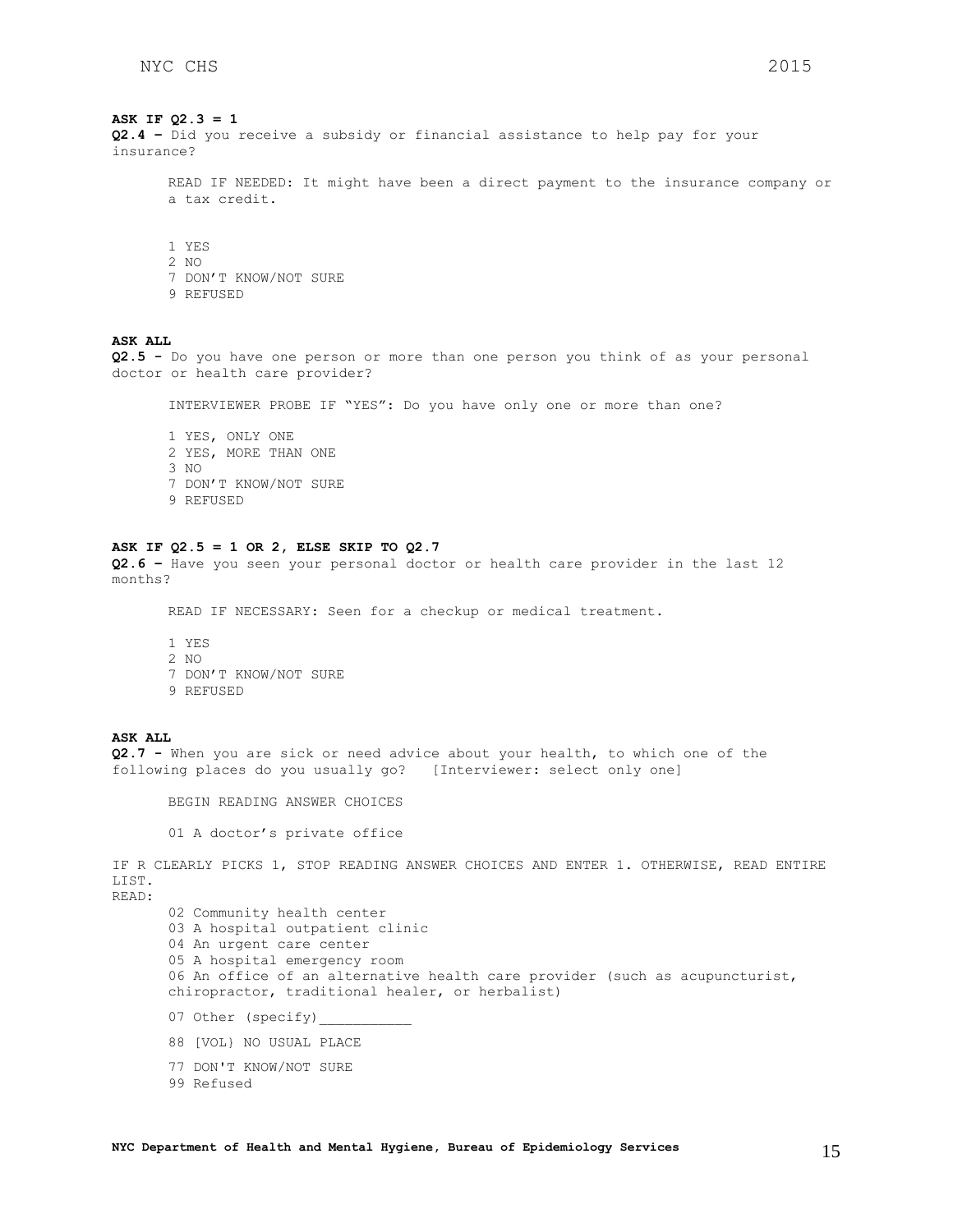**ASK IF Q2.3 = 1**

**Q2.4 –** Did you receive a subsidy or financial assistance to help pay for your insurance?

READ IF NEEDED: It might have been a direct payment to the insurance company or a tax credit.

1 YES
2 NO
7 DON'T KNOW/NOT SURE
9 REFUSED

**ASK ALL**

**Q2.5 -** Do you have one person or more than one person you think of as your personal doctor or health care provider?

INTERVIEWER PROBE IF "YES": Do you have only one or more than one?

1 YES, ONLY ONE
2 YES, MORE THAN ONE
3 NO
7 DON'T KNOW/NOT SURE
9 REFUSED

**ASK IF Q2.5 = 1 OR 2, ELSE SKIP TO Q2.7**

**Q2.6 –** Have you seen your personal doctor or health care provider in the last 12 months?

READ IF NECESSARY: Seen for a checkup or medical treatment.

1 YES
2 NO
7 DON'T KNOW/NOT SURE
9 REFUSED

**ASK ALL**

**Q2.7 -** When you are sick or need advice about your health, to which one of the following places do you usually go? [Interviewer: select only one]

BEGIN READING ANSWER CHOICES

01 A doctor's private office

IF R CLEARLY PICKS 1, STOP READING ANSWER CHOICES AND ENTER 1. OTHERWISE, READ ENTIRE LIST.

READ:

02 Community health center
03 A hospital outpatient clinic
04 An urgent care center
05 A hospital emergency room
06 An office of an alternative health care provider (such as acupuncturist, chiropractor, traditional healer, or herbalist)
07 Other (specify)___________
88 [VOL} NO USUAL PLACE
77 DON'T KNOW/NOT SURE
99 Refused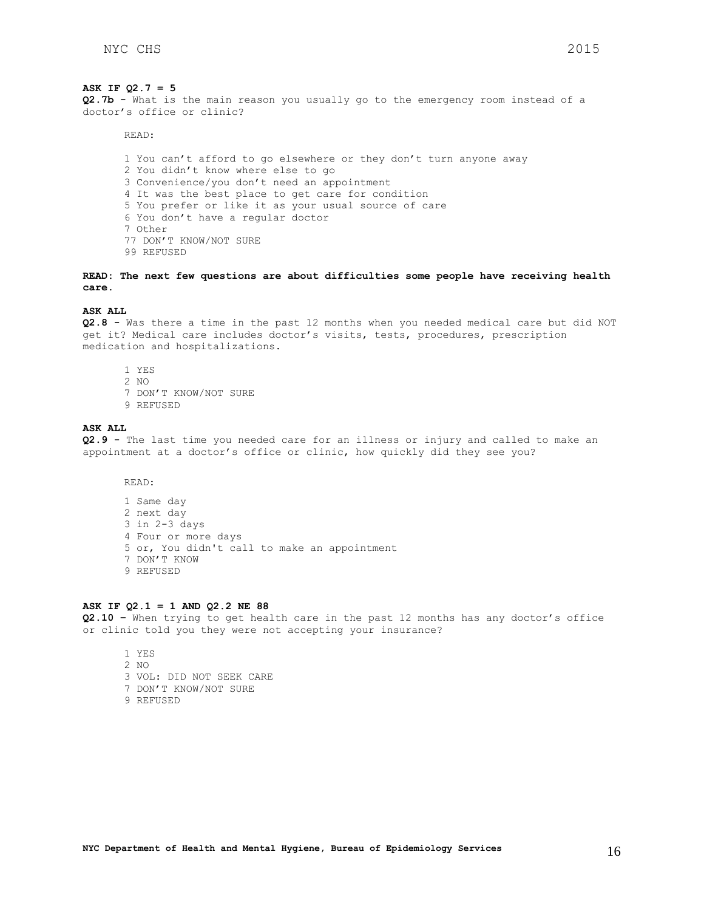**ASK IF Q2.7 = 5**

**Q2.7b -** What is the main reason you usually go to the emergency room instead of a doctor's office or clinic?

READ:

1 You can't afford to go elsewhere or they don't turn anyone away
2 You didn't know where else to go
3 Convenience/you don't need an appointment
4 It was the best place to get care for condition
5 You prefer or like it as your usual source of care
6 You don't have a regular doctor
7 Other
77 DON'T KNOW/NOT SURE
99 REFUSED

**READ: The next few questions are about difficulties some people have receiving health care.**

**ASK ALL**

**Q2.8 -** Was there a time in the past 12 months when you needed medical care but did NOT get it? Medical care includes doctor's visits, tests, procedures, prescription medication and hospitalizations.

1 YES
2 NO
7 DON'T KNOW/NOT SURE
9 REFUSED

**ASK ALL**

**Q2.9 -** The last time you needed care for an illness or injury and called to make an appointment at a doctor's office or clinic, how quickly did they see you?

READ:

1 Same day
2 next day
3 in 2-3 days
4 Four or more days
5 or, You didn't call to make an appointment
7 DON'T KNOW
9 REFUSED

**ASK IF Q2.1 = 1 AND Q2.2 NE 88**

**Q2.10 –** When trying to get health care in the past 12 months has any doctor's office or clinic told you they were not accepting your insurance?

1 YES
2 NO
3 VOL: DID NOT SEEK CARE
7 DON'T KNOW/NOT SURE
9 REFUSED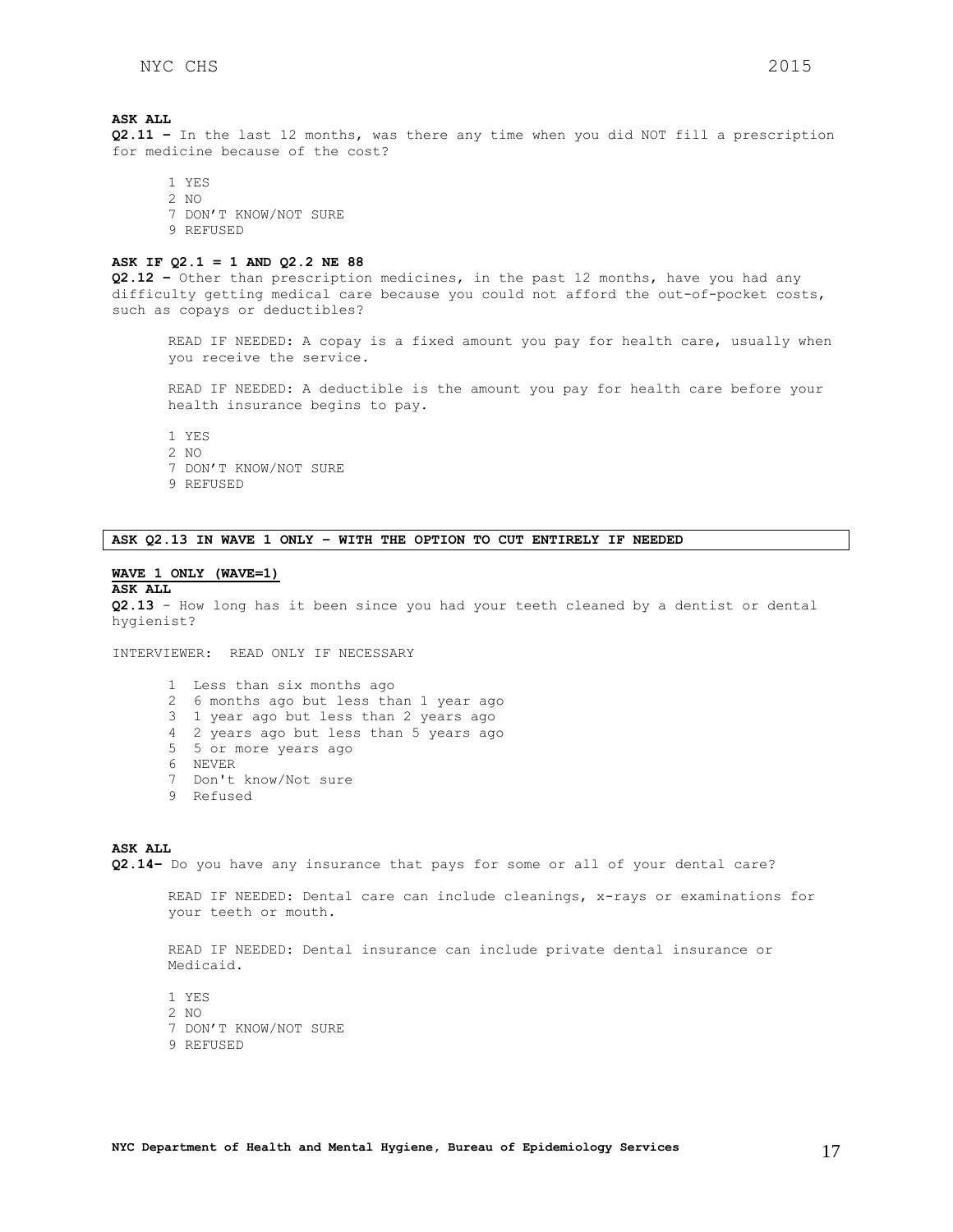**ASK ALL**

**Q2.11 –** In the last 12 months, was there any time when you did NOT fill a prescription for medicine because of the cost?

1 YES
2 NO
7 DON'T KNOW/NOT SURE
9 REFUSED

**ASK IF Q2.1 = 1 AND Q2.2 NE 88**

**Q2.12 –** Other than prescription medicines, in the past 12 months, have you had any difficulty getting medical care because you could not afford the out-of-pocket costs, such as copays or deductibles?

READ IF NEEDED: A copay is a fixed amount you pay for health care, usually when you receive the service.

READ IF NEEDED: A deductible is the amount you pay for health care before your health insurance begins to pay.

1 YES
2 NO
7 DON'T KNOW/NOT SURE
9 REFUSED

**ASK Q2.13 IN WAVE 1 ONLY – WITH THE OPTION TO CUT ENTIRELY IF NEEDED**

**WAVE 1 ONLY (WAVE=1)**

**ASK ALL**

**Q2.13** – How long has it been since you had your teeth cleaned by a dentist or dental hygienist?

INTERVIEWER: READ ONLY IF NECESSARY

1 Less than six months ago
2 6 months ago but less than 1 year ago
3 1 year ago but less than 2 years ago
4 2 years ago but less than 5 years ago
5 5 or more years ago
6 NEVER
7 Don't know/Not sure
9 Refused

**ASK ALL**

**Q2.14–** Do you have any insurance that pays for some or all of your dental care?

READ IF NEEDED: Dental care can include cleanings, x-rays or examinations for your teeth or mouth.

READ IF NEEDED: Dental insurance can include private dental insurance or Medicaid.

1 YES
2 NO
7 DON'T KNOW/NOT SURE
9 REFUSED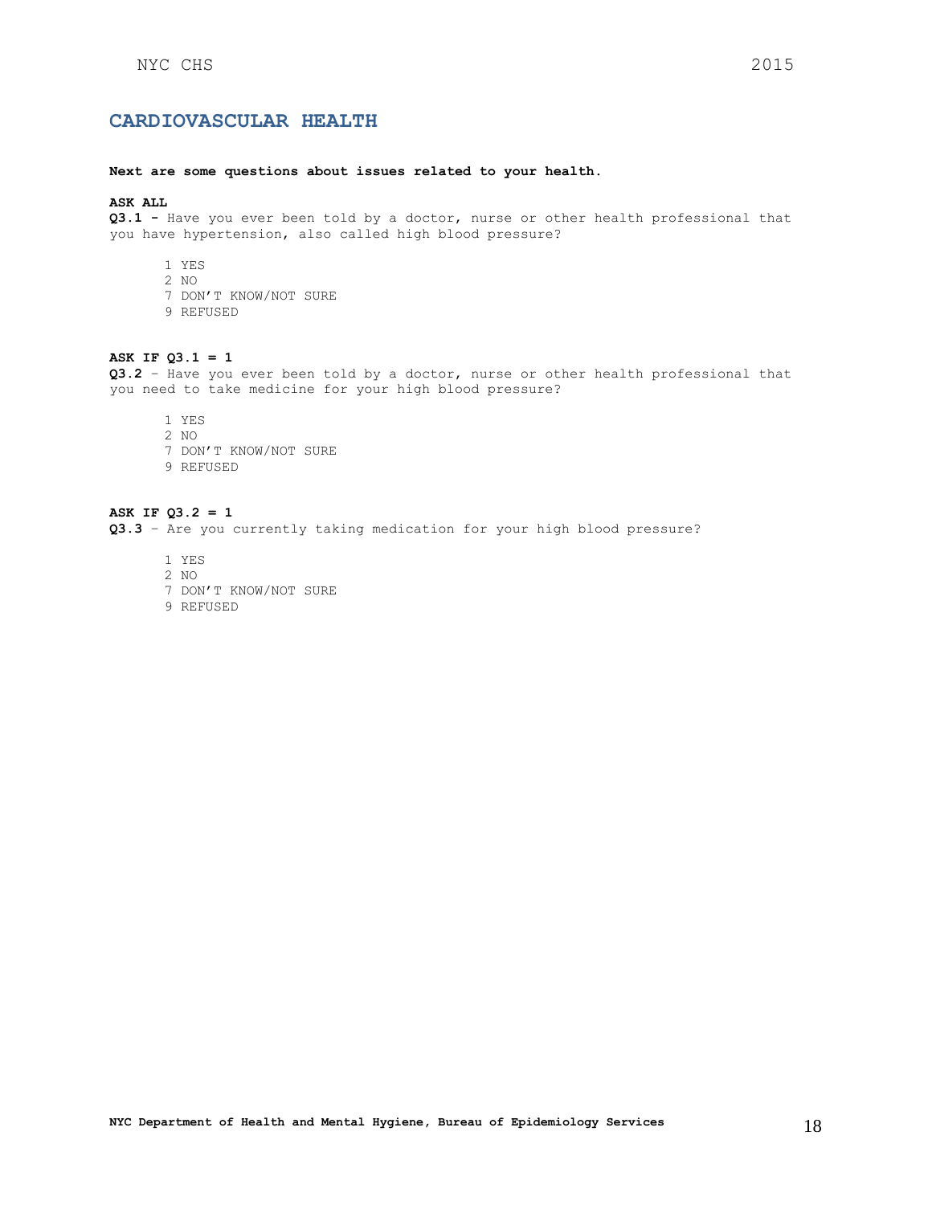## CARDIOVASCULAR HEALTH

**Next are some questions about issues related to your health.**

**ASK ALL**
**Q3.1 -** Have you ever been told by a doctor, nurse or other health professional that you have hypertension, also called high blood pressure?

1 YES
2 NO
7 DON'T KNOW/NOT SURE
9 REFUSED

**ASK IF Q3.1 = 1**
**Q3.2** – Have you ever been told by a doctor, nurse or other health professional that you need to take medicine for your high blood pressure?

1 YES
2 NO
7 DON'T KNOW/NOT SURE
9 REFUSED

**ASK IF Q3.2 = 1**
**Q3.3** – Are you currently taking medication for your high blood pressure?

1 YES
2 NO
7 DON'T KNOW/NOT SURE
9 REFUSED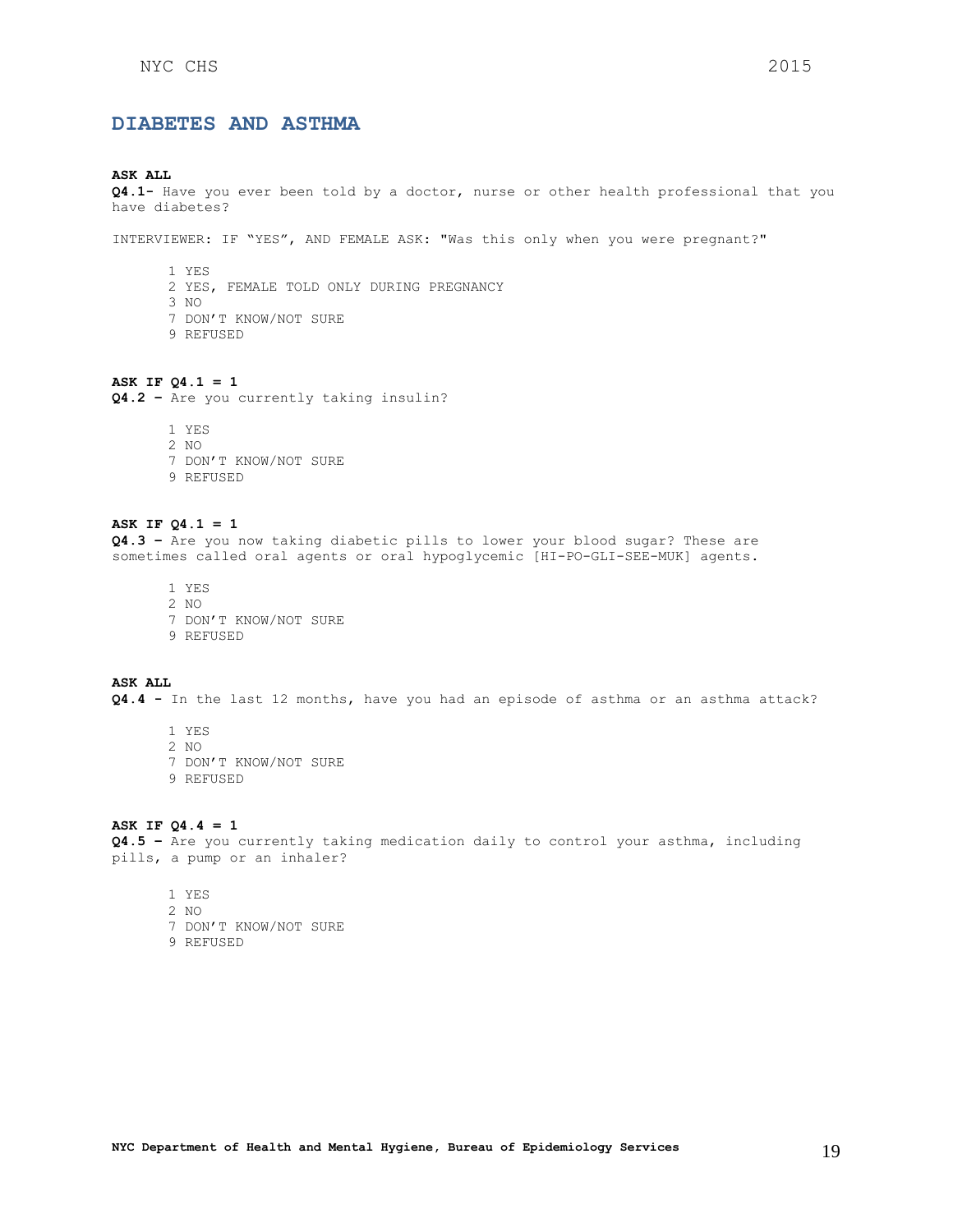## DIABETES AND ASTHMA

**ASK ALL**
**Q4.1-** Have you ever been told by a doctor, nurse or other health professional that you have diabetes?

INTERVIEWER: IF "YES", AND FEMALE ASK: "Was this only when you were pregnant?"

1 YES
2 YES, FEMALE TOLD ONLY DURING PREGNANCY
3 NO
7 DON'T KNOW/NOT SURE
9 REFUSED

**ASK IF Q4.1 = 1**
**Q4.2 –** Are you currently taking insulin?

1 YES
2 NO
7 DON'T KNOW/NOT SURE
9 REFUSED

**ASK IF Q4.1 = 1**
**Q4.3 –** Are you now taking diabetic pills to lower your blood sugar? These are sometimes called oral agents or oral hypoglycemic [HI-PO-GLI-SEE-MUK] agents.

1 YES
2 NO
7 DON'T KNOW/NOT SURE
9 REFUSED

**ASK ALL**
**Q4.4 -** In the last 12 months, have you had an episode of asthma or an asthma attack?

1 YES
2 NO
7 DON'T KNOW/NOT SURE
9 REFUSED

**ASK IF Q4.4 = 1**
**Q4.5 –** Are you currently taking medication daily to control your asthma, including pills, a pump or an inhaler?

1 YES
2 NO
7 DON'T KNOW/NOT SURE
9 REFUSED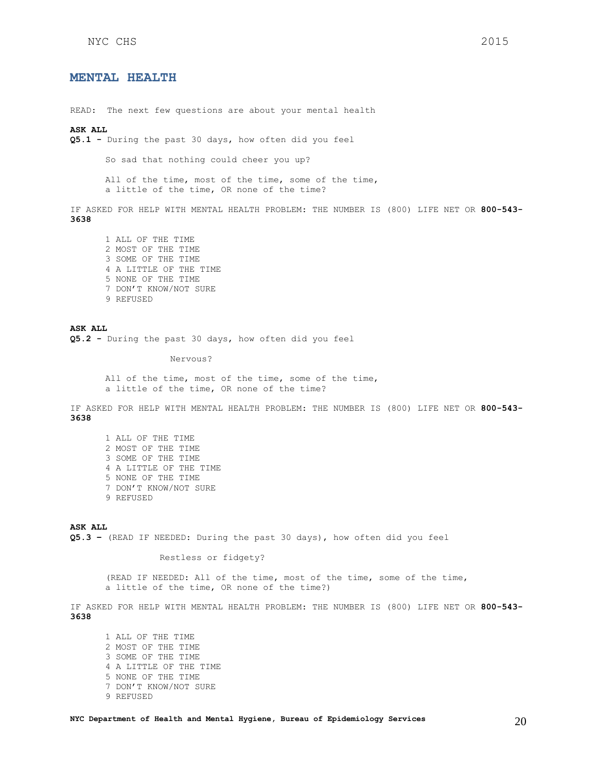## MENTAL HEALTH

READ: The next few questions are about your mental health

**ASK ALL**

**Q5.1 -** During the past 30 days, how often did you feel

So sad that nothing could cheer you up?

All of the time, most of the time, some of the time, a little of the time, OR none of the time?

IF ASKED FOR HELP WITH MENTAL HEALTH PROBLEM: THE NUMBER IS (800) LIFE NET OR **800-543-3638**

1 ALL OF THE TIME
2 MOST OF THE TIME
3 SOME OF THE TIME
4 A LITTLE OF THE TIME
5 NONE OF THE TIME
7 DON'T KNOW/NOT SURE
9 REFUSED

**ASK ALL**

**Q5.2 -** During the past 30 days, how often did you feel

Nervous?

All of the time, most of the time, some of the time, a little of the time, OR none of the time?

IF ASKED FOR HELP WITH MENTAL HEALTH PROBLEM: THE NUMBER IS (800) LIFE NET OR **800-543-3638**

1 ALL OF THE TIME
2 MOST OF THE TIME
3 SOME OF THE TIME
4 A LITTLE OF THE TIME
5 NONE OF THE TIME
7 DON'T KNOW/NOT SURE
9 REFUSED

**ASK ALL**

**Q5.3 –** (READ IF NEEDED: During the past 30 days), how often did you feel

Restless or fidgety?

(READ IF NEEDED: All of the time, most of the time, some of the time, a little of the time, OR none of the time?)

IF ASKED FOR HELP WITH MENTAL HEALTH PROBLEM: THE NUMBER IS (800) LIFE NET OR **800-543-3638**

1 ALL OF THE TIME
2 MOST OF THE TIME
3 SOME OF THE TIME
4 A LITTLE OF THE TIME
5 NONE OF THE TIME
7 DON'T KNOW/NOT SURE
9 REFUSED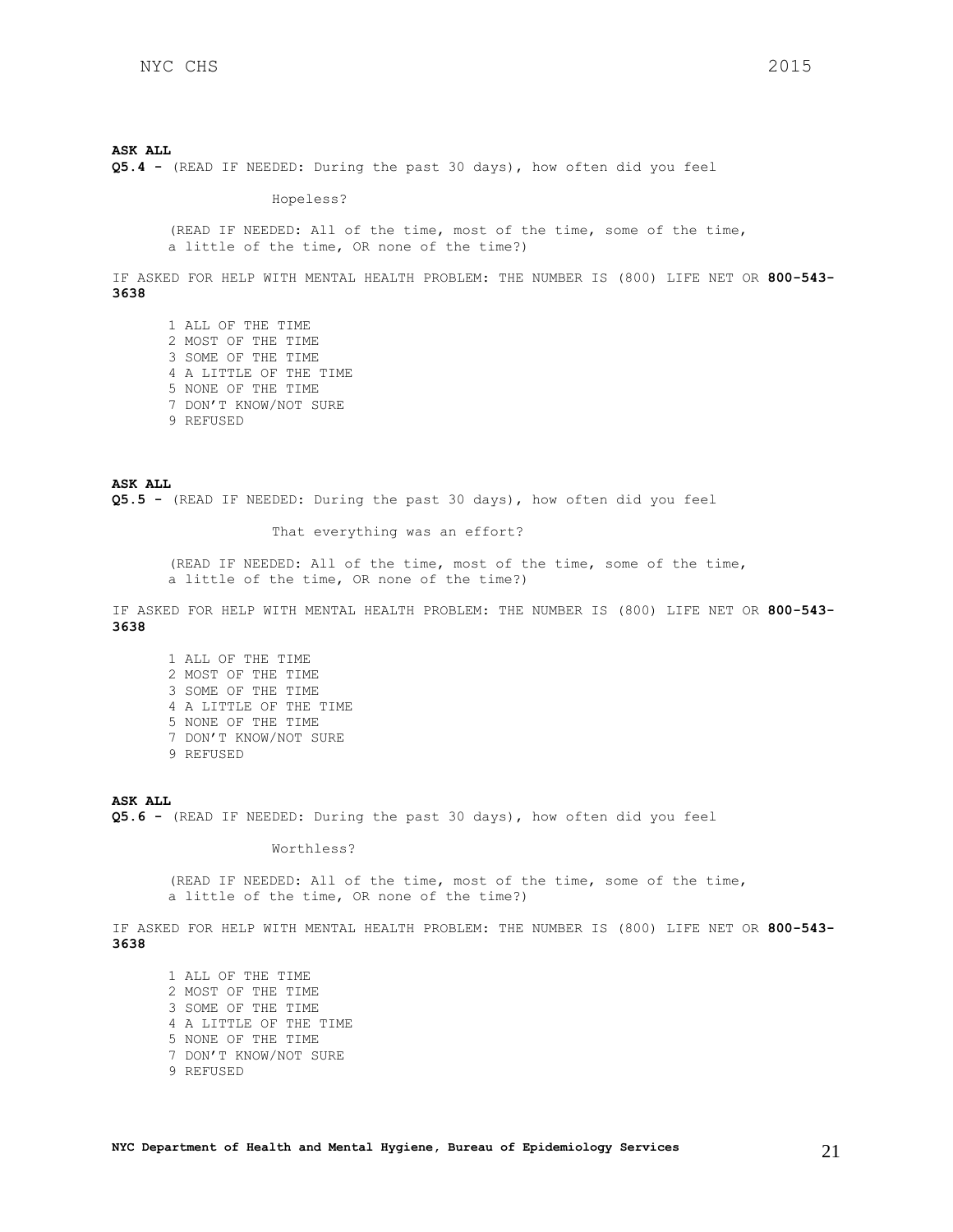**ASK ALL**
**Q5.4 -** (READ IF NEEDED: During the past 30 days), how often did you feel

Hopeless?

(READ IF NEEDED: All of the time, most of the time, some of the time, a little of the time, OR none of the time?)

IF ASKED FOR HELP WITH MENTAL HEALTH PROBLEM: THE NUMBER IS (800) LIFE NET OR **800-543-3638**

1 ALL OF THE TIME
2 MOST OF THE TIME
3 SOME OF THE TIME
4 A LITTLE OF THE TIME
5 NONE OF THE TIME
7 DON'T KNOW/NOT SURE
9 REFUSED

**ASK ALL**
**Q5.5 -** (READ IF NEEDED: During the past 30 days), how often did you feel

That everything was an effort?

(READ IF NEEDED: All of the time, most of the time, some of the time, a little of the time, OR none of the time?)

IF ASKED FOR HELP WITH MENTAL HEALTH PROBLEM: THE NUMBER IS (800) LIFE NET OR **800-543-3638**

1 ALL OF THE TIME
2 MOST OF THE TIME
3 SOME OF THE TIME
4 A LITTLE OF THE TIME
5 NONE OF THE TIME
7 DON'T KNOW/NOT SURE
9 REFUSED

**ASK ALL**
**Q5.6 -** (READ IF NEEDED: During the past 30 days), how often did you feel

Worthless?

(READ IF NEEDED: All of the time, most of the time, some of the time, a little of the time, OR none of the time?)

IF ASKED FOR HELP WITH MENTAL HEALTH PROBLEM: THE NUMBER IS (800) LIFE NET OR **800-543-3638**

1 ALL OF THE TIME
2 MOST OF THE TIME
3 SOME OF THE TIME
4 A LITTLE OF THE TIME
5 NONE OF THE TIME
7 DON'T KNOW/NOT SURE
9 REFUSED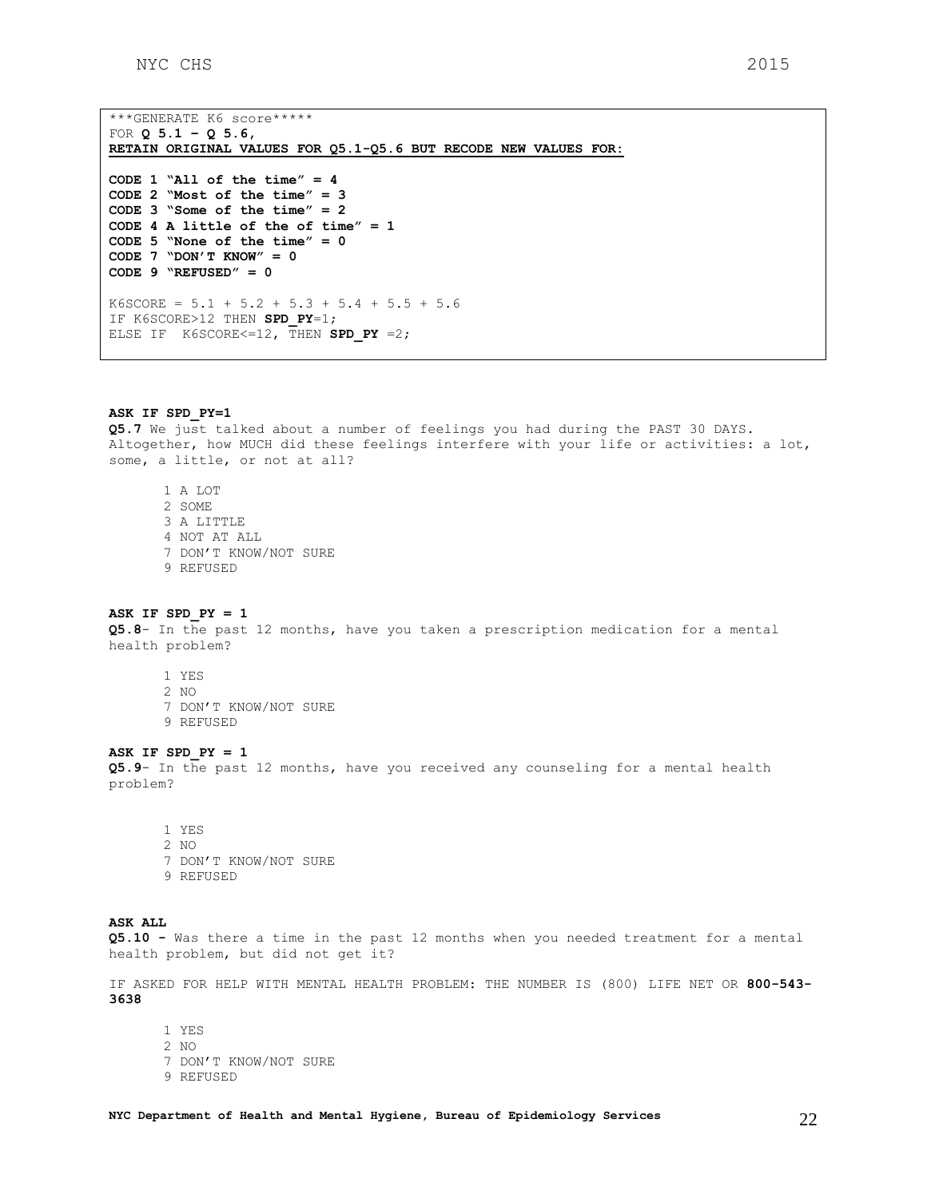```
***GENERATE K6 score*****
FOR Q 5.1 – Q 5.6,
RETAIN ORIGINAL VALUES FOR Q5.1-Q5.6 BUT RECODE NEW VALUES FOR:

CODE 1 "All of the time" = 4
CODE 2 "Most of the time" = 3
CODE 3 "Some of the time" = 2
CODE 4 A little of the of time" = 1
CODE 5 "None of the time" = 0
CODE 7 "DON'T KNOW" = 0
CODE 9 "REFUSED" = 0

K6SCORE = 5.1 + 5.2 + 5.3 + 5.4 + 5.5 + 5.6
IF K6SCORE>12 THEN SPD_PY=1;
ELSE IF  K6SCORE<=12, THEN SPD_PY =2;
```

**ASK IF SPD_PY=1**

**Q5.7** We just talked about a number of feelings you had during the PAST 30 DAYS. Altogether, how MUCH did these feelings interfere with your life or activities: a lot, some, a little, or not at all?

1 A LOT
2 SOME
3 A LITTLE
4 NOT AT ALL
7 DON'T KNOW/NOT SURE
9 REFUSED

**ASK IF SPD_PY = 1**

**Q5.8**- In the past 12 months, have you taken a prescription medication for a mental health problem?

1 YES
2 NO
7 DON'T KNOW/NOT SURE
9 REFUSED

**ASK IF SPD_PY = 1**

**Q5.9**- In the past 12 months, have you received any counseling for a mental health problem?

1 YES
2 NO
7 DON'T KNOW/NOT SURE
9 REFUSED

**ASK ALL**

**Q5.10 -** Was there a time in the past 12 months when you needed treatment for a mental health problem, but did not get it?

IF ASKED FOR HELP WITH MENTAL HEALTH PROBLEM: THE NUMBER IS (800) LIFE NET OR **800-543-3638**

1 YES
2 NO
7 DON'T KNOW/NOT SURE
9 REFUSED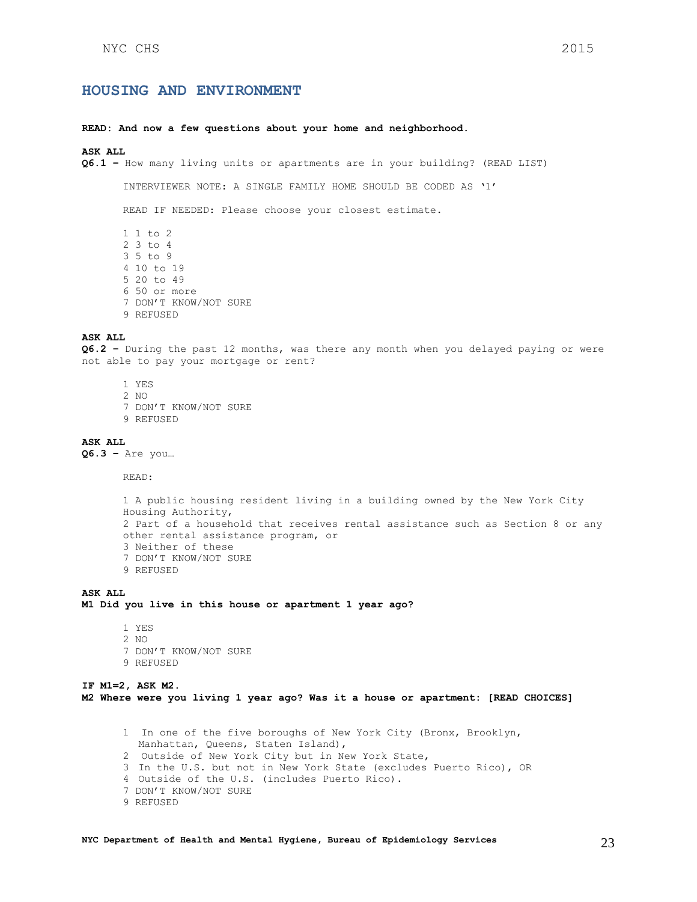## HOUSING AND ENVIRONMENT

**READ: And now a few questions about your home and neighborhood.**

**ASK ALL**
**Q6.1 –** How many living units or apartments are in your building? (READ LIST)

INTERVIEWER NOTE: A SINGLE FAMILY HOME SHOULD BE CODED AS '1'

READ IF NEEDED: Please choose your closest estimate.

1 1 to 2
2 3 to 4
3 5 to 9
4 10 to 19
5 20 to 49
6 50 or more
7 DON'T KNOW/NOT SURE
9 REFUSED

**ASK ALL**
**Q6.2 –** During the past 12 months, was there any month when you delayed paying or were not able to pay your mortgage or rent?

1 YES
2 NO
7 DON'T KNOW/NOT SURE
9 REFUSED

**ASK ALL**
**Q6.3 –** Are you…

READ:

1 A public housing resident living in a building owned by the New York City Housing Authority,
2 Part of a household that receives rental assistance such as Section 8 or any other rental assistance program, or
3 Neither of these
7 DON'T KNOW/NOT SURE
9 REFUSED

**ASK ALL**
**M1 Did you live in this house or apartment 1 year ago?**

1 YES
2 NO
7 DON'T KNOW/NOT SURE
9 REFUSED

**IF M1=2, ASK M2.**
**M2 Where were you living 1 year ago? Was it a house or apartment: [READ CHOICES]**

1 In one of the five boroughs of New York City (Bronx, Brooklyn, Manhattan, Queens, Staten Island),
2 Outside of New York City but in New York State,
3 In the U.S. but not in New York State (excludes Puerto Rico), OR
4 Outside of the U.S. (includes Puerto Rico).
7 DON'T KNOW/NOT SURE
9 REFUSED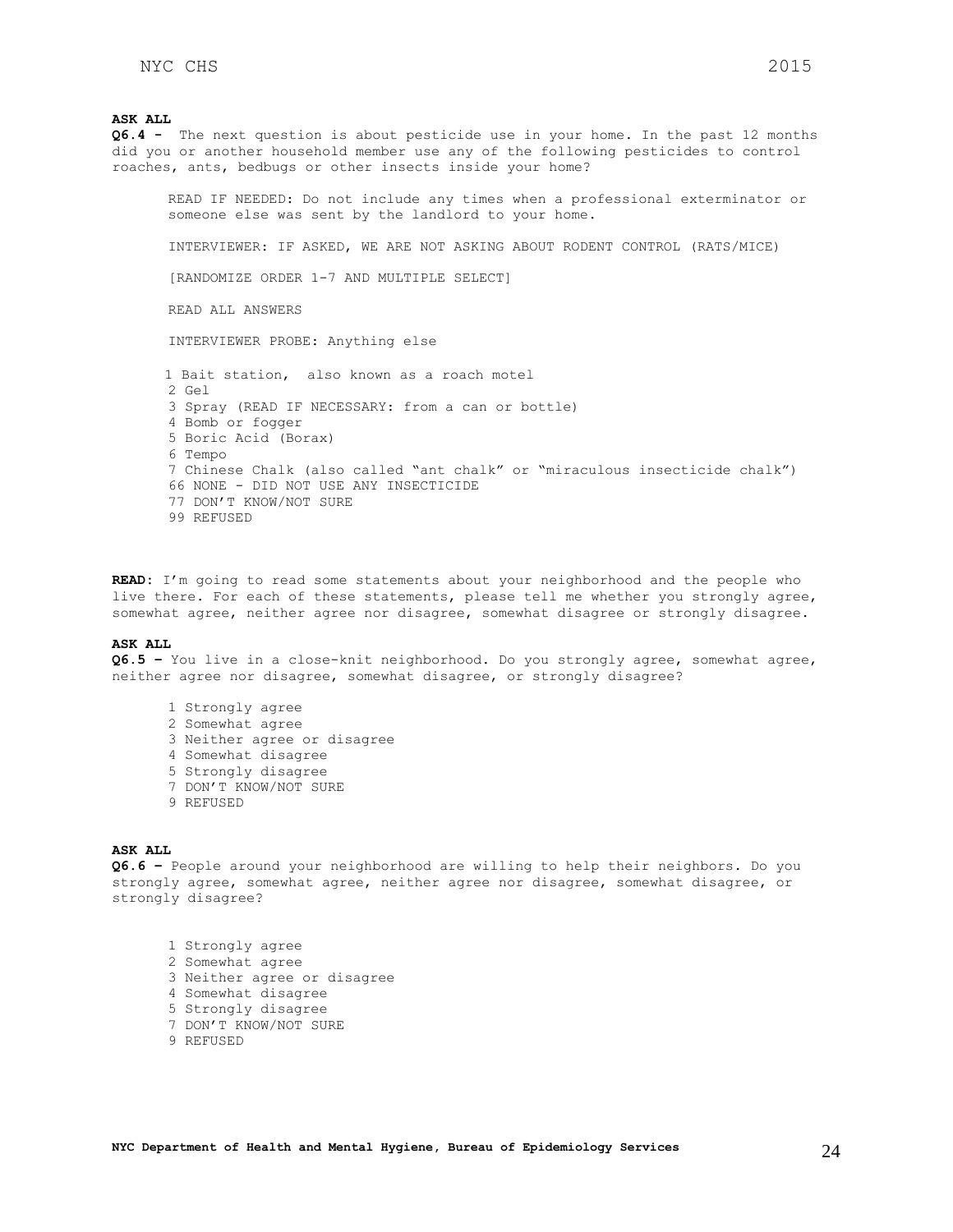**ASK ALL**

**Q6.4 -** The next question is about pesticide use in your home. In the past 12 months did you or another household member use any of the following pesticides to control roaches, ants, bedbugs or other insects inside your home?

READ IF NEEDED: Do not include any times when a professional exterminator or someone else was sent by the landlord to your home.

INTERVIEWER: IF ASKED, WE ARE NOT ASKING ABOUT RODENT CONTROL (RATS/MICE)

[RANDOMIZE ORDER 1-7 AND MULTIPLE SELECT]

READ ALL ANSWERS

INTERVIEWER PROBE: Anything else

1 Bait station, also known as a roach motel
2 Gel
3 Spray (READ IF NECESSARY: from a can or bottle)
4 Bomb or fogger
5 Boric Acid (Borax)
6 Tempo
7 Chinese Chalk (also called "ant chalk" or "miraculous insecticide chalk")
66 NONE - DID NOT USE ANY INSECTICIDE
77 DON'T KNOW/NOT SURE
99 REFUSED

**READ:** I'm going to read some statements about your neighborhood and the people who live there. For each of these statements, please tell me whether you strongly agree, somewhat agree, neither agree nor disagree, somewhat disagree or strongly disagree.

**ASK ALL**

**Q6.5 –** You live in a close-knit neighborhood. Do you strongly agree, somewhat agree, neither agree nor disagree, somewhat disagree, or strongly disagree?

1 Strongly agree
2 Somewhat agree
3 Neither agree or disagree
4 Somewhat disagree
5 Strongly disagree
7 DON'T KNOW/NOT SURE
9 REFUSED

**ASK ALL**

**Q6.6 –** People around your neighborhood are willing to help their neighbors. Do you strongly agree, somewhat agree, neither agree nor disagree, somewhat disagree, or strongly disagree?

1 Strongly agree
2 Somewhat agree
3 Neither agree or disagree
4 Somewhat disagree
5 Strongly disagree
7 DON'T KNOW/NOT SURE
9 REFUSED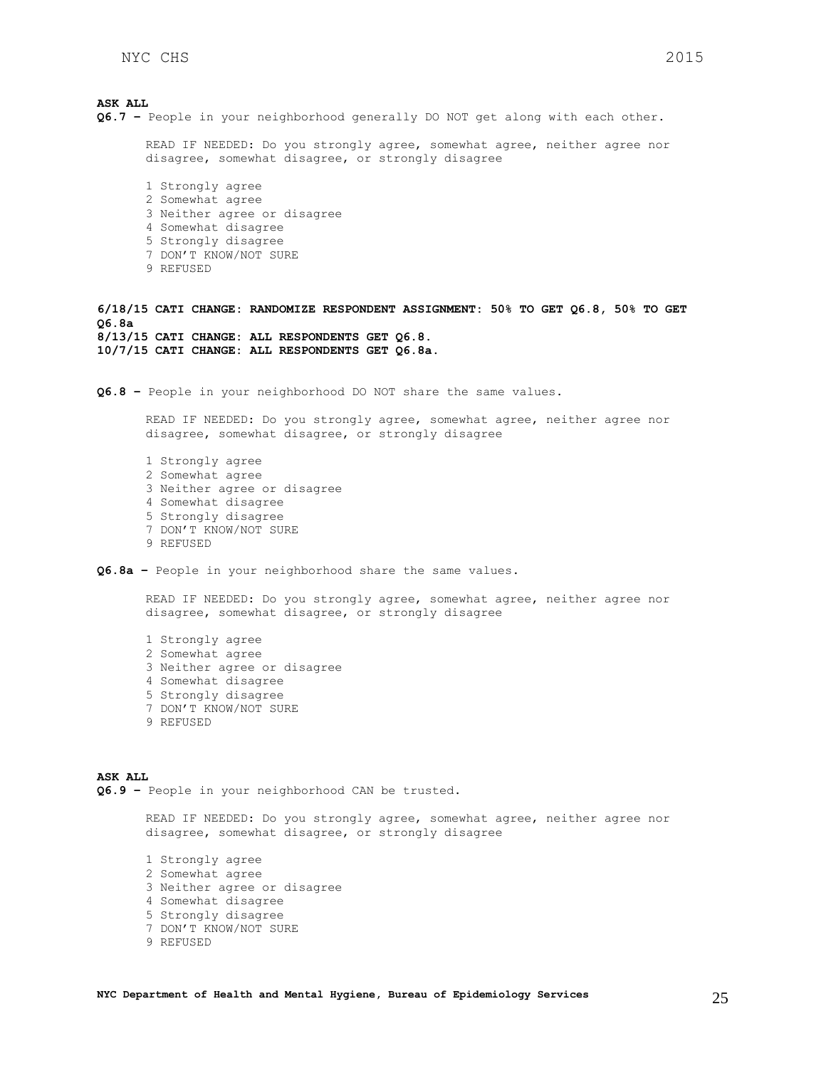**ASK ALL**

**Q6.7 –** People in your neighborhood generally DO NOT get along with each other.

READ IF NEEDED: Do you strongly agree, somewhat agree, neither agree nor disagree, somewhat disagree, or strongly disagree

1 Strongly agree
2 Somewhat agree
3 Neither agree or disagree
4 Somewhat disagree
5 Strongly disagree
7 DON'T KNOW/NOT SURE
9 REFUSED

**6/18/15 CATI CHANGE: RANDOMIZE RESPONDENT ASSIGNMENT: 50% TO GET Q6.8, 50% TO GET Q6.8a**
**8/13/15 CATI CHANGE: ALL RESPONDENTS GET Q6.8.**
**10/7/15 CATI CHANGE: ALL RESPONDENTS GET Q6.8a.**

**Q6.8 –** People in your neighborhood DO NOT share the same values.

READ IF NEEDED: Do you strongly agree, somewhat agree, neither agree nor disagree, somewhat disagree, or strongly disagree

1 Strongly agree
2 Somewhat agree
3 Neither agree or disagree
4 Somewhat disagree
5 Strongly disagree
7 DON'T KNOW/NOT SURE
9 REFUSED

**Q6.8a –** People in your neighborhood share the same values.

READ IF NEEDED: Do you strongly agree, somewhat agree, neither agree nor disagree, somewhat disagree, or strongly disagree

1 Strongly agree
2 Somewhat agree
3 Neither agree or disagree
4 Somewhat disagree
5 Strongly disagree
7 DON'T KNOW/NOT SURE
9 REFUSED

**ASK ALL**

**Q6.9 –** People in your neighborhood CAN be trusted.

READ IF NEEDED: Do you strongly agree, somewhat agree, neither agree nor disagree, somewhat disagree, or strongly disagree

1 Strongly agree
2 Somewhat agree
3 Neither agree or disagree
4 Somewhat disagree
5 Strongly disagree
7 DON'T KNOW/NOT SURE
9 REFUSED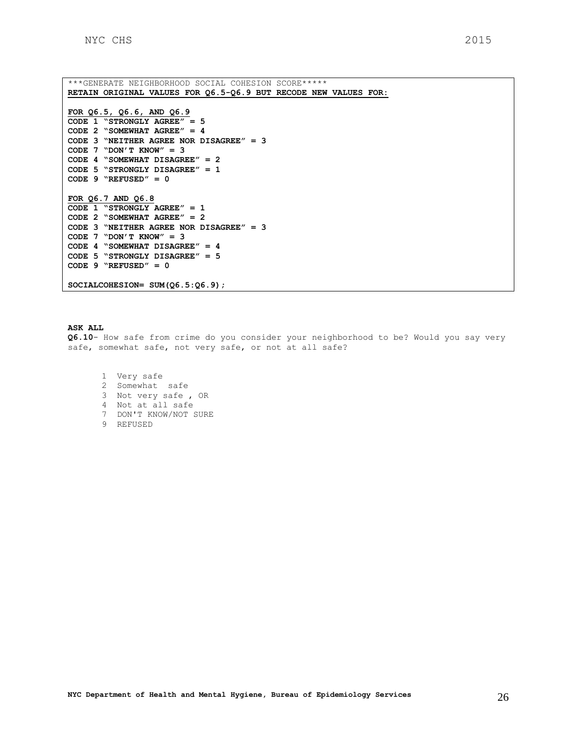```
***GENERATE NEIGHBORHOOD SOCIAL COHESION SCORE*****
RETAIN ORIGINAL VALUES FOR Q6.5-Q6.9 BUT RECODE NEW VALUES FOR:

FOR Q6.5, Q6.6, AND Q6.9
CODE 1 "STRONGLY AGREE" = 5
CODE 2 "SOMEWHAT AGREE" = 4
CODE 3 "NEITHER AGREE NOR DISAGREE" = 3
CODE 7 "DON'T KNOW" = 3
CODE 4 "SOMEWHAT DISAGREE" = 2
CODE 5 "STRONGLY DISAGREE" = 1
CODE 9 "REFUSED" = 0

FOR Q6.7 AND Q6.8
CODE 1 "STRONGLY AGREE" = 1
CODE 2 "SOMEWHAT AGREE" = 2
CODE 3 "NEITHER AGREE NOR DISAGREE" = 3
CODE 7 "DON'T KNOW" = 3
CODE 4 "SOMEWHAT DISAGREE" = 4
CODE 5 "STRONGLY DISAGREE" = 5
CODE 9 "REFUSED" = 0

SOCIALCOHESION= SUM(Q6.5:Q6.9);
```

**ASK ALL**

**Q6.10**- How safe from crime do you consider your neighborhood to be? Would you say very safe, somewhat safe, not very safe, or not at all safe?

1 Very safe
2 Somewhat safe
3 Not very safe , OR
4 Not at all safe
7 DON'T KNOW/NOT SURE
9 REFUSED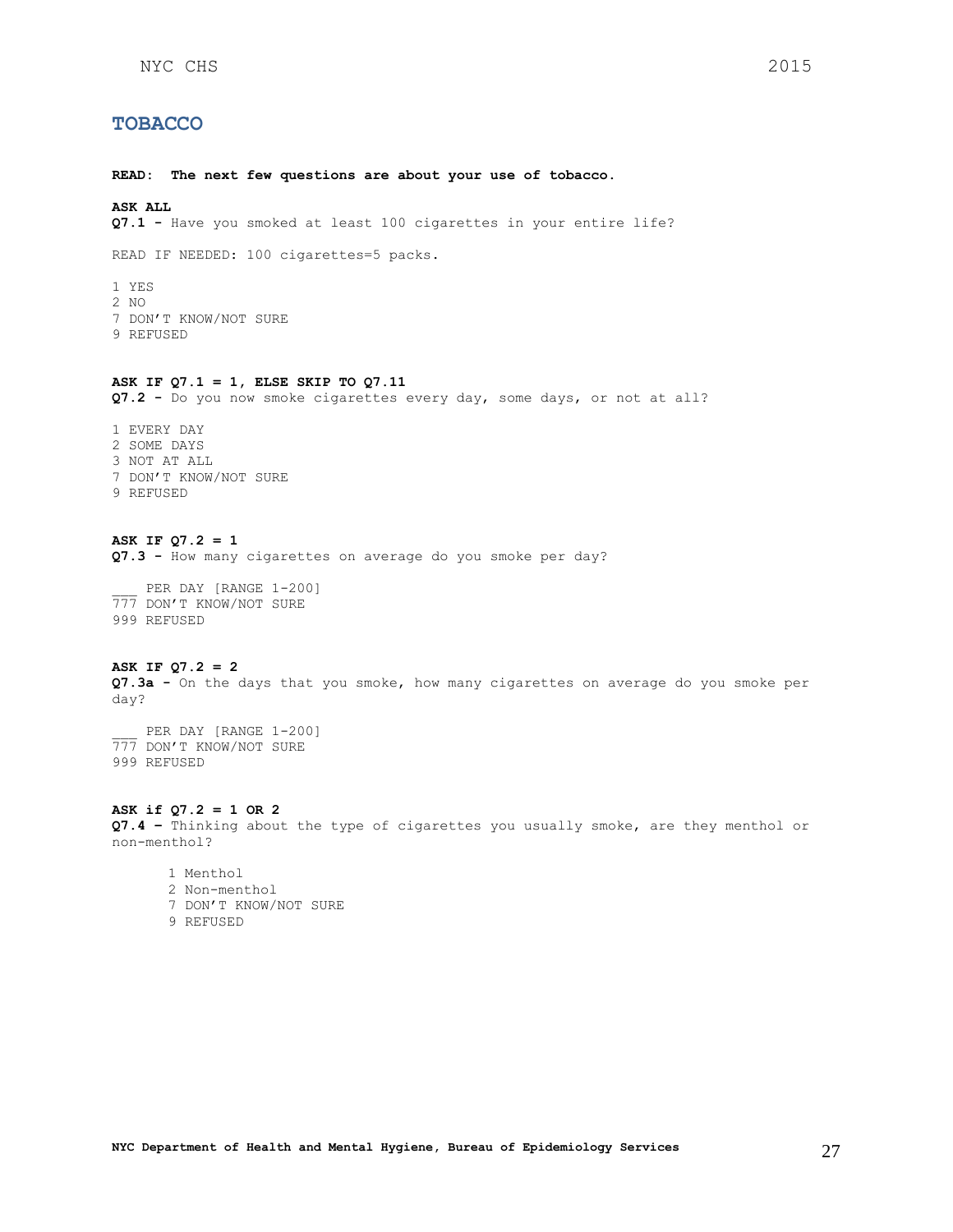# TOBACCO

**READ: The next few questions are about your use of tobacco.**

**ASK ALL**
**Q7.1 -** Have you smoked at least 100 cigarettes in your entire life?

READ IF NEEDED: 100 cigarettes=5 packs.

1 YES
2 NO
7 DON'T KNOW/NOT SURE
9 REFUSED

**ASK IF Q7.1 = 1, ELSE SKIP TO Q7.11**
**Q7.2 -** Do you now smoke cigarettes every day, some days, or not at all?

1 EVERY DAY
2 SOME DAYS
3 NOT AT ALL
7 DON'T KNOW/NOT SURE
9 REFUSED

**ASK IF Q7.2 = 1**
**Q7.3 -** How many cigarettes on average do you smoke per day?

___ PER DAY [RANGE 1-200]
777 DON'T KNOW/NOT SURE
999 REFUSED

**ASK IF Q7.2 = 2**
**Q7.3a -** On the days that you smoke, how many cigarettes on average do you smoke per day?

___ PER DAY [RANGE 1-200]
777 DON'T KNOW/NOT SURE
999 REFUSED

**ASK if Q7.2 = 1 OR 2**
**Q7.4 –** Thinking about the type of cigarettes you usually smoke, are they menthol or non-menthol?

1 Menthol
2 Non-menthol
7 DON'T KNOW/NOT SURE
9 REFUSED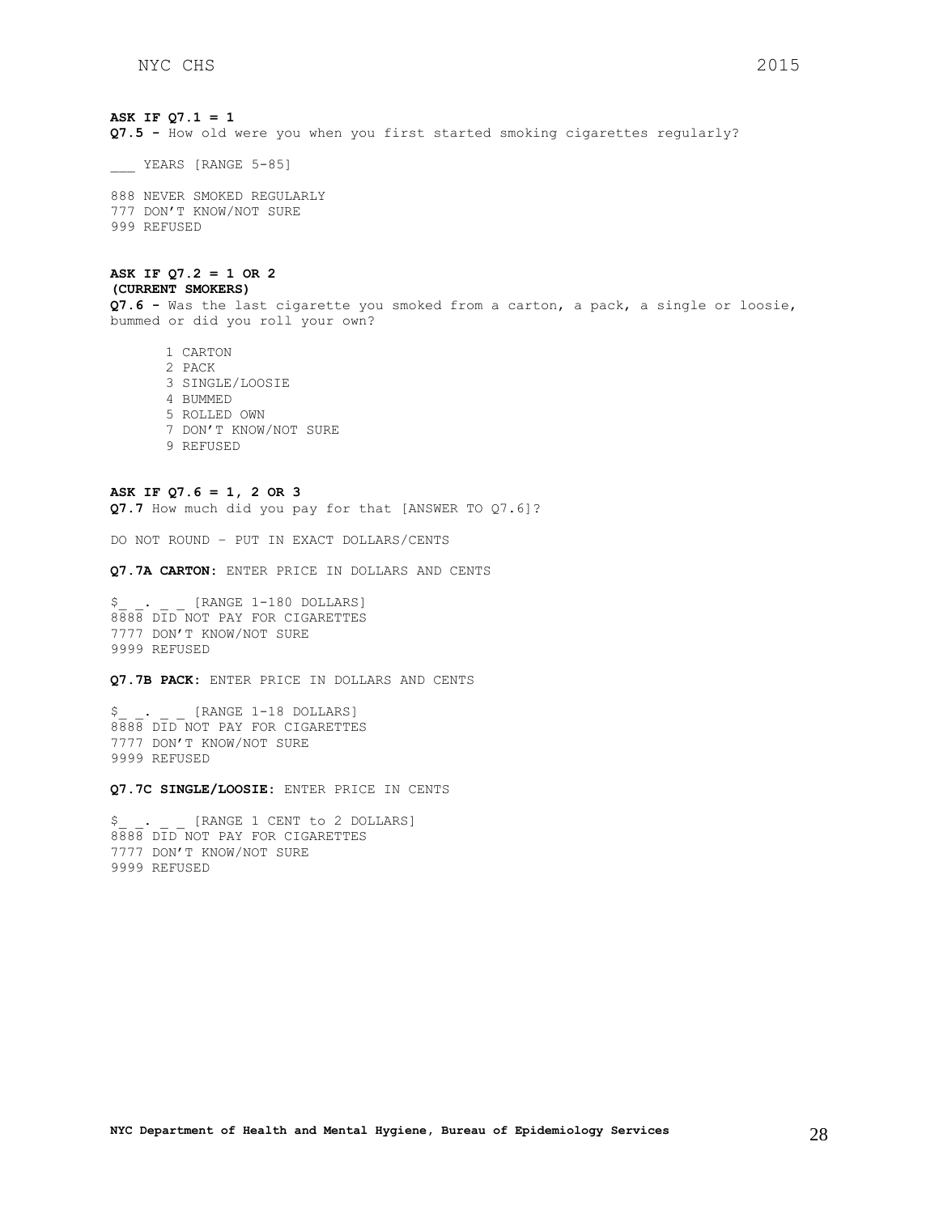**ASK IF Q7.1 = 1**

**Q7.5 -** How old were you when you first started smoking cigarettes regularly?

___ YEARS [RANGE 5-85]

888 NEVER SMOKED REGULARLY
777 DON'T KNOW/NOT SURE
999 REFUSED

**ASK IF Q7.2 = 1 OR 2**
**(CURRENT SMOKERS)**

**Q7.6 -** Was the last cigarette you smoked from a carton, a pack, a single or loosie, bummed or did you roll your own?

1 CARTON
2 PACK
3 SINGLE/LOOSIE
4 BUMMED
5 ROLLED OWN
7 DON'T KNOW/NOT SURE
9 REFUSED

**ASK IF Q7.6 = 1, 2 OR 3**

**Q7.7** How much did you pay for that [ANSWER TO Q7.6]?

DO NOT ROUND – PUT IN EXACT DOLLARS/CENTS

**Q7.7A CARTON:** ENTER PRICE IN DOLLARS AND CENTS

$_ _. _ _ [RANGE 1-180 DOLLARS]
8888 DID NOT PAY FOR CIGARETTES
7777 DON'T KNOW/NOT SURE
9999 REFUSED

**Q7.7B PACK:** ENTER PRICE IN DOLLARS AND CENTS

$_ _. _ _ [RANGE 1-18 DOLLARS]
8888 DID NOT PAY FOR CIGARETTES
7777 DON'T KNOW/NOT SURE
9999 REFUSED

**Q7.7C SINGLE/LOOSIE:** ENTER PRICE IN CENTS

$_ _. _ _ [RANGE 1 CENT to 2 DOLLARS]
8888 DID NOT PAY FOR CIGARETTES
7777 DON'T KNOW/NOT SURE
9999 REFUSED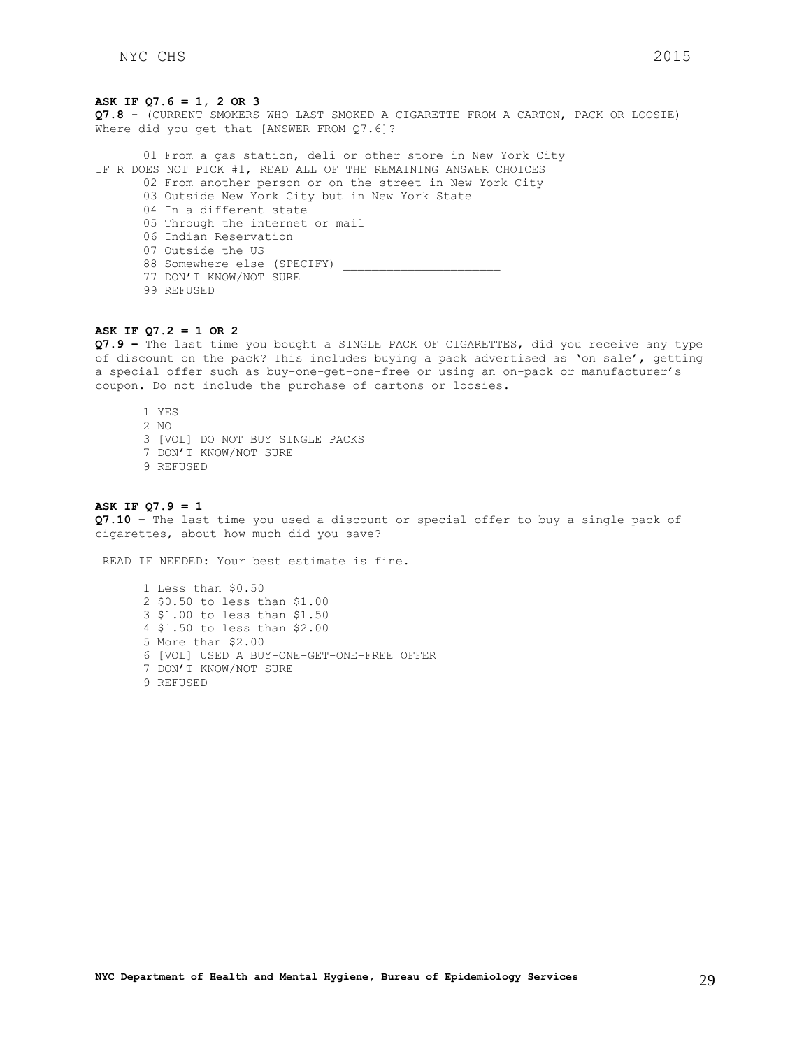**ASK IF Q7.6 = 1, 2 OR 3**

**Q7.8 -** (CURRENT SMOKERS WHO LAST SMOKED A CIGARETTE FROM A CARTON, PACK OR LOOSIE) Where did you get that [ANSWER FROM Q7.6]?

01 From a gas station, deli or other store in New York City

IF R DOES NOT PICK #1, READ ALL OF THE REMAINING ANSWER CHOICES

02 From another person or on the street in New York City
03 Outside New York City but in New York State
04 In a different state
05 Through the internet or mail
06 Indian Reservation
07 Outside the US
88 Somewhere else (SPECIFY) ______________________
77 DON'T KNOW/NOT SURE
99 REFUSED

**ASK IF Q7.2 = 1 OR 2**

**Q7.9 –** The last time you bought a SINGLE PACK OF CIGARETTES, did you receive any type of discount on the pack? This includes buying a pack advertised as 'on sale', getting a special offer such as buy-one-get-one-free or using an on-pack or manufacturer's coupon. Do not include the purchase of cartons or loosies.

1 YES
2 NO
3 [VOL] DO NOT BUY SINGLE PACKS
7 DON'T KNOW/NOT SURE
9 REFUSED

**ASK IF Q7.9 = 1**

**Q7.10 –** The last time you used a discount or special offer to buy a single pack of cigarettes, about how much did you save?

READ IF NEEDED: Your best estimate is fine.

1 Less than $0.50
2 $0.50 to less than $1.00
3 $1.00 to less than $1.50
4 $1.50 to less than $2.00
5 More than $2.00
6 [VOL] USED A BUY-ONE-GET-ONE-FREE OFFER
7 DON'T KNOW/NOT SURE
9 REFUSED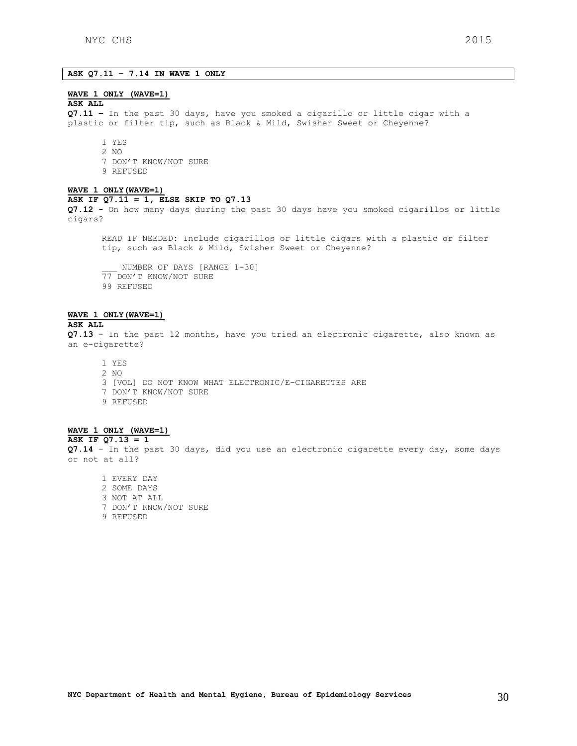**ASK Q7.11 – 7.14 IN WAVE 1 ONLY**

**WAVE 1 ONLY (WAVE=1)**
**ASK ALL**
**Q7.11 –** In the past 30 days, have you smoked a cigarillo or little cigar with a plastic or filter tip, such as Black & Mild, Swisher Sweet or Cheyenne?

1 YES
2 NO
7 DON'T KNOW/NOT SURE
9 REFUSED

**WAVE 1 ONLY(WAVE=1)**
**ASK IF Q7.11 = 1, ELSE SKIP TO Q7.13**
**Q7.12 -** On how many days during the past 30 days have you smoked cigarillos or little cigars?

READ IF NEEDED: Include cigarillos or little cigars with a plastic or filter tip, such as Black & Mild, Swisher Sweet or Cheyenne?

___ NUMBER OF DAYS [RANGE 1-30]
77 DON'T KNOW/NOT SURE
99 REFUSED

**WAVE 1 ONLY(WAVE=1)**
**ASK ALL**
**Q7.13** – In the past 12 months, have you tried an electronic cigarette, also known as an e-cigarette?

1 YES
2 NO
3 [VOL] DO NOT KNOW WHAT ELECTRONIC/E-CIGARETTES ARE
7 DON'T KNOW/NOT SURE
9 REFUSED

**WAVE 1 ONLY (WAVE=1)**
**ASK IF Q7.13 = 1**
**Q7.14** – In the past 30 days, did you use an electronic cigarette every day, some days or not at all?

1 EVERY DAY
2 SOME DAYS
3 NOT AT ALL
7 DON'T KNOW/NOT SURE
9 REFUSED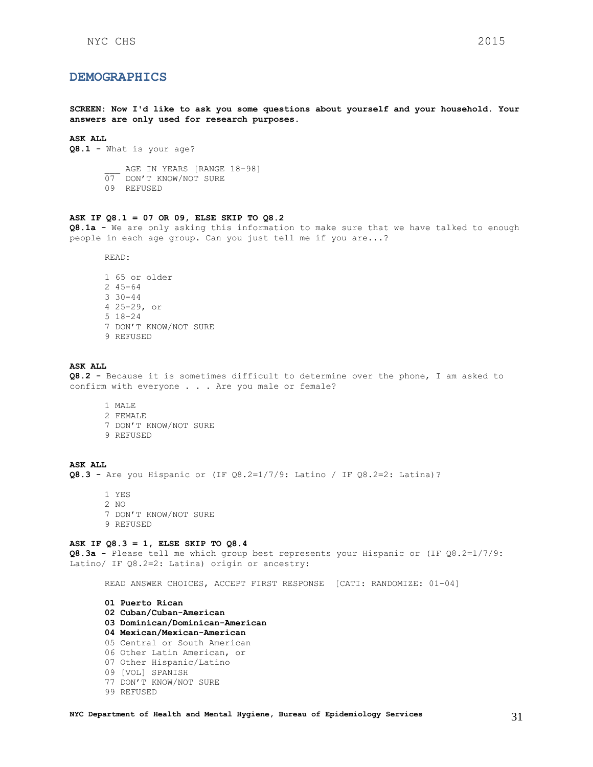## DEMOGRAPHICS

**SCREEN: Now I'd like to ask you some questions about yourself and your household. Your answers are only used for research purposes.**

**ASK ALL**
**Q8.1 -** What is your age?

___ AGE IN YEARS [RANGE 18-98]
07 DON'T KNOW/NOT SURE
09 REFUSED

**ASK IF Q8.1 = 07 OR 09, ELSE SKIP TO Q8.2**
**Q8.1a -** We are only asking this information to make sure that we have talked to enough people in each age group. Can you just tell me if you are...?

READ:

1 65 or older
2 45-64
3 30-44
4 25-29, or
5 18-24
7 DON'T KNOW/NOT SURE
9 REFUSED

**ASK ALL**
**Q8.2 -** Because it is sometimes difficult to determine over the phone, I am asked to confirm with everyone . . . Are you male or female?

1 MALE
2 FEMALE
7 DON'T KNOW/NOT SURE
9 REFUSED

**ASK ALL**
**Q8.3 -** Are you Hispanic or (IF Q8.2=1/7/9: Latino / IF Q8.2=2: Latina)?

1 YES
2 NO
7 DON'T KNOW/NOT SURE
9 REFUSED

**ASK IF Q8.3 = 1, ELSE SKIP TO Q8.4**
**Q8.3a -** Please tell me which group best represents your Hispanic or (IF Q8.2=1/7/9: Latino/ IF Q8.2=2: Latina) origin or ancestry:

READ ANSWER CHOICES, ACCEPT FIRST RESPONSE [CATI: RANDOMIZE: 01-04]

**01 Puerto Rican**
**02 Cuban/Cuban-American**
**03 Dominican/Dominican-American**
**04 Mexican/Mexican-American**
05 Central or South American
06 Other Latin American, or
07 Other Hispanic/Latino
09 [VOL] SPANISH
77 DON'T KNOW/NOT SURE
99 REFUSED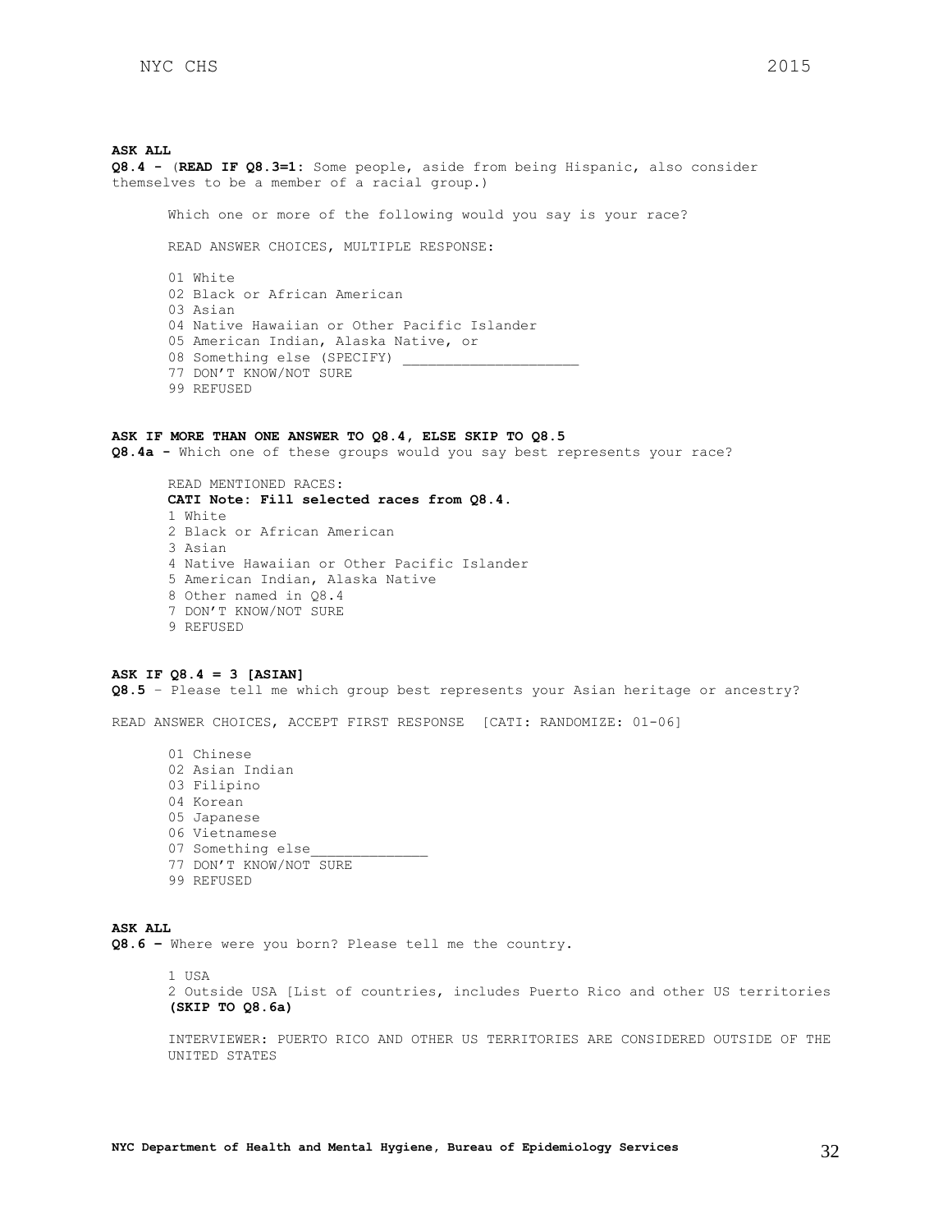**ASK ALL**

**Q8.4 -** (**READ IF Q8.3=1:** Some people, aside from being Hispanic, also consider themselves to be a member of a racial group.)

Which one or more of the following would you say is your race?

READ ANSWER CHOICES, MULTIPLE RESPONSE:

01 White
02 Black or African American
03 Asian
04 Native Hawaiian or Other Pacific Islander
05 American Indian, Alaska Native, or
08 Something else (SPECIFY) ____________________
77 DON'T KNOW/NOT SURE
99 REFUSED

**ASK IF MORE THAN ONE ANSWER TO Q8.4, ELSE SKIP TO Q8.5**

**Q8.4a -** Which one of these groups would you say best represents your race?

READ MENTIONED RACES:
**CATI Note: Fill selected races from Q8.4.**

1 White
2 Black or African American
3 Asian
4 Native Hawaiian or Other Pacific Islander
5 American Indian, Alaska Native
8 Other named in Q8.4
7 DON'T KNOW/NOT SURE
9 REFUSED

**ASK IF Q8.4 = 3 [ASIAN]**

**Q8.5** – Please tell me which group best represents your Asian heritage or ancestry?

READ ANSWER CHOICES, ACCEPT FIRST RESPONSE [CATI: RANDOMIZE: 01-06]

01 Chinese
02 Asian Indian
03 Filipino
04 Korean
05 Japanese
06 Vietnamese
07 Something else______________
77 DON'T KNOW/NOT SURE
99 REFUSED

**ASK ALL**

**Q8.6 –** Where were you born? Please tell me the country.

1 USA
2 Outside USA [List of countries, includes Puerto Rico and other US territories **(SKIP TO Q8.6a)**

INTERVIEWER: PUERTO RICO AND OTHER US TERRITORIES ARE CONSIDERED OUTSIDE OF THE UNITED STATES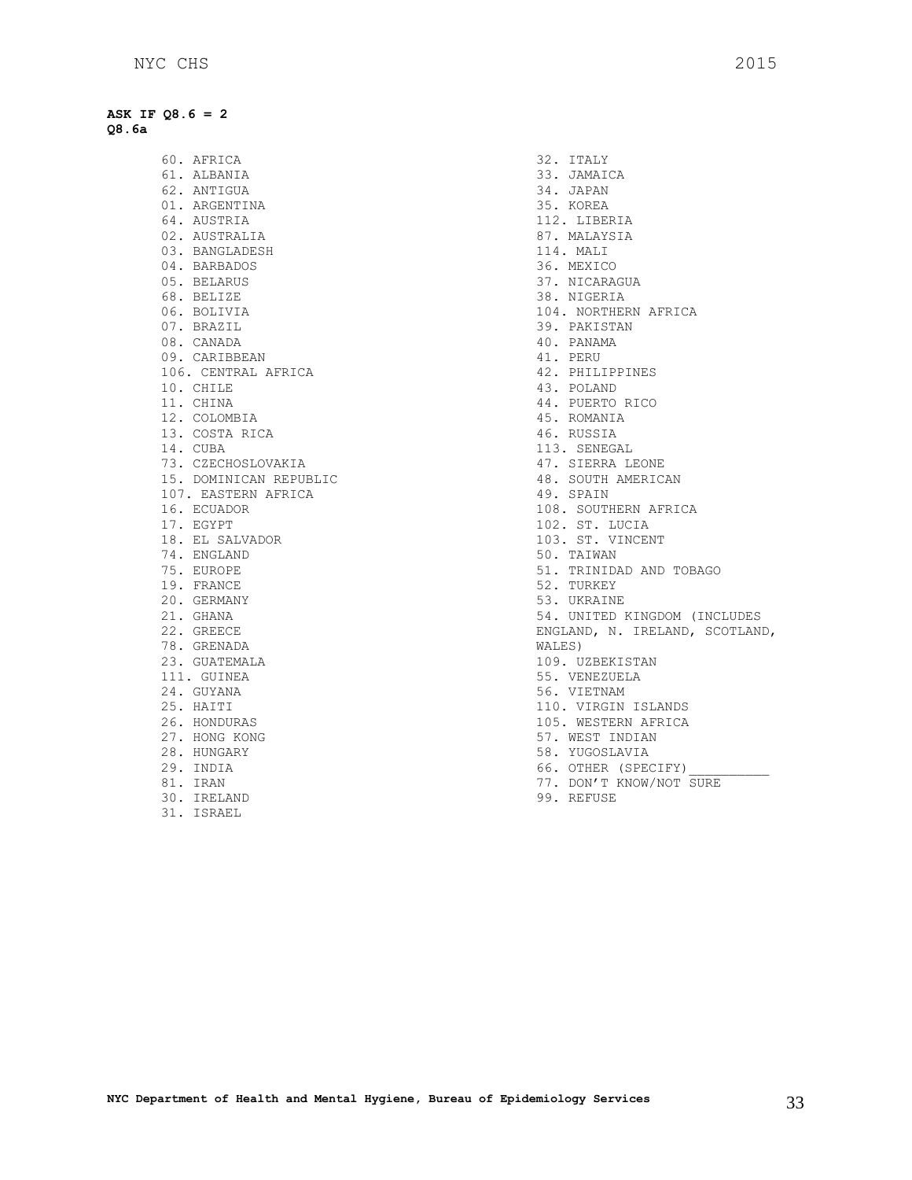**ASK IF Q8.6 = 2**
**Q8.6a**

60. AFRICA
61. ALBANIA
62. ANTIGUA
01. ARGENTINA
64. AUSTRIA
02. AUSTRALIA
03. BANGLADESH
04. BARBADOS
05. BELARUS
68. BELIZE
06. BOLIVIA
07. BRAZIL
08. CANADA
09. CARIBBEAN
106. CENTRAL AFRICA
10. CHILE
11. CHINA
12. COLOMBIA
13. COSTA RICA
14. CUBA
73. CZECHOSLOVAKIA
15. DOMINICAN REPUBLIC
107. EASTERN AFRICA
16. ECUADOR
17. EGYPT
18. EL SALVADOR
74. ENGLAND
75. EUROPE
19. FRANCE
20. GERMANY
21. GHANA
22. GREECE
78. GRENADA
23. GUATEMALA
111. GUINEA
24. GUYANA
25. HAITI
26. HONDURAS
27. HONG KONG
28. HUNGARY
29. INDIA
81. IRAN
30. IRELAND
31. ISRAEL
32. ITALY
33. JAMAICA
34. JAPAN
35. KOREA
112. LIBERIA
87. MALAYSIA
114. MALI
36. MEXICO
37. NICARAGUA
38. NIGERIA
104. NORTHERN AFRICA
39. PAKISTAN
40. PANAMA
41. PERU
42. PHILIPPINES
43. POLAND
44. PUERTO RICO
45. ROMANIA
46. RUSSIA
113. SENEGAL
47. SIERRA LEONE
48. SOUTH AMERICAN
49. SPAIN
108. SOUTHERN AFRICA
102. ST. LUCIA
103. ST. VINCENT
50. TAIWAN
51. TRINIDAD AND TOBAGO
52. TURKEY
53. UKRAINE
54. UNITED KINGDOM (INCLUDES ENGLAND, N. IRELAND, SCOTLAND, WALES)
109. UZBEKISTAN
55. VENEZUELA
56. VIETNAM
110. VIRGIN ISLANDS
105. WESTERN AFRICA
57. WEST INDIAN
58. YUGOSLAVIA
66. OTHER (SPECIFY)__________
77. DON'T KNOW/NOT SURE
99. REFUSE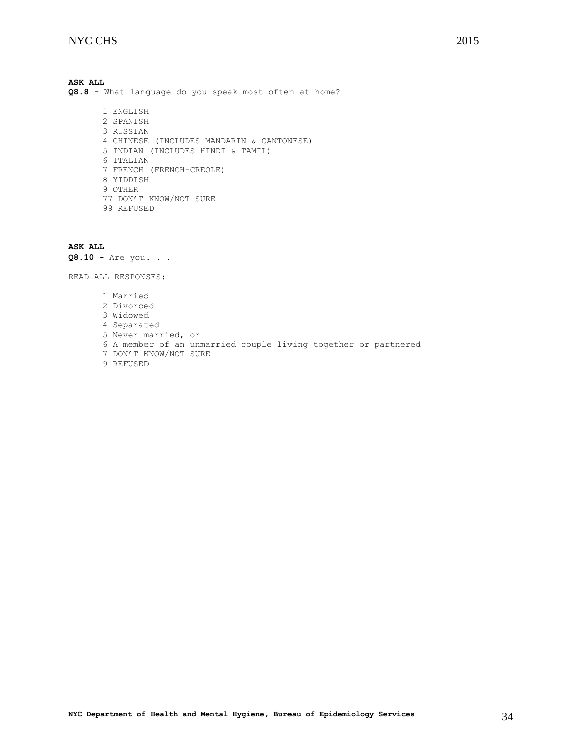**ASK ALL**

**Q8.8 -** What language do you speak most often at home?

1 ENGLISH
2 SPANISH
3 RUSSIAN
4 CHINESE (INCLUDES MANDARIN & CANTONESE)
5 INDIAN (INCLUDES HINDI & TAMIL)
6 ITALIAN
7 FRENCH (FRENCH-CREOLE)
8 YIDDISH
9 OTHER
77 DON'T KNOW/NOT SURE
99 REFUSED

**ASK ALL**

**Q8.10 -** Are you. . .

READ ALL RESPONSES:

1 Married
2 Divorced
3 Widowed
4 Separated
5 Never married, or
6 A member of an unmarried couple living together or partnered
7 DON'T KNOW/NOT SURE
9 REFUSED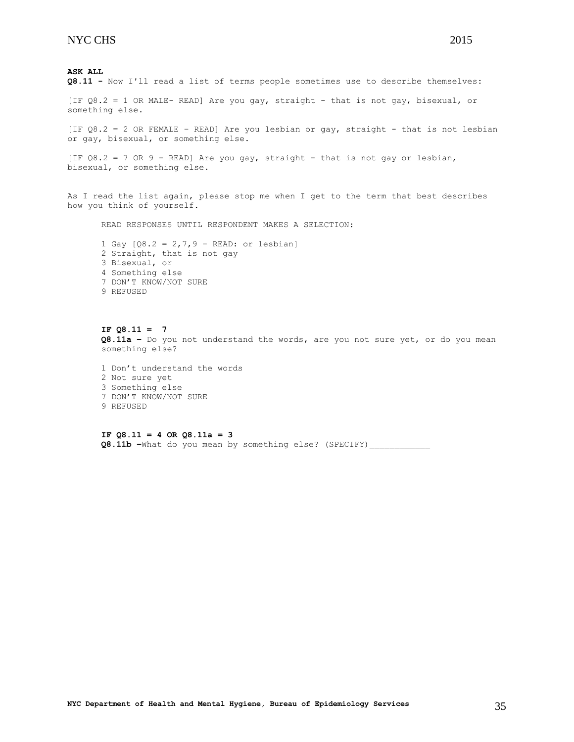**ASK ALL**
**Q8.11 -** Now I'll read a list of terms people sometimes use to describe themselves:

[IF Q8.2 = 1 OR MALE- READ] Are you gay, straight - that is not gay, bisexual, or something else.

[IF Q8.2 = 2 OR FEMALE – READ] Are you lesbian or gay, straight - that is not lesbian or gay, bisexual, or something else.

[IF Q8.2 = 7 OR 9 - READ] Are you gay, straight - that is not gay or lesbian, bisexual, or something else.

As I read the list again, please stop me when I get to the term that best describes how you think of yourself.

READ RESPONSES UNTIL RESPONDENT MAKES A SELECTION:

1 Gay [Q8.2 = 2,7,9 – READ: or lesbian]
2 Straight, that is not gay
3 Bisexual, or
4 Something else
7 DON'T KNOW/NOT SURE
9 REFUSED

**IF Q8.11 = 7**
**Q8.11a –** Do you not understand the words, are you not sure yet, or do you mean something else?

1 Don't understand the words
2 Not sure yet
3 Something else
7 DON'T KNOW/NOT SURE
9 REFUSED

**IF Q8.11 = 4 OR Q8.11a = 3**
**Q8.11b –**What do you mean by something else? (SPECIFY)____________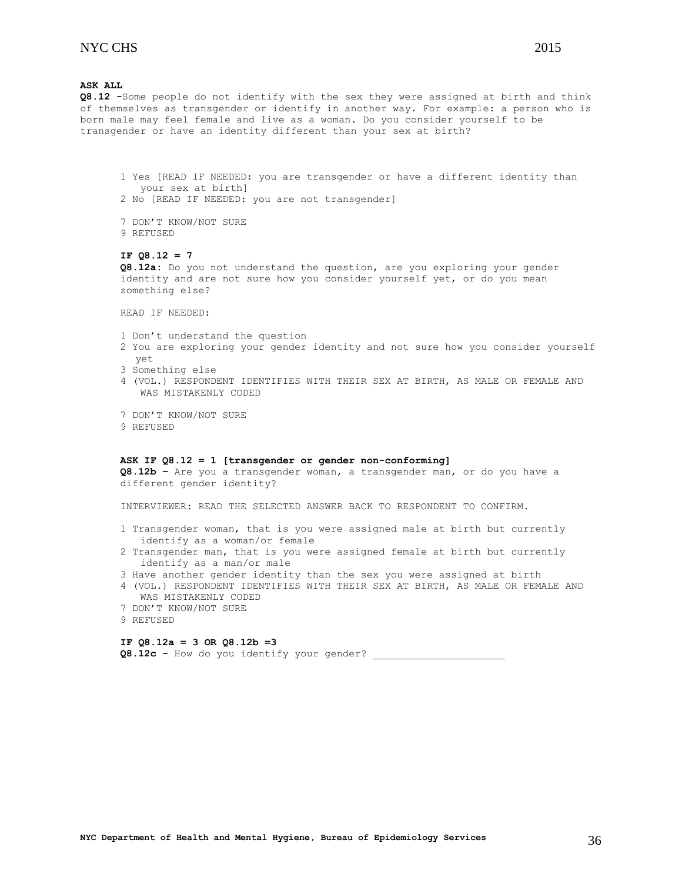**ASK ALL**

**Q8.12 -**Some people do not identify with the sex they were assigned at birth and think of themselves as transgender or identify in another way. For example: a person who is born male may feel female and live as a woman. Do you consider yourself to be transgender or have an identity different than your sex at birth?

1 Yes [READ IF NEEDED: you are transgender or have a different identity than your sex at birth]
2 No [READ IF NEEDED: you are not transgender]

7 DON'T KNOW/NOT SURE
9 REFUSED

**IF Q8.12 = 7**

**Q8.12a:** Do you not understand the question, are you exploring your gender identity and are not sure how you consider yourself yet, or do you mean something else?

READ IF NEEDED:

1 Don't understand the question
2 You are exploring your gender identity and not sure how you consider yourself yet
3 Something else
4 (VOL.) RESPONDENT IDENTIFIES WITH THEIR SEX AT BIRTH, AS MALE OR FEMALE AND WAS MISTAKENLY CODED

7 DON'T KNOW/NOT SURE
9 REFUSED

**ASK IF Q8.12 = 1 [transgender or gender non-conforming]**

**Q8.12b –** Are you a transgender woman, a transgender man, or do you have a different gender identity?

INTERVIEWER: READ THE SELECTED ANSWER BACK TO RESPONDENT TO CONFIRM.

1 Transgender woman, that is you were assigned male at birth but currently identify as a woman/or female
2 Transgender man, that is you were assigned female at birth but currently identify as a man/or male
3 Have another gender identity than the sex you were assigned at birth
4 (VOL.) RESPONDENT IDENTIFIES WITH THEIR SEX AT BIRTH, AS MALE OR FEMALE AND WAS MISTAKENLY CODED
7 DON'T KNOW/NOT SURE
9 REFUSED

**IF Q8.12a = 3 OR Q8.12b =3**

**Q8.12c -** How do you identify your gender? ______________________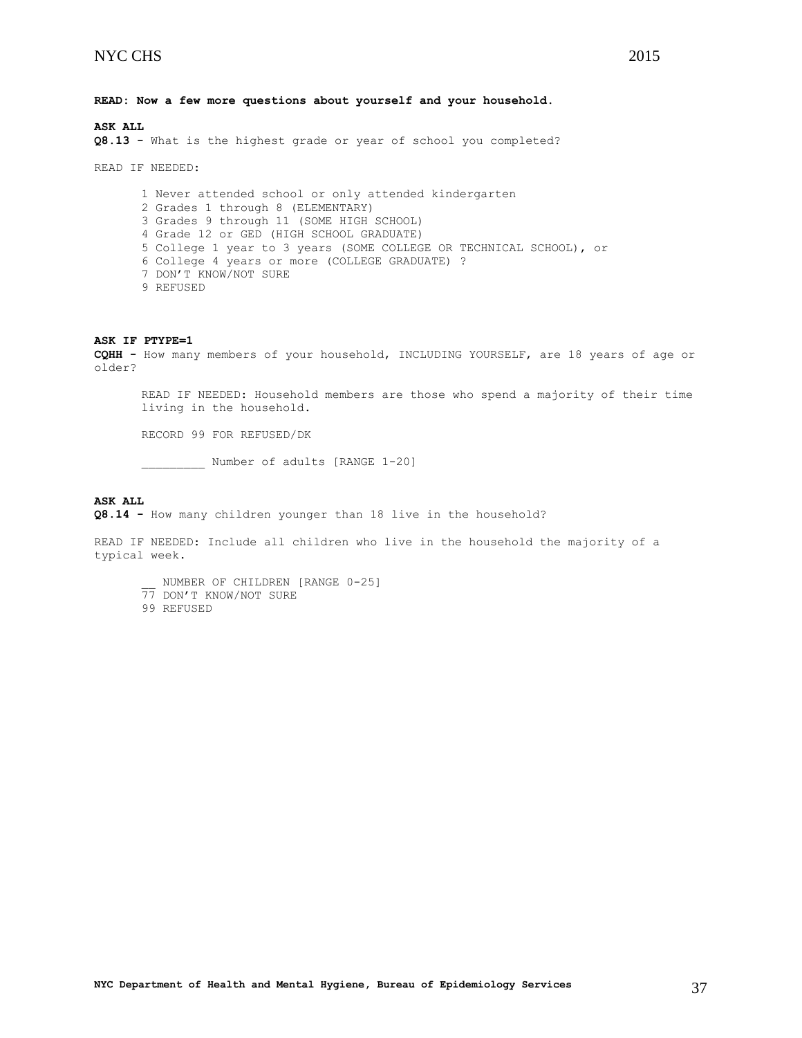**READ: Now a few more questions about yourself and your household.**

**ASK ALL**

**Q8.13 -** What is the highest grade or year of school you completed?

READ IF NEEDED:

1 Never attended school or only attended kindergarten
2 Grades 1 through 8 (ELEMENTARY)
3 Grades 9 through 11 (SOME HIGH SCHOOL)
4 Grade 12 or GED (HIGH SCHOOL GRADUATE)
5 College 1 year to 3 years (SOME COLLEGE OR TECHNICAL SCHOOL), or
6 College 4 years or more (COLLEGE GRADUATE) ?
7 DON'T KNOW/NOT SURE
9 REFUSED

**ASK IF PTYPE=1**

**CQHH -** How many members of your household, INCLUDING YOURSELF, are 18 years of age or older?

READ IF NEEDED: Household members are those who spend a majority of their time living in the household.

RECORD 99 FOR REFUSED/DK

_________ Number of adults [RANGE 1-20]

**ASK ALL**

**Q8.14 -** How many children younger than 18 live in the household?

READ IF NEEDED: Include all children who live in the household the majority of a typical week.

__ NUMBER OF CHILDREN [RANGE 0-25]
77 DON'T KNOW/NOT SURE
99 REFUSED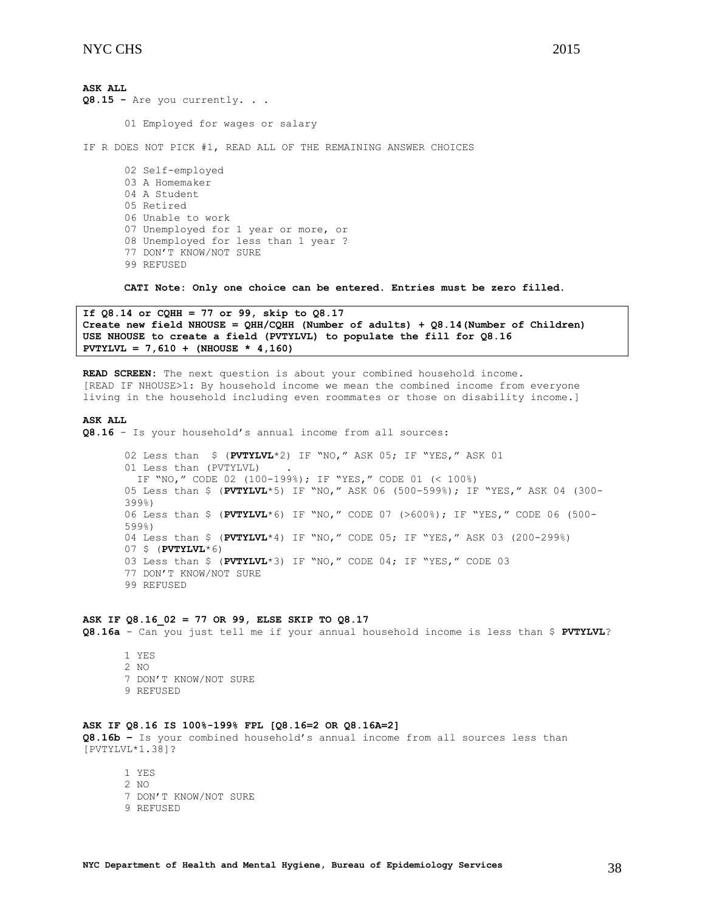**ASK ALL**

**Q8.15 -** Are you currently. . .

01 Employed for wages or salary

IF R DOES NOT PICK #1, READ ALL OF THE REMAINING ANSWER CHOICES

02 Self-employed
03 A Homemaker
04 A Student
05 Retired
06 Unable to work
07 Unemployed for 1 year or more, or
08 Unemployed for less than 1 year ?
77 DON'T KNOW/NOT SURE
99 REFUSED

**CATI Note: Only one choice can be entered. Entries must be zero filled.**

**If Q8.14 or CQHH = 77 or 99, skip to Q8.17**
**Create new field NHOUSE = QHH/CQHH (Number of adults) + Q8.14(Number of Children)**
**USE NHOUSE to create a field (PVTYLVL) to populate the fill for Q8.16**
**PVTYLVL = 7,610 + (NHOUSE * 4,160)**

**READ SCREEN:** The next question is about your combined household income. [READ IF NHOUSE>1: By household income we mean the combined income from everyone living in the household including even roommates or those on disability income.]

**ASK ALL**

**Q8.16** - Is your household's annual income from all sources:

02 Less than $ (**PVTYLVL***2) IF "NO," ASK 05; IF "YES," ASK 01
01 Less than (PVTYLVL) .
IF "NO," CODE 02 (100-199%); IF "YES," CODE 01 (< 100%)
05 Less than $ (**PVTYLVL***5) IF "NO," ASK 06 (500-599%); IF "YES," ASK 04 (300-399%)
06 Less than $ (**PVTYLVL***6) IF "NO," CODE 07 (>600%); IF "YES," CODE 06 (500-599%)
04 Less than $ (**PVTYLVL***4) IF "NO," CODE 05; IF "YES," ASK 03 (200-299%)
07 $ (**PVTYLVL***6)
03 Less than $ (**PVTYLVL***3) IF "NO," CODE 04; IF "YES," CODE 03
77 DON'T KNOW/NOT SURE
99 REFUSED

**ASK IF Q8.16_02 = 77 OR 99, ELSE SKIP TO Q8.17**

**Q8.16a** - Can you just tell me if your annual household income is less than $ **PVTYLVL**?

1 YES
2 NO
7 DON'T KNOW/NOT SURE
9 REFUSED

**ASK IF Q8.16 IS 100%-199% FPL [Q8.16=2 OR Q8.16A=2]**

**Q8.16b –** Is your combined household's annual income from all sources less than [PVTYLVL*1.38]?

1 YES
2 NO
7 DON'T KNOW/NOT SURE
9 REFUSED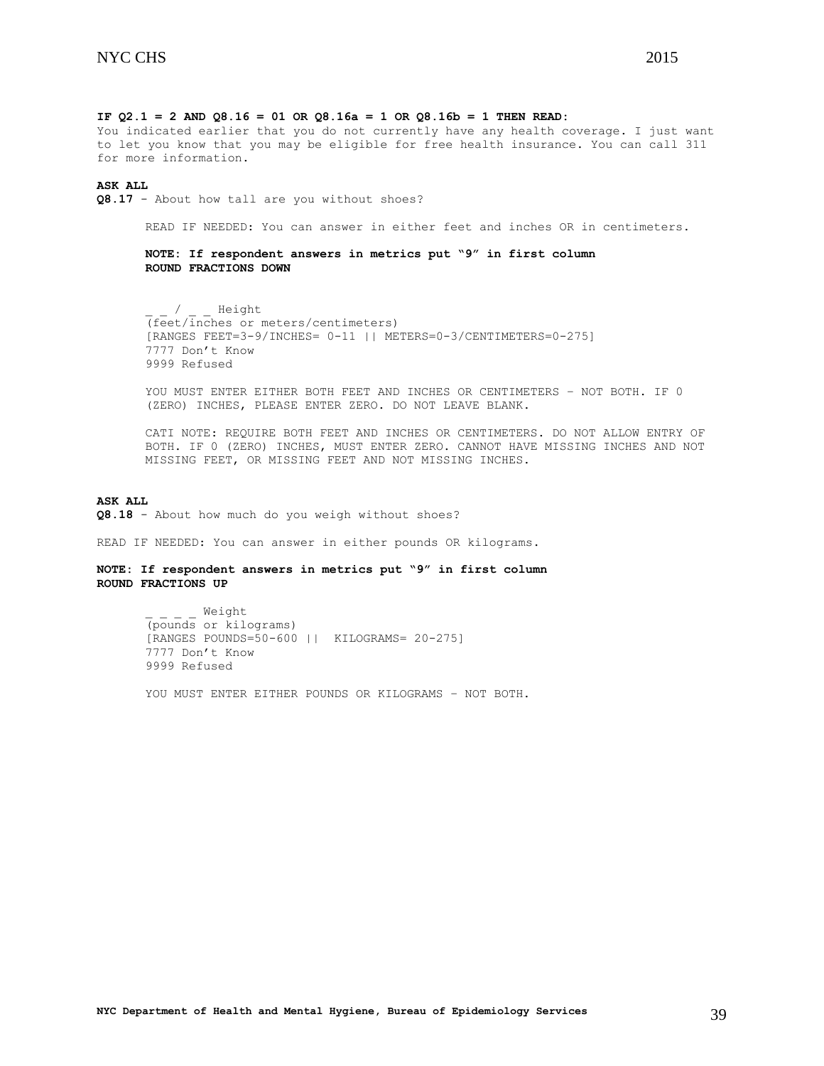**IF Q2.1 = 2 AND Q8.16 = 01 OR Q8.16a = 1 OR Q8.16b = 1 THEN READ:**
You indicated earlier that you do not currently have any health coverage. I just want to let you know that you may be eligible for free health insurance. You can call 311 for more information.

**ASK ALL**
**Q8.17** - About how tall are you without shoes?

READ IF NEEDED: You can answer in either feet and inches OR in centimeters.

**NOTE: If respondent answers in metrics put "9" in first column**
**ROUND FRACTIONS DOWN**

_ _ / _ _ Height
(feet/inches or meters/centimeters)
[RANGES FEET=3-9/INCHES= 0-11 || METERS=0-3/CENTIMETERS=0-275]
7777 Don't Know
9999 Refused

YOU MUST ENTER EITHER BOTH FEET AND INCHES OR CENTIMETERS – NOT BOTH. IF 0 (ZERO) INCHES, PLEASE ENTER ZERO. DO NOT LEAVE BLANK.

CATI NOTE: REQUIRE BOTH FEET AND INCHES OR CENTIMETERS. DO NOT ALLOW ENTRY OF BOTH. IF 0 (ZERO) INCHES, MUST ENTER ZERO. CANNOT HAVE MISSING INCHES AND NOT MISSING FEET, OR MISSING FEET AND NOT MISSING INCHES.

**ASK ALL**
**Q8.18** - About how much do you weigh without shoes?

READ IF NEEDED: You can answer in either pounds OR kilograms.

**NOTE: If respondent answers in metrics put "9" in first column**
**ROUND FRACTIONS UP**

_ _ _ _ Weight
(pounds or kilograms)
[RANGES POUNDS=50-600 || KILOGRAMS= 20-275]
7777 Don't Know
9999 Refused

YOU MUST ENTER EITHER POUNDS OR KILOGRAMS – NOT BOTH.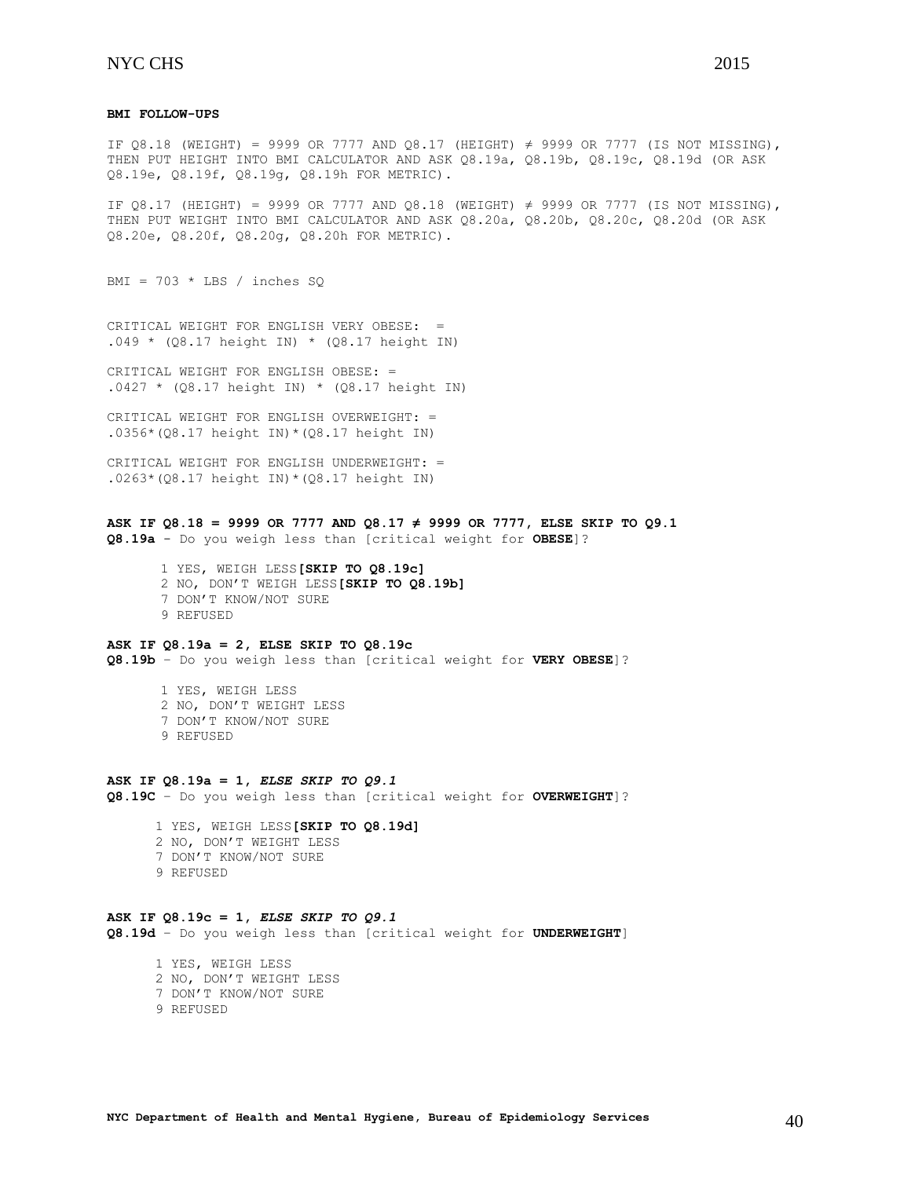**BMI FOLLOW-UPS**

IF Q8.18 (WEIGHT) = 9999 OR 7777 AND Q8.17 (HEIGHT) ≠ 9999 OR 7777 (IS NOT MISSING), THEN PUT HEIGHT INTO BMI CALCULATOR AND ASK Q8.19a, Q8.19b, Q8.19c, Q8.19d (OR ASK Q8.19e, Q8.19f, Q8.19g, Q8.19h FOR METRIC).

IF Q8.17 (HEIGHT) = 9999 OR 7777 AND Q8.18 (WEIGHT) ≠ 9999 OR 7777 (IS NOT MISSING), THEN PUT WEIGHT INTO BMI CALCULATOR AND ASK Q8.20a, Q8.20b, Q8.20c, Q8.20d (OR ASK Q8.20e, Q8.20f, Q8.20g, Q8.20h FOR METRIC).

BMI = 703 * LBS / inches SQ

CRITICAL WEIGHT FOR ENGLISH VERY OBESE: =
.049 * (Q8.17 height IN) * (Q8.17 height IN)

CRITICAL WEIGHT FOR ENGLISH OBESE: =
.0427 * (Q8.17 height IN) * (Q8.17 height IN)

CRITICAL WEIGHT FOR ENGLISH OVERWEIGHT: =
.0356*(Q8.17 height IN)*(Q8.17 height IN)

CRITICAL WEIGHT FOR ENGLISH UNDERWEIGHT: =
.0263*(Q8.17 height IN)*(Q8.17 height IN)

**ASK IF Q8.18 = 9999 OR 7777 AND Q8.17 ≠ 9999 OR 7777, ELSE SKIP TO Q9.1**
**Q8.19a** - Do you weigh less than [critical weight for **OBESE**]?

1 YES, WEIGH LESS **[SKIP TO Q8.19c]**
2 NO, DON'T WEIGH LESS **[SKIP TO Q8.19b]**
7 DON'T KNOW/NOT SURE
9 REFUSED

**ASK IF Q8.19a = 2, ELSE SKIP TO Q8.19c**
**Q8.19b** – Do you weigh less than [critical weight for **VERY OBESE**]?

1 YES, WEIGH LESS
2 NO, DON'T WEIGHT LESS
7 DON'T KNOW/NOT SURE
9 REFUSED

**ASK IF Q8.19a = 1, *ELSE SKIP TO Q9.1***
**Q8.19C** – Do you weigh less than [critical weight for **OVERWEIGHT**]?

1 YES, WEIGH LESS **[SKIP TO Q8.19d]**
2 NO, DON'T WEIGHT LESS
7 DON'T KNOW/NOT SURE
9 REFUSED

**ASK IF Q8.19c = 1, *ELSE SKIP TO Q9.1***
**Q8.19d** – Do you weigh less than [critical weight for **UNDERWEIGHT**]

1 YES, WEIGH LESS
2 NO, DON'T WEIGHT LESS
7 DON'T KNOW/NOT SURE
9 REFUSED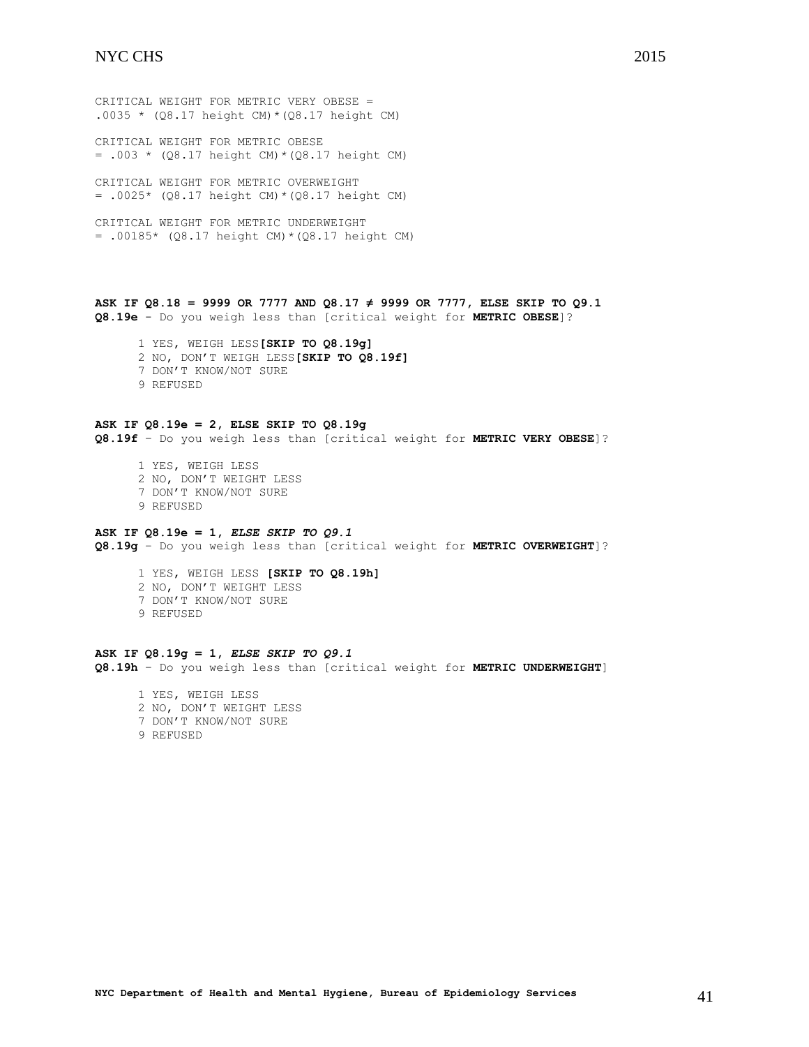CRITICAL WEIGHT FOR METRIC VERY OBESE =
.0035 * (Q8.17 height CM)*(Q8.17 height CM)

CRITICAL WEIGHT FOR METRIC OBESE
= .003 * (Q8.17 height CM)*(Q8.17 height CM)

CRITICAL WEIGHT FOR METRIC OVERWEIGHT
= .0025* (Q8.17 height CM)*(Q8.17 height CM)

CRITICAL WEIGHT FOR METRIC UNDERWEIGHT
= .00185* (Q8.17 height CM)*(Q8.17 height CM)

**ASK IF Q8.18 = 9999 OR 7777 AND Q8.17 ≠ 9999 OR 7777, ELSE SKIP TO Q9.1**
**Q8.19e** - Do you weigh less than [critical weight for **METRIC OBESE**]?

1 YES, WEIGH LESS**[SKIP TO Q8.19g]**
2 NO, DON'T WEIGH LESS**[SKIP TO Q8.19f]**
7 DON'T KNOW/NOT SURE
9 REFUSED

**ASK IF Q8.19e = 2, ELSE SKIP TO Q8.19g**
**Q8.19f** – Do you weigh less than [critical weight for **METRIC VERY OBESE**]?

1 YES, WEIGH LESS
2 NO, DON'T WEIGHT LESS
7 DON'T KNOW/NOT SURE
9 REFUSED

**ASK IF Q8.19e = 1,** ***ELSE SKIP TO Q9.1***
**Q8.19g** – Do you weigh less than [critical weight for **METRIC OVERWEIGHT**]?

1 YES, WEIGH LESS **[SKIP TO Q8.19h]**
2 NO, DON'T WEIGHT LESS
7 DON'T KNOW/NOT SURE
9 REFUSED

**ASK IF Q8.19g = 1,** ***ELSE SKIP TO Q9.1***
**Q8.19h** – Do you weigh less than [critical weight for **METRIC UNDERWEIGHT**]

1 YES, WEIGH LESS
2 NO, DON'T WEIGHT LESS
7 DON'T KNOW/NOT SURE
9 REFUSED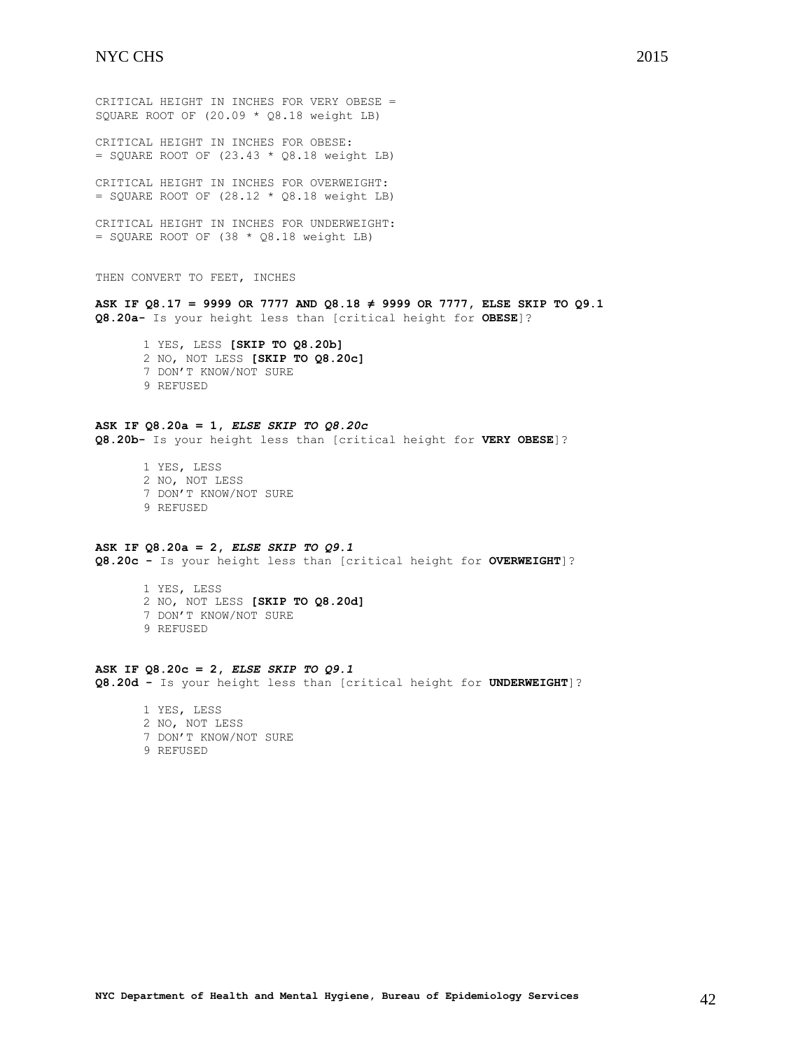CRITICAL HEIGHT IN INCHES FOR VERY OBESE = SQUARE ROOT OF (20.09 * Q8.18 weight LB)

CRITICAL HEIGHT IN INCHES FOR OBESE:
= SQUARE ROOT OF (23.43 * Q8.18 weight LB)

CRITICAL HEIGHT IN INCHES FOR OVERWEIGHT:
= SQUARE ROOT OF (28.12 * Q8.18 weight LB)

CRITICAL HEIGHT IN INCHES FOR UNDERWEIGHT:
= SQUARE ROOT OF (38 * Q8.18 weight LB)

THEN CONVERT TO FEET, INCHES

**ASK IF Q8.17 = 9999 OR 7777 AND Q8.18 ≠ 9999 OR 7777, ELSE SKIP TO Q9.1**
**Q8.20a-** Is your height less than [critical height for **OBESE**]?

1 YES, LESS **[SKIP TO Q8.20b]**
2 NO, NOT LESS **[SKIP TO Q8.20c]**
7 DON'T KNOW/NOT SURE
9 REFUSED

**ASK IF Q8.20a = 1,** ***ELSE SKIP TO Q8.20c***
**Q8.20b-** Is your height less than [critical height for **VERY OBESE**]?

1 YES, LESS
2 NO, NOT LESS
7 DON'T KNOW/NOT SURE
9 REFUSED

**ASK IF Q8.20a = 2,** ***ELSE SKIP TO Q9.1***
**Q8.20c -** Is your height less than [critical height for **OVERWEIGHT**]?

1 YES, LESS
2 NO, NOT LESS **[SKIP TO Q8.20d]**
7 DON'T KNOW/NOT SURE
9 REFUSED

**ASK IF Q8.20c = 2,** ***ELSE SKIP TO Q9.1***
**Q8.20d -** Is your height less than [critical height for **UNDERWEIGHT**]?

1 YES, LESS
2 NO, NOT LESS
7 DON'T KNOW/NOT SURE
9 REFUSED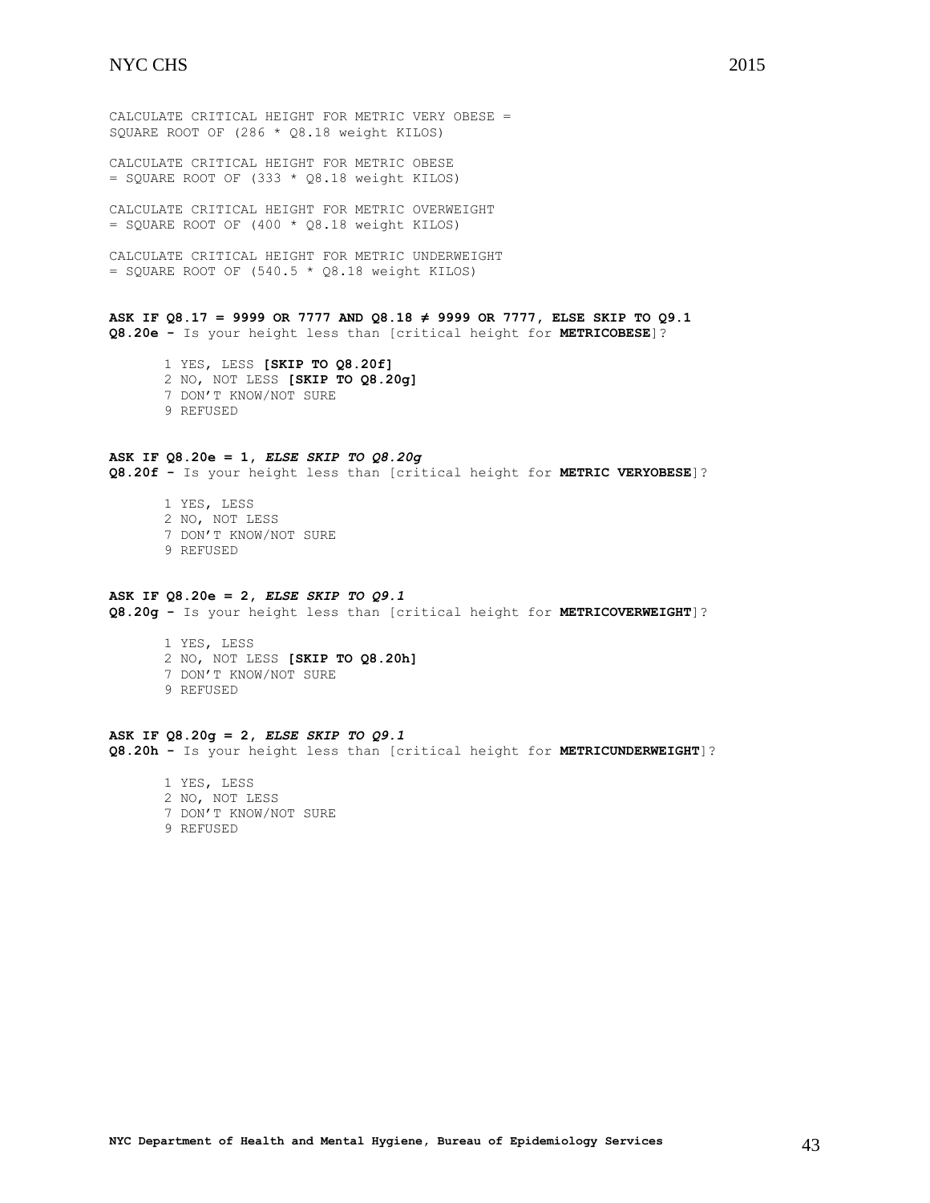CALCULATE CRITICAL HEIGHT FOR METRIC VERY OBESE = SQUARE ROOT OF (286 * Q8.18 weight KILOS)

CALCULATE CRITICAL HEIGHT FOR METRIC OBESE = SQUARE ROOT OF (333 * Q8.18 weight KILOS)

CALCULATE CRITICAL HEIGHT FOR METRIC OVERWEIGHT = SQUARE ROOT OF (400 * Q8.18 weight KILOS)

CALCULATE CRITICAL HEIGHT FOR METRIC UNDERWEIGHT = SQUARE ROOT OF (540.5 * Q8.18 weight KILOS)

**ASK IF Q8.17 = 9999 OR 7777 AND Q8.18 ≠ 9999 OR 7777, ELSE SKIP TO Q9.1**
**Q8.20e -** Is your height less than [critical height for **METRICOBESE**]?

1 YES, LESS **[SKIP TO Q8.20f]**
2 NO, NOT LESS **[SKIP TO Q8.20g]**
7 DON'T KNOW/NOT SURE
9 REFUSED

**ASK IF Q8.20e = 1,** ***ELSE SKIP TO Q8.20g***
**Q8.20f -** Is your height less than [critical height for **METRIC VERYOBESE**]?

1 YES, LESS
2 NO, NOT LESS
7 DON'T KNOW/NOT SURE
9 REFUSED

**ASK IF Q8.20e = 2,** ***ELSE SKIP TO Q9.1***
**Q8.20g -** Is your height less than [critical height for **METRICOVERWEIGHT**]?

1 YES, LESS
2 NO, NOT LESS **[SKIP TO Q8.20h]**
7 DON'T KNOW/NOT SURE
9 REFUSED

**ASK IF Q8.20g = 2,** ***ELSE SKIP TO Q9.1***
**Q8.20h -** Is your height less than [critical height for **METRICUNDERWEIGHT**]?

1 YES, LESS
2 NO, NOT LESS
7 DON'T KNOW/NOT SURE
9 REFUSED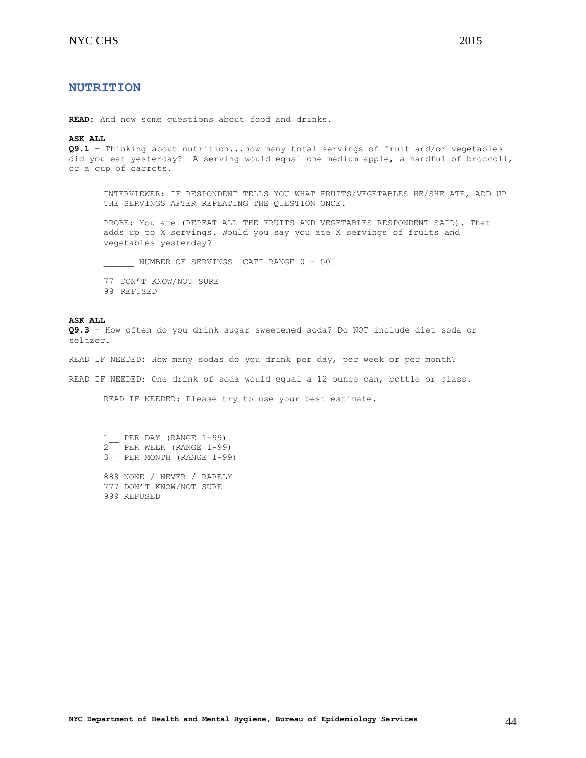## NUTRITION

**READ:** And now some questions about food and drinks.

**ASK ALL**
**Q9.1 -** Thinking about nutrition...how many total servings of fruit and/or vegetables did you eat yesterday? A serving would equal one medium apple, a handful of broccoli, or a cup of carrots.

INTERVIEWER: IF RESPONDENT TELLS YOU WHAT FRUITS/VEGETABLES HE/SHE ATE, ADD UP THE SERVINGS AFTER REPEATING THE QUESTION ONCE.

PROBE: You ate (REPEAT ALL THE FRUITS AND VEGETABLES RESPONDENT SAID). That adds up to X servings. Would you say you ate X servings of fruits and vegetables yesterday?

______ NUMBER OF SERVINGS [CATI RANGE 0 – 50]

77 DON'T KNOW/NOT SURE
99 REFUSED

**ASK ALL**
**Q9.3** – How often do you drink sugar sweetened soda? Do NOT include diet soda or seltzer.

READ IF NEEDED: How many sodas do you drink per day, per week or per month?

READ IF NEEDED: One drink of soda would equal a 12 ounce can, bottle or glass.

READ IF NEEDED: Please try to use your best estimate.

1__ PER DAY (RANGE 1-99)
2__ PER WEEK (RANGE 1-99)
3__ PER MONTH (RANGE 1-99)

888 NONE / NEVER / RARELY
777 DON'T KNOW/NOT SURE
999 REFUSED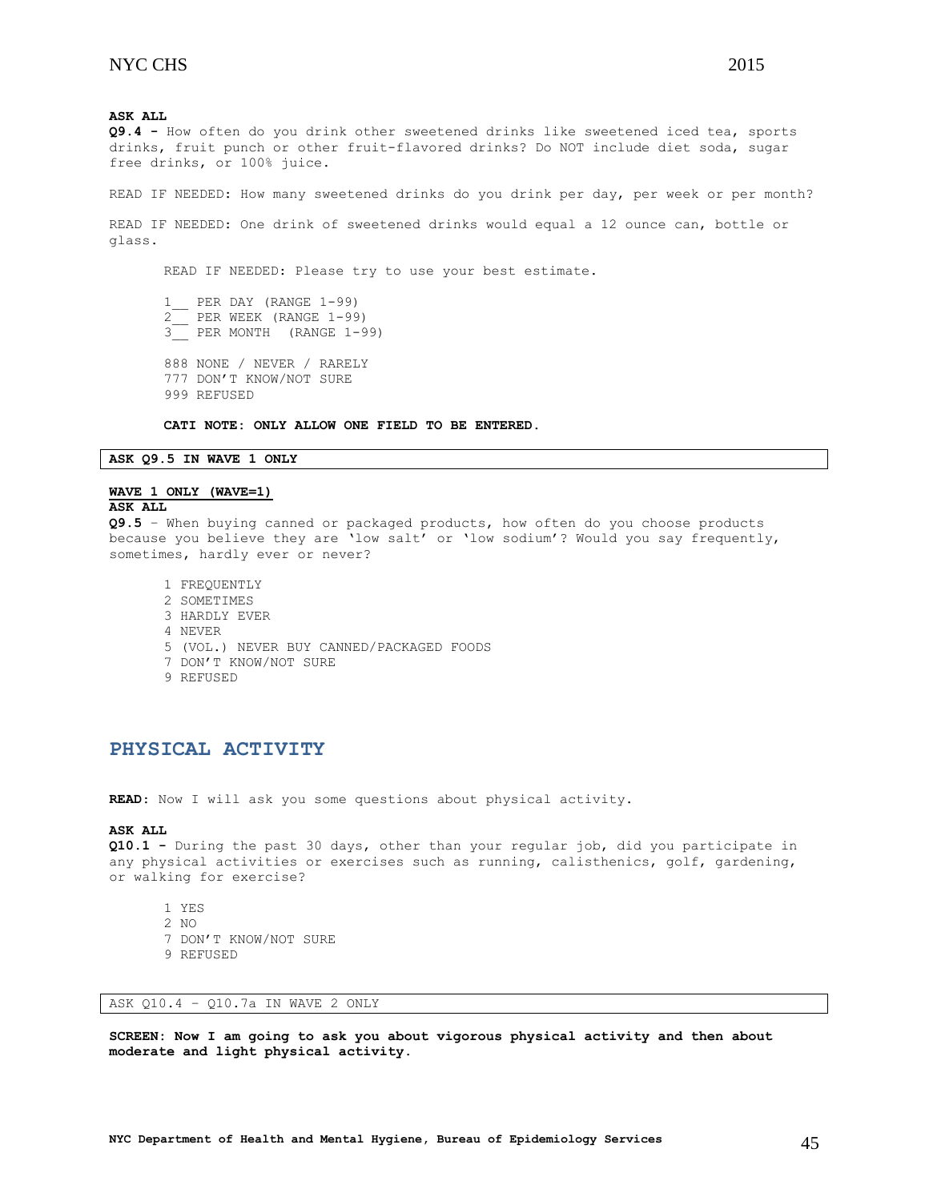**ASK ALL**
**Q9.4 -** How often do you drink other sweetened drinks like sweetened iced tea, sports drinks, fruit punch or other fruit-flavored drinks? Do NOT include diet soda, sugar free drinks, or 100% juice.

READ IF NEEDED: How many sweetened drinks do you drink per day, per week or per month?

READ IF NEEDED: One drink of sweetened drinks would equal a 12 ounce can, bottle or glass.

READ IF NEEDED: Please try to use your best estimate.

1__ PER DAY (RANGE 1-99)
2__ PER WEEK (RANGE 1-99)
3__ PER MONTH (RANGE 1-99)

888 NONE / NEVER / RARELY
777 DON'T KNOW/NOT SURE
999 REFUSED

**CATI NOTE: ONLY ALLOW ONE FIELD TO BE ENTERED.**

**ASK Q9.5 IN WAVE 1 ONLY**

**WAVE 1 ONLY (WAVE=1)**
**ASK ALL**
**Q9.5** – When buying canned or packaged products, how often do you choose products because you believe they are 'low salt' or 'low sodium'? Would you say frequently, sometimes, hardly ever or never?

1 FREQUENTLY
2 SOMETIMES
3 HARDLY EVER
4 NEVER
5 (VOL.) NEVER BUY CANNED/PACKAGED FOODS
7 DON'T KNOW/NOT SURE
9 REFUSED

## PHYSICAL ACTIVITY

**READ:** Now I will ask you some questions about physical activity.

**ASK ALL**
**Q10.1 -** During the past 30 days, other than your regular job, did you participate in any physical activities or exercises such as running, calisthenics, golf, gardening, or walking for exercise?

1 YES
2 NO
7 DON'T KNOW/NOT SURE
9 REFUSED

ASK Q10.4 – Q10.7a IN WAVE 2 ONLY

**SCREEN: Now I am going to ask you about vigorous physical activity and then about moderate and light physical activity.**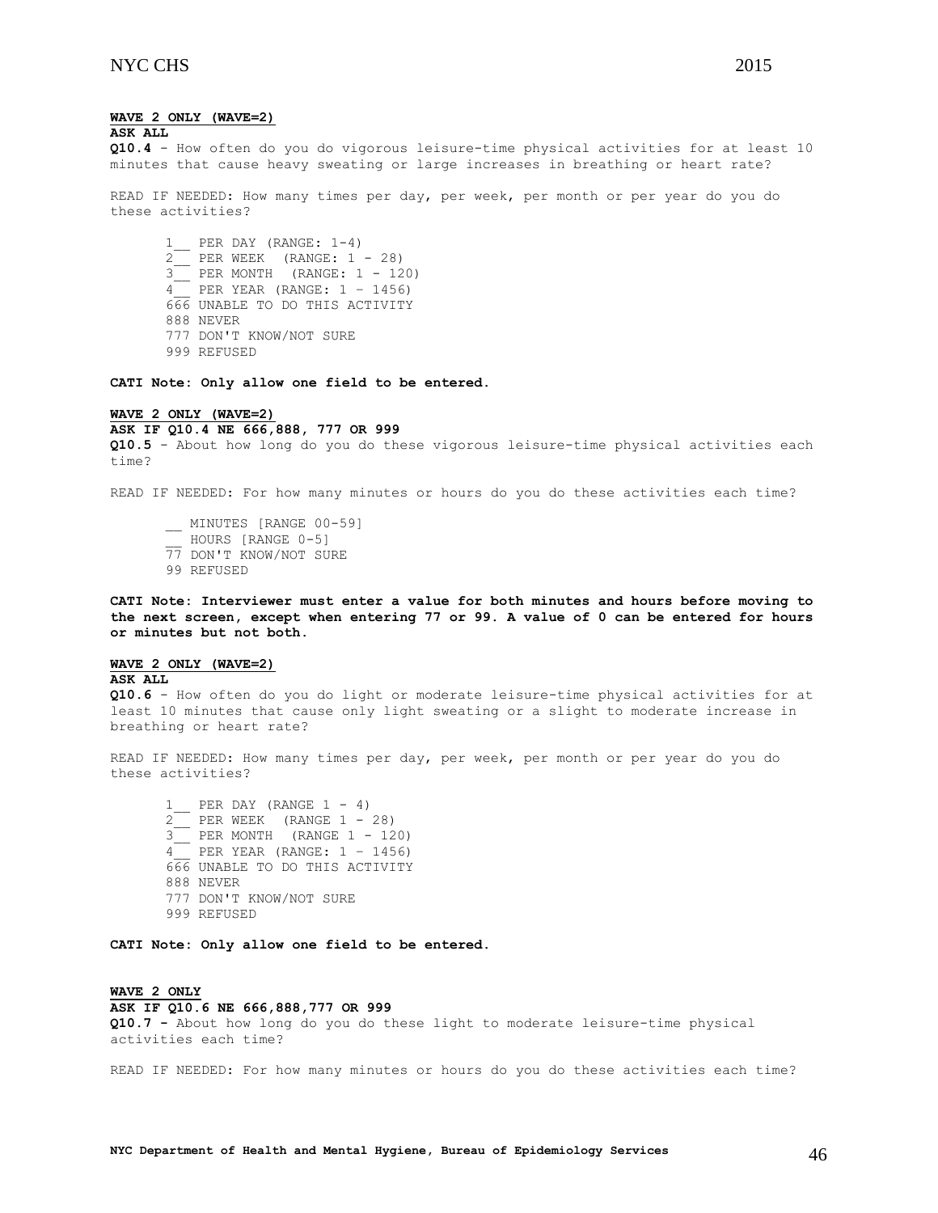**WAVE 2 ONLY (WAVE=2)**
**ASK ALL**
**Q10.4** - How often do you do vigorous leisure-time physical activities for at least 10 minutes that cause heavy sweating or large increases in breathing or heart rate?

READ IF NEEDED: How many times per day, per week, per month or per year do you do these activities?

1__ PER DAY (RANGE: 1-4)
2__ PER WEEK (RANGE: 1 - 28)
3__ PER MONTH (RANGE: 1 - 120)
4__ PER YEAR (RANGE: 1 – 1456)
666 UNABLE TO DO THIS ACTIVITY
888 NEVER
777 DON'T KNOW/NOT SURE
999 REFUSED

**CATI Note: Only allow one field to be entered.**

**WAVE 2 ONLY (WAVE=2)**
**ASK IF Q10.4 NE 666,888, 777 OR 999**
**Q10.5** - About how long do you do these vigorous leisure-time physical activities each time?

READ IF NEEDED: For how many minutes or hours do you do these activities each time?

__ MINUTES [RANGE 00-59]
__ HOURS [RANGE 0-5]
77 DON'T KNOW/NOT SURE
99 REFUSED

**CATI Note: Interviewer must enter a value for both minutes and hours before moving to the next screen, except when entering 77 or 99. A value of 0 can be entered for hours or minutes but not both.**

**WAVE 2 ONLY (WAVE=2)**
**ASK ALL**
**Q10.6** - How often do you do light or moderate leisure-time physical activities for at least 10 minutes that cause only light sweating or a slight to moderate increase in breathing or heart rate?

READ IF NEEDED: How many times per day, per week, per month or per year do you do these activities?

1__ PER DAY (RANGE 1 - 4)
2__ PER WEEK (RANGE 1 - 28)
3__ PER MONTH (RANGE 1 - 120)
4__ PER YEAR (RANGE: 1 – 1456)
666 UNABLE TO DO THIS ACTIVITY
888 NEVER
777 DON'T KNOW/NOT SURE
999 REFUSED

**CATI Note: Only allow one field to be entered.**

**WAVE 2 ONLY**
**ASK IF Q10.6 NE 666,888,777 OR 999**
**Q10.7 -** About how long do you do these light to moderate leisure-time physical activities each time?

READ IF NEEDED: For how many minutes or hours do you do these activities each time?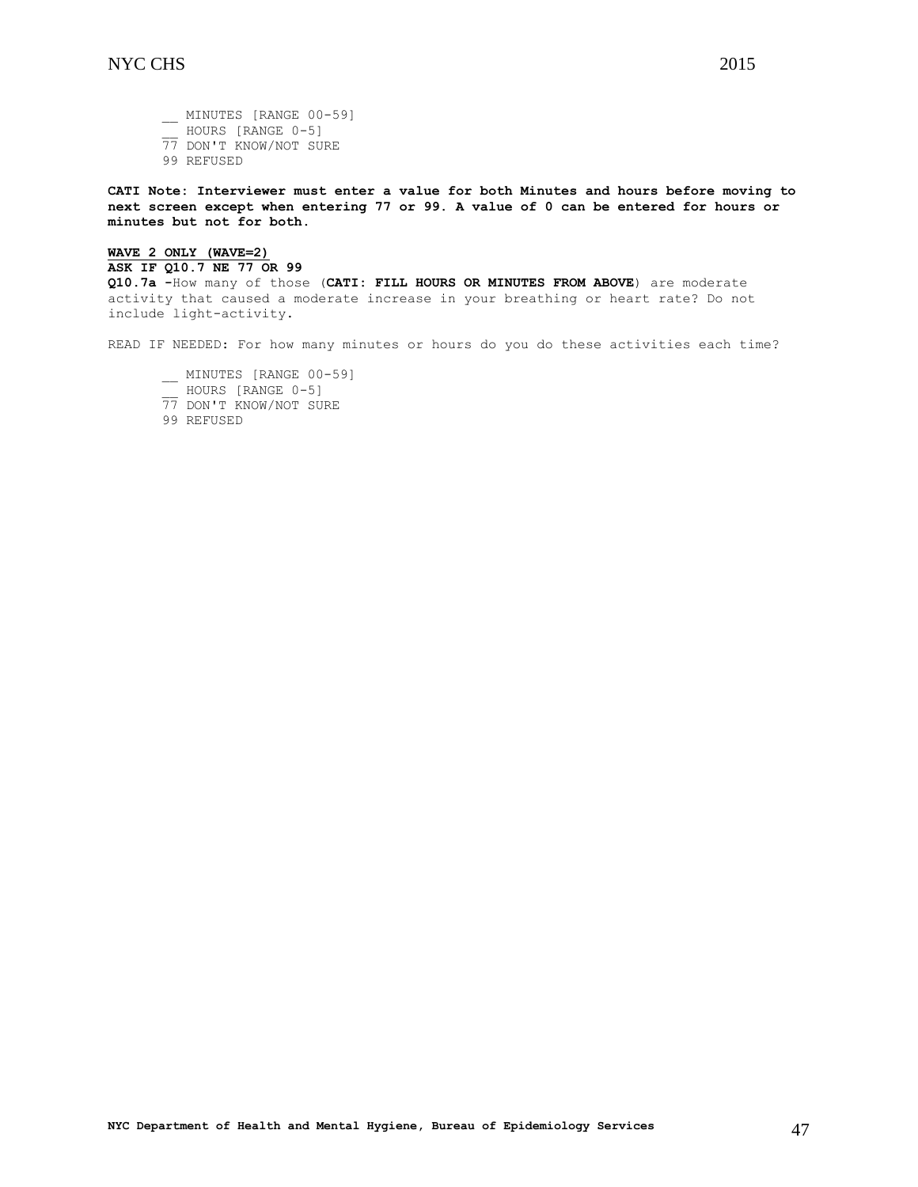__ MINUTES [RANGE 00-59]
__ HOURS [RANGE 0-5]
77 DON'T KNOW/NOT SURE
99 REFUSED

**CATI Note: Interviewer must enter a value for both Minutes and hours before moving to next screen except when entering 77 or 99. A value of 0 can be entered for hours or minutes but not for both.**

**WAVE 2 ONLY (WAVE=2)**
**ASK IF Q10.7 NE 77 OR 99**
**Q10.7a -**How many of those (**CATI: FILL HOURS OR MINUTES FROM ABOVE**) are moderate activity that caused a moderate increase in your breathing or heart rate? Do not include light-activity.

READ IF NEEDED: For how many minutes or hours do you do these activities each time?

__ MINUTES [RANGE 00-59]
__ HOURS [RANGE 0-5]
77 DON'T KNOW/NOT SURE
99 REFUSED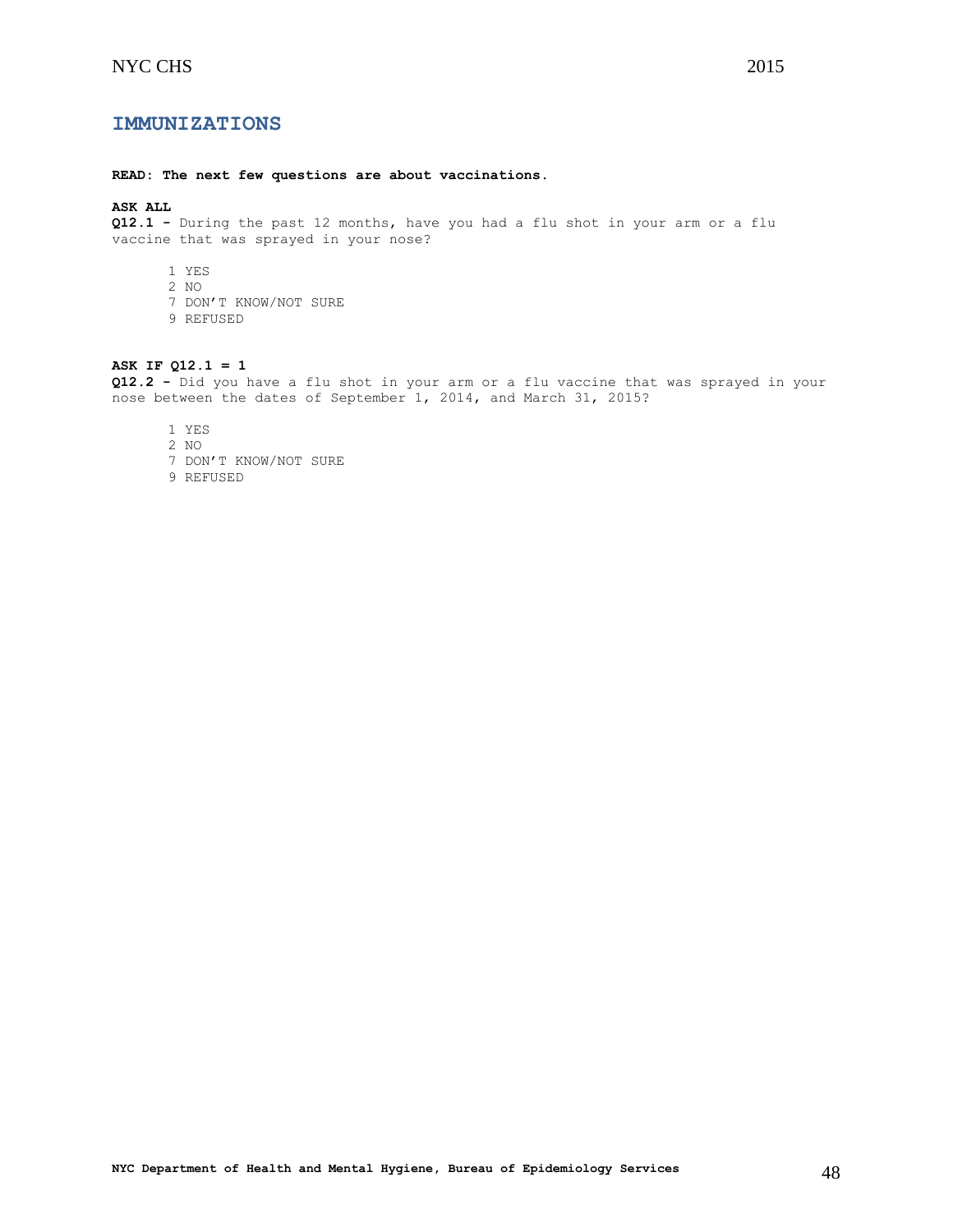## IMMUNIZATIONS

**READ: The next few questions are about vaccinations.**

**ASK ALL**

**Q12.1 -** During the past 12 months, have you had a flu shot in your arm or a flu vaccine that was sprayed in your nose?

1 YES
2 NO
7 DON'T KNOW/NOT SURE
9 REFUSED

**ASK IF Q12.1 = 1**

**Q12.2 -** Did you have a flu shot in your arm or a flu vaccine that was sprayed in your nose between the dates of September 1, 2014, and March 31, 2015?

1 YES
2 NO
7 DON'T KNOW/NOT SURE
9 REFUSED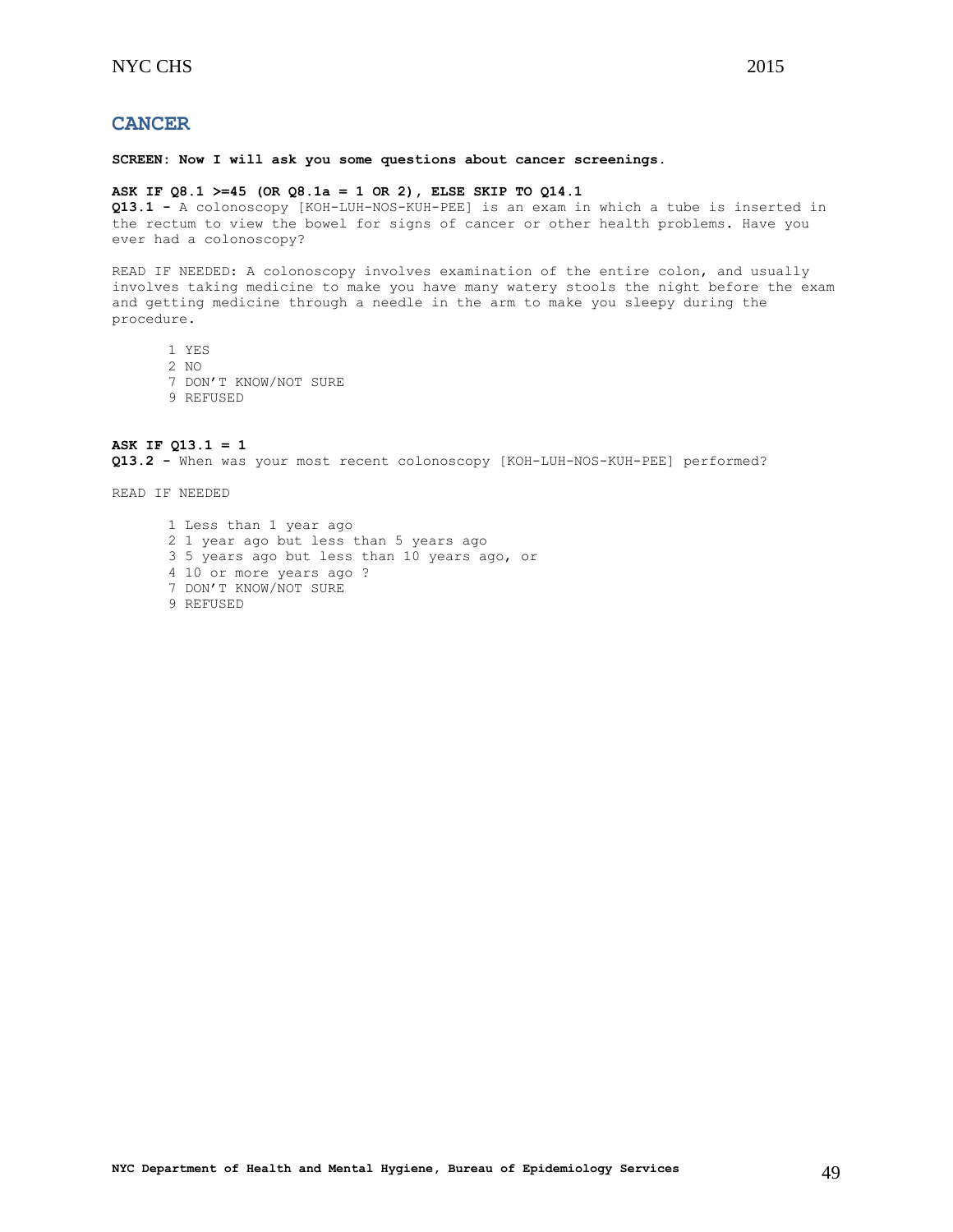## CANCER

**SCREEN: Now I will ask you some questions about cancer screenings.**

**ASK IF Q8.1 >=45 (OR Q8.1a = 1 OR 2), ELSE SKIP TO Q14.1**
**Q13.1 -** A colonoscopy [KOH-LUH-NOS-KUH-PEE] is an exam in which a tube is inserted in the rectum to view the bowel for signs of cancer or other health problems. Have you ever had a colonoscopy?

READ IF NEEDED: A colonoscopy involves examination of the entire colon, and usually involves taking medicine to make you have many watery stools the night before the exam and getting medicine through a needle in the arm to make you sleepy during the procedure.

1 YES
2 NO
7 DON'T KNOW/NOT SURE
9 REFUSED

**ASK IF Q13.1 = 1**
**Q13.2 -** When was your most recent colonoscopy [KOH-LUH-NOS-KUH-PEE] performed?

READ IF NEEDED

1 Less than 1 year ago
2 1 year ago but less than 5 years ago
3 5 years ago but less than 10 years ago, or
4 10 or more years ago ?
7 DON'T KNOW/NOT SURE
9 REFUSED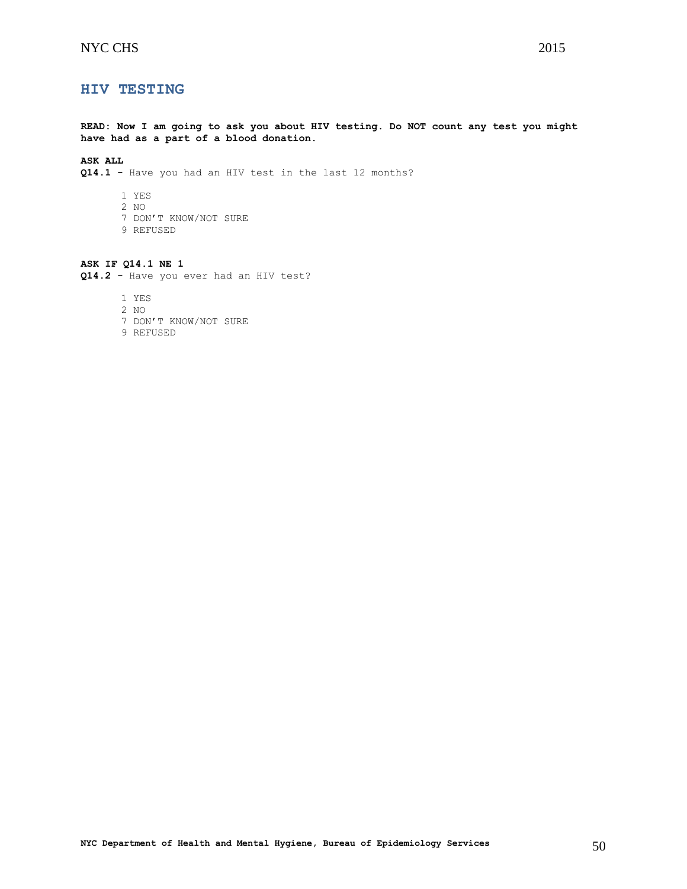## HIV TESTING

**READ: Now I am going to ask you about HIV testing. Do NOT count any test you might have had as a part of a blood donation.**

**ASK ALL**
**Q14.1 -** Have you had an HIV test in the last 12 months?

1 YES
2 NO
7 DON'T KNOW/NOT SURE
9 REFUSED

**ASK IF Q14.1 NE 1**
**Q14.2 -** Have you ever had an HIV test?

1 YES
2 NO
7 DON'T KNOW/NOT SURE
9 REFUSED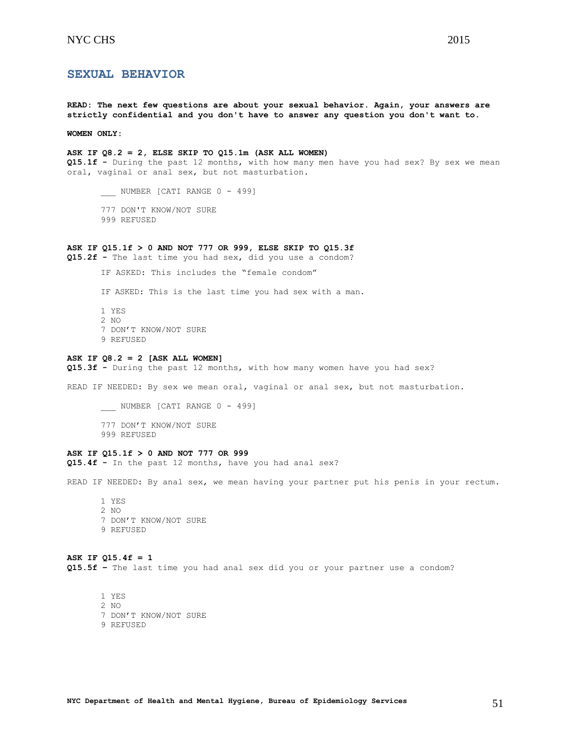## SEXUAL BEHAVIOR

**READ: The next few questions are about your sexual behavior. Again, your answers are strictly confidential and you don't have to answer any question you don't want to.**

**WOMEN ONLY:**

**ASK IF Q8.2 = 2, ELSE SKIP TO Q15.1m (ASK ALL WOMEN)**
**Q15.1f -** During the past 12 months, with how many men have you had sex? By sex we mean oral, vaginal or anal sex, but not masturbation.

___ NUMBER [CATI RANGE 0 - 499]

777 DON'T KNOW/NOT SURE
999 REFUSED

**ASK IF Q15.1f > 0 AND NOT 777 OR 999, ELSE SKIP TO Q15.3f**
**Q15.2f -** The last time you had sex, did you use a condom?

IF ASKED: This includes the "female condom"

IF ASKED: This is the last time you had sex with a man.

1 YES
2 NO
7 DON'T KNOW/NOT SURE
9 REFUSED

**ASK IF Q8.2 = 2 [ASK ALL WOMEN]**
**Q15.3f -** During the past 12 months, with how many women have you had sex?

READ IF NEEDED: By sex we mean oral, vaginal or anal sex, but not masturbation.

___ NUMBER [CATI RANGE 0 - 499]

777 DON'T KNOW/NOT SURE
999 REFUSED

**ASK IF Q15.1f > 0 AND NOT 777 OR 999**
**Q15.4f -** In the past 12 months, have you had anal sex?

READ IF NEEDED: By anal sex, we mean having your partner put his penis in your rectum.

1 YES
2 NO
7 DON'T KNOW/NOT SURE
9 REFUSED

**ASK IF Q15.4f = 1**
**Q15.5f –** The last time you had anal sex did you or your partner use a condom?

1 YES
2 NO
7 DON'T KNOW/NOT SURE
9 REFUSED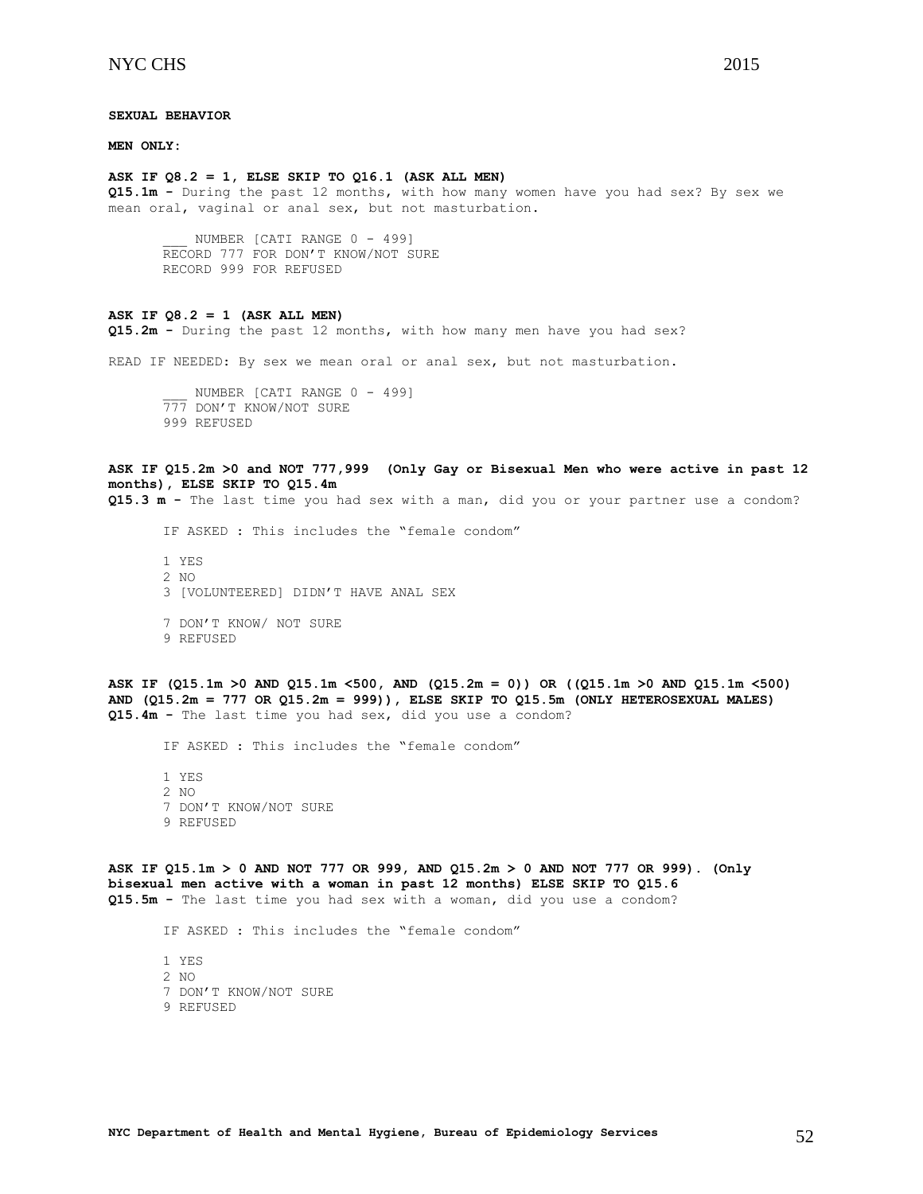**SEXUAL BEHAVIOR**

**MEN ONLY:**

**ASK IF Q8.2 = 1, ELSE SKIP TO Q16.1 (ASK ALL MEN)**
**Q15.1m -** During the past 12 months, with how many women have you had sex? By sex we mean oral, vaginal or anal sex, but not masturbation.

\_\_\_ NUMBER [CATI RANGE 0 - 499]
RECORD 777 FOR DON'T KNOW/NOT SURE
RECORD 999 FOR REFUSED

**ASK IF Q8.2 = 1 (ASK ALL MEN)**
**Q15.2m -** During the past 12 months, with how many men have you had sex?

READ IF NEEDED: By sex we mean oral or anal sex, but not masturbation.

\_\_\_ NUMBER [CATI RANGE 0 - 499]
777 DON'T KNOW/NOT SURE
999 REFUSED

**ASK IF Q15.2m >0 and NOT 777,999 (Only Gay or Bisexual Men who were active in past 12 months), ELSE SKIP TO Q15.4m**
**Q15.3 m -** The last time you had sex with a man, did you or your partner use a condom?

IF ASKED : This includes the "female condom"

1 YES
2 NO
3 [VOLUNTEERED] DIDN'T HAVE ANAL SEX

7 DON'T KNOW/ NOT SURE
9 REFUSED

**ASK IF (Q15.1m >0 AND Q15.1m <500, AND (Q15.2m = 0)) OR ((Q15.1m >0 AND Q15.1m <500) AND (Q15.2m = 777 OR Q15.2m = 999)), ELSE SKIP TO Q15.5m (ONLY HETEROSEXUAL MALES)**
**Q15.4m -** The last time you had sex, did you use a condom?

IF ASKED : This includes the "female condom"

1 YES
2 NO
7 DON'T KNOW/NOT SURE
9 REFUSED

**ASK IF Q15.1m > 0 AND NOT 777 OR 999, AND Q15.2m > 0 AND NOT 777 OR 999). (Only bisexual men active with a woman in past 12 months) ELSE SKIP TO Q15.6**
**Q15.5m -** The last time you had sex with a woman, did you use a condom?

IF ASKED : This includes the "female condom"

1 YES
2 NO
7 DON'T KNOW/NOT SURE
9 REFUSED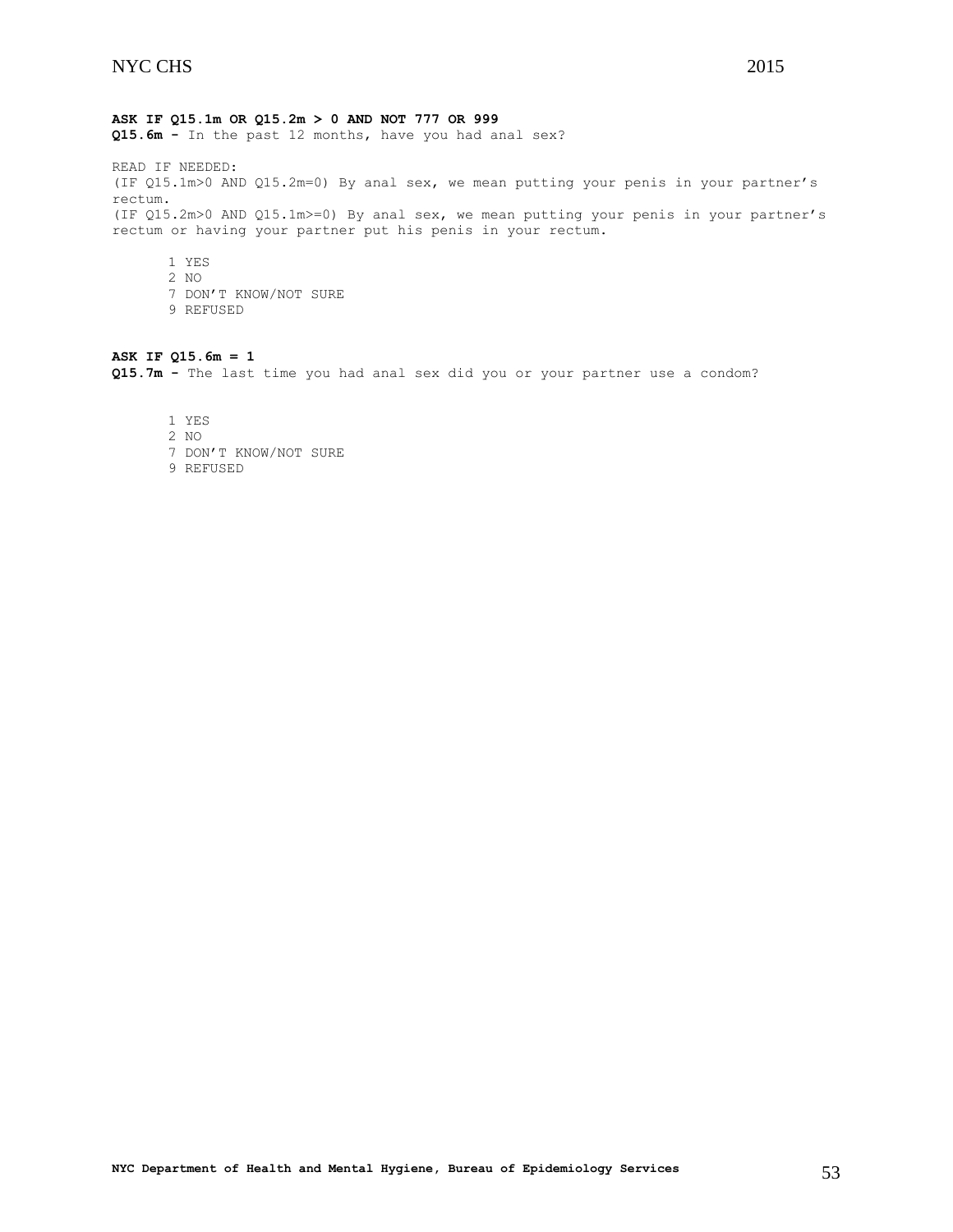**ASK IF Q15.1m OR Q15.2m > 0 AND NOT 777 OR 999**
**Q15.6m -** In the past 12 months, have you had anal sex?

READ IF NEEDED:
(IF Q15.1m>0 AND Q15.2m=0) By anal sex, we mean putting your penis in your partner's rectum.
(IF Q15.2m>0 AND Q15.1m>=0) By anal sex, we mean putting your penis in your partner's rectum or having your partner put his penis in your rectum.

1 YES
2 NO
7 DON'T KNOW/NOT SURE
9 REFUSED

**ASK IF Q15.6m = 1**
**Q15.7m -** The last time you had anal sex did you or your partner use a condom?

1 YES
2 NO
7 DON'T KNOW/NOT SURE
9 REFUSED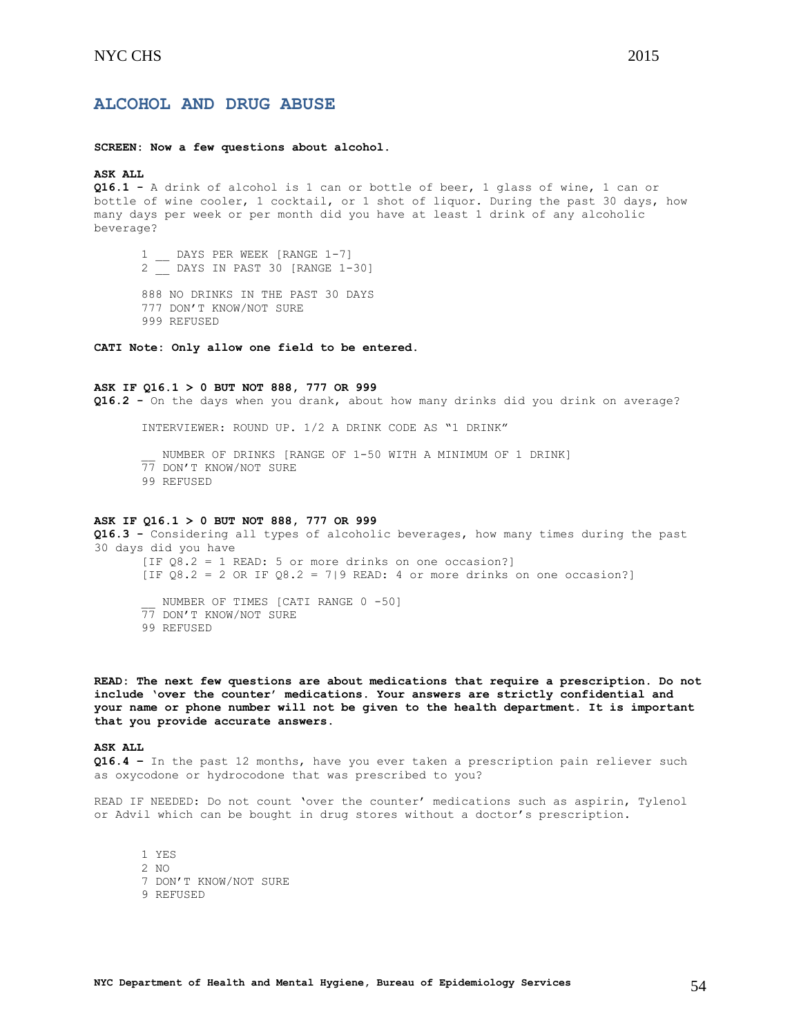## ALCOHOL AND DRUG ABUSE

**SCREEN: Now a few questions about alcohol.**

**ASK ALL**

**Q16.1 -** A drink of alcohol is 1 can or bottle of beer, 1 glass of wine, 1 can or bottle of wine cooler, 1 cocktail, or 1 shot of liquor. During the past 30 days, how many days per week or per month did you have at least 1 drink of any alcoholic beverage?

1 __ DAYS PER WEEK [RANGE 1-7]
2 __ DAYS IN PAST 30 [RANGE 1-30]

888 NO DRINKS IN THE PAST 30 DAYS
777 DON'T KNOW/NOT SURE
999 REFUSED

**CATI Note: Only allow one field to be entered.**

**ASK IF Q16.1 > 0 BUT NOT 888, 777 OR 999**

**Q16.2 -** On the days when you drank, about how many drinks did you drink on average?

INTERVIEWER: ROUND UP. 1/2 A DRINK CODE AS "1 DRINK"

__ NUMBER OF DRINKS [RANGE OF 1-50 WITH A MINIMUM OF 1 DRINK]
77 DON'T KNOW/NOT SURE
99 REFUSED

**ASK IF Q16.1 > 0 BUT NOT 888, 777 OR 999**

**Q16.3 -** Considering all types of alcoholic beverages, how many times during the past 30 days did you have
[IF Q8.2 = 1 READ: 5 or more drinks on one occasion?]
[IF Q8.2 = 2 OR IF Q8.2 = 7|9 READ: 4 or more drinks on one occasion?]

__ NUMBER OF TIMES [CATI RANGE 0 -50]
77 DON'T KNOW/NOT SURE
99 REFUSED

**READ: The next few questions are about medications that require a prescription. Do not include 'over the counter' medications. Your answers are strictly confidential and your name or phone number will not be given to the health department. It is important that you provide accurate answers.**

**ASK ALL**

**Q16.4 –** In the past 12 months, have you ever taken a prescription pain reliever such as oxycodone or hydrocodone that was prescribed to you?

READ IF NEEDED: Do not count 'over the counter' medications such as aspirin, Tylenol or Advil which can be bought in drug stores without a doctor's prescription.

1 YES
2 NO
7 DON'T KNOW/NOT SURE
9 REFUSED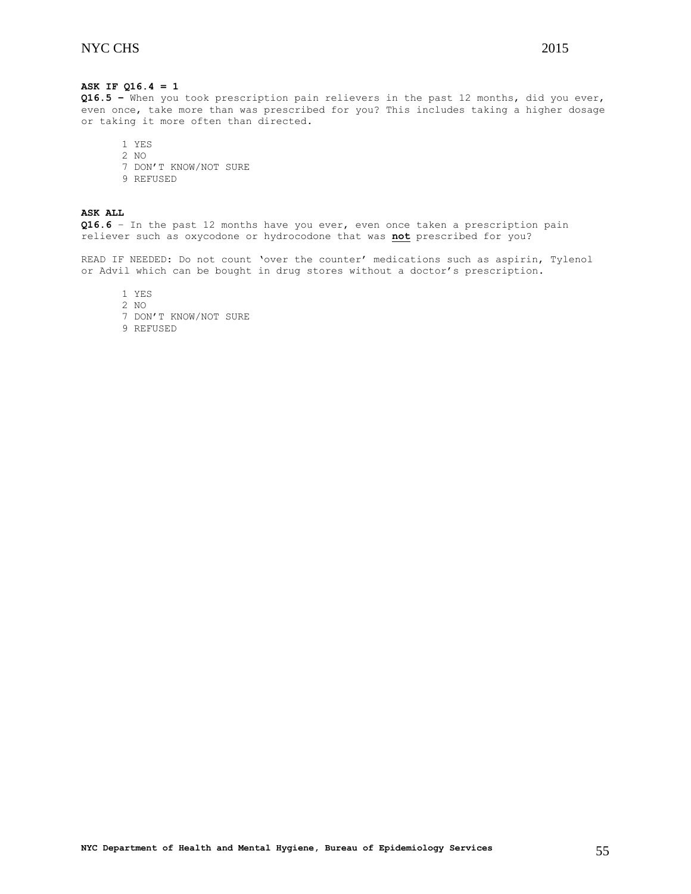**ASK IF Q16.4 = 1**

**Q16.5 –** When you took prescription pain relievers in the past 12 months, did you ever, even once, take more than was prescribed for you? This includes taking a higher dosage or taking it more often than directed.

1 YES
2 NO
7 DON'T KNOW/NOT SURE
9 REFUSED

**ASK ALL**

**Q16.6** – In the past 12 months have you ever, even once taken a prescription pain reliever such as oxycodone or hydrocodone that was **not** prescribed for you?

READ IF NEEDED: Do not count 'over the counter' medications such as aspirin, Tylenol or Advil which can be bought in drug stores without a doctor's prescription.

1 YES
2 NO
7 DON'T KNOW/NOT SURE
9 REFUSED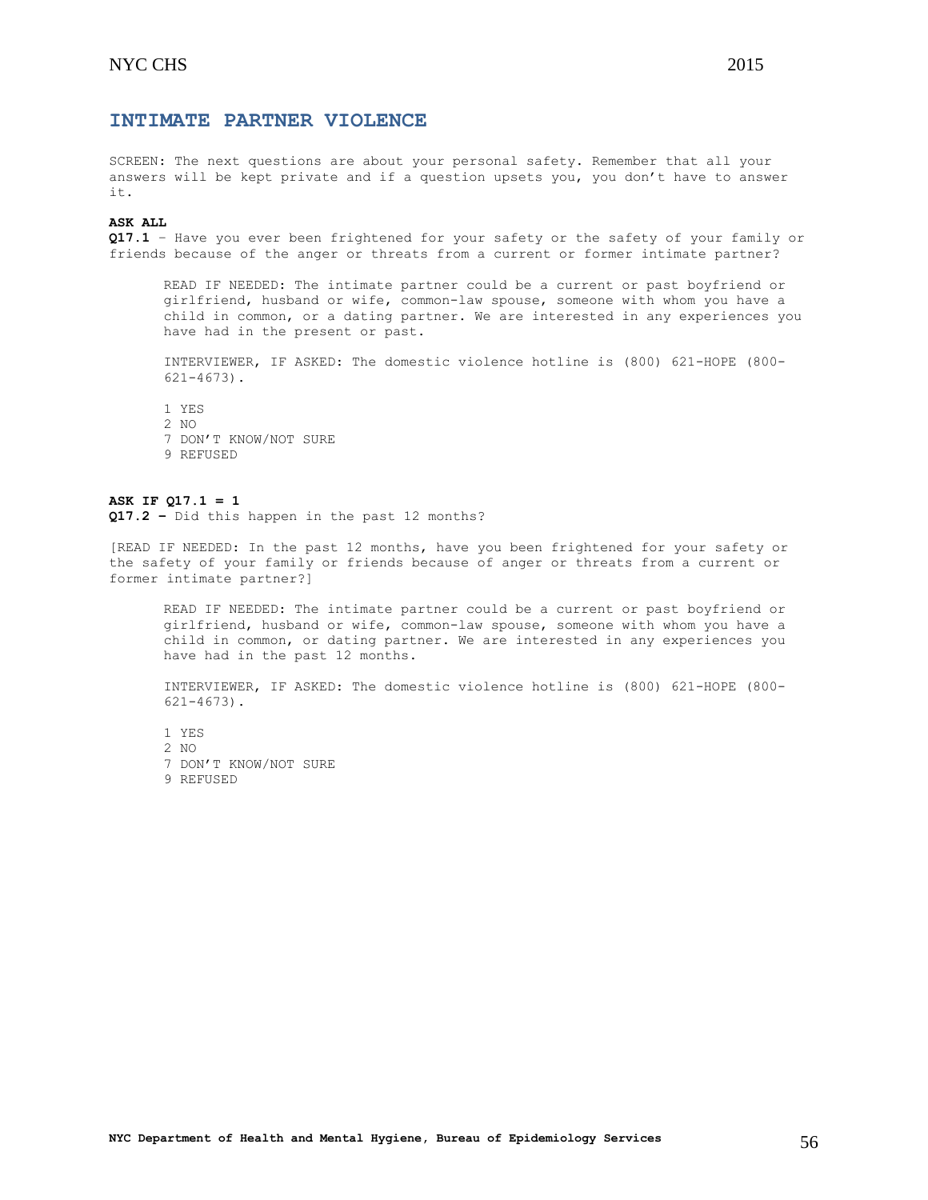## INTIMATE PARTNER VIOLENCE

SCREEN: The next questions are about your personal safety. Remember that all your answers will be kept private and if a question upsets you, you don't have to answer it.

**ASK ALL**

**Q17.1** – Have you ever been frightened for your safety or the safety of your family or friends because of the anger or threats from a current or former intimate partner?

READ IF NEEDED: The intimate partner could be a current or past boyfriend or girlfriend, husband or wife, common-law spouse, someone with whom you have a child in common, or a dating partner. We are interested in any experiences you have had in the present or past.

INTERVIEWER, IF ASKED: The domestic violence hotline is (800) 621-HOPE (800-621-4673).

1 YES
2 NO
7 DON'T KNOW/NOT SURE
9 REFUSED

**ASK IF Q17.1 = 1**

**Q17.2 –** Did this happen in the past 12 months?

[READ IF NEEDED: In the past 12 months, have you been frightened for your safety or the safety of your family or friends because of anger or threats from a current or former intimate partner?]

READ IF NEEDED: The intimate partner could be a current or past boyfriend or girlfriend, husband or wife, common-law spouse, someone with whom you have a child in common, or dating partner. We are interested in any experiences you have had in the past 12 months.

INTERVIEWER, IF ASKED: The domestic violence hotline is (800) 621-HOPE (800-621-4673).

1 YES
2 NO
7 DON'T KNOW/NOT SURE
9 REFUSED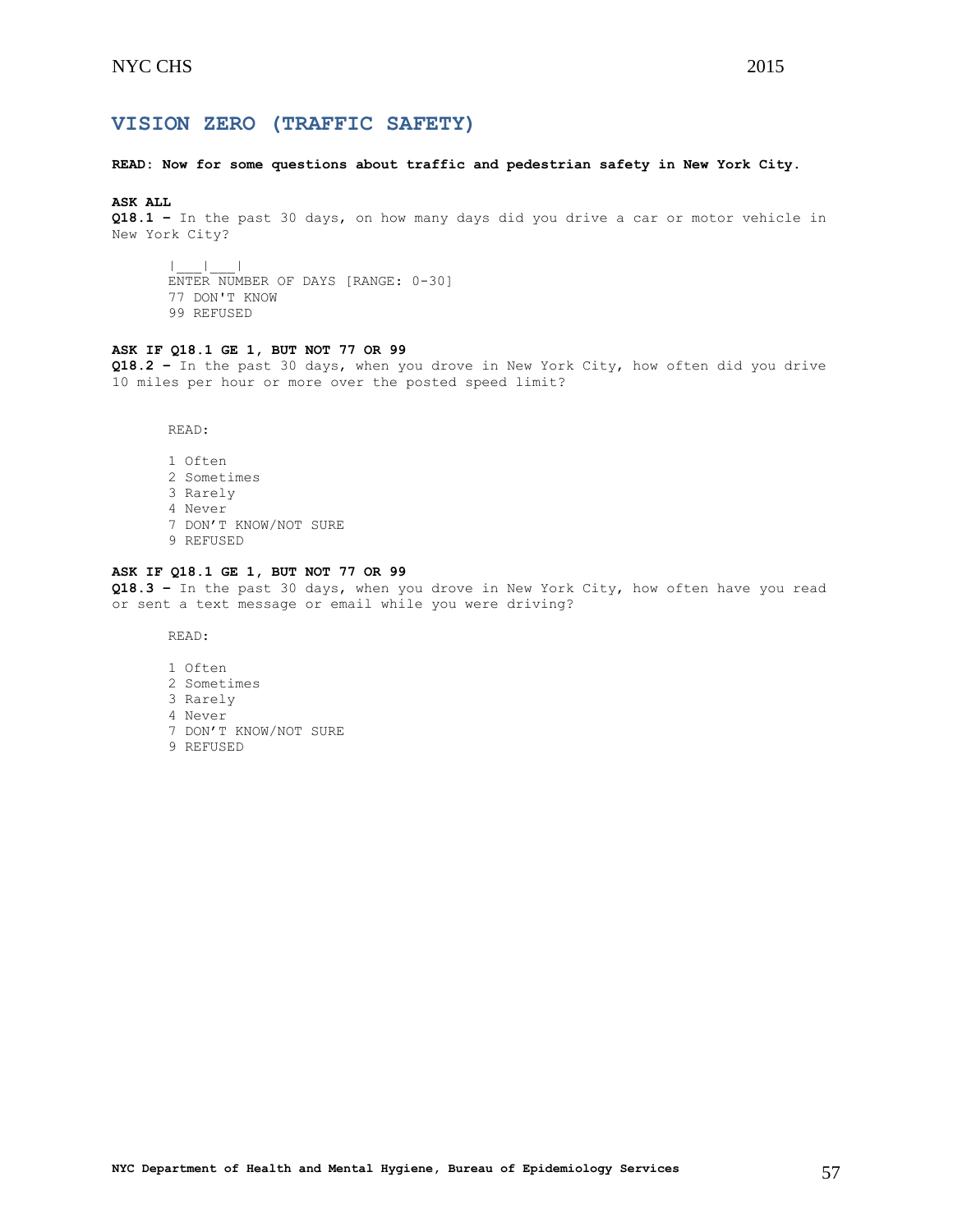## VISION ZERO (TRAFFIC SAFETY)

**READ: Now for some questions about traffic and pedestrian safety in New York City.**

**ASK ALL**
**Q18.1 –** In the past 30 days, on how many days did you drive a car or motor vehicle in New York City?

|___|___|
ENTER NUMBER OF DAYS [RANGE: 0-30]
77 DON'T KNOW
99 REFUSED

**ASK IF Q18.1 GE 1, BUT NOT 77 OR 99**
**Q18.2 –** In the past 30 days, when you drove in New York City, how often did you drive 10 miles per hour or more over the posted speed limit?

READ:

1 Often
2 Sometimes
3 Rarely
4 Never
7 DON'T KNOW/NOT SURE
9 REFUSED

**ASK IF Q18.1 GE 1, BUT NOT 77 OR 99**
**Q18.3 –** In the past 30 days, when you drove in New York City, how often have you read or sent a text message or email while you were driving?

READ:

1 Often
2 Sometimes
3 Rarely
4 Never
7 DON'T KNOW/NOT SURE
9 REFUSED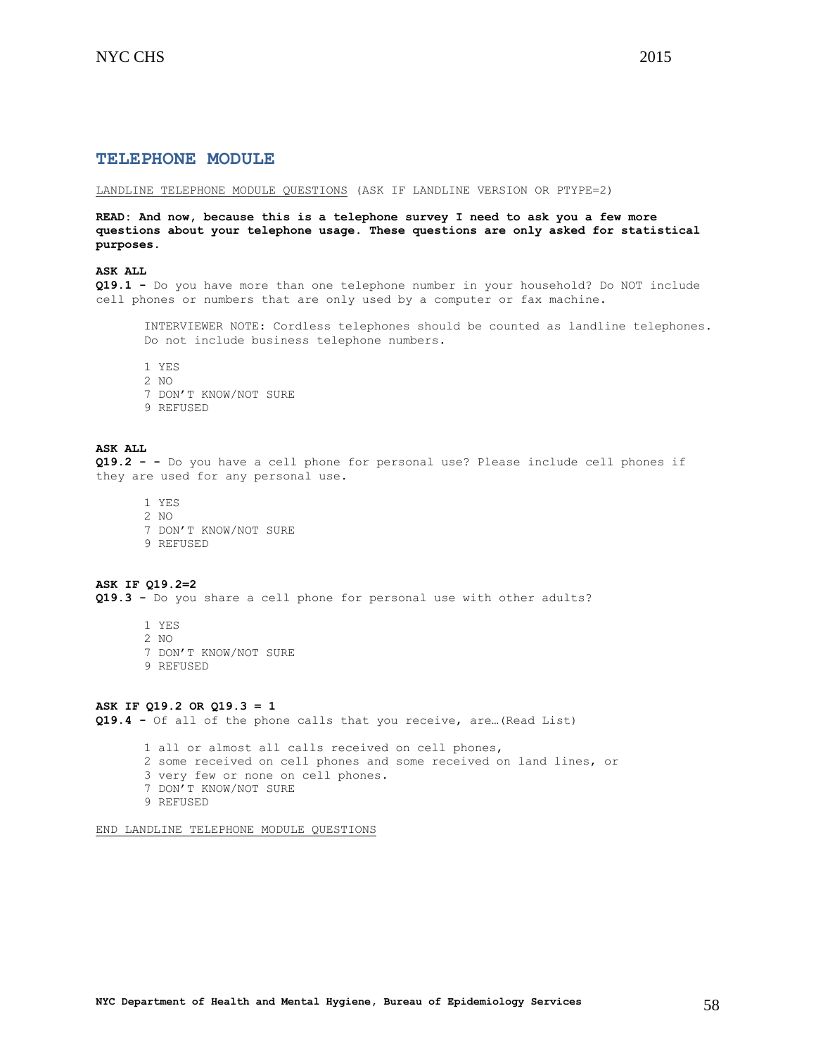## TELEPHONE MODULE

LANDLINE TELEPHONE MODULE QUESTIONS (ASK IF LANDLINE VERSION OR PTYPE=2)

**READ: And now, because this is a telephone survey I need to ask you a few more questions about your telephone usage. These questions are only asked for statistical purposes.**

**ASK ALL**
**Q19.1 -** Do you have more than one telephone number in your household? Do NOT include cell phones or numbers that are only used by a computer or fax machine.

INTERVIEWER NOTE: Cordless telephones should be counted as landline telephones. Do not include business telephone numbers.

1 YES
2 NO
7 DON'T KNOW/NOT SURE
9 REFUSED

**ASK ALL**
**Q19.2 - -** Do you have a cell phone for personal use? Please include cell phones if they are used for any personal use.

1 YES
2 NO
7 DON'T KNOW/NOT SURE
9 REFUSED

**ASK IF Q19.2=2**
**Q19.3 -** Do you share a cell phone for personal use with other adults?

1 YES
2 NO
7 DON'T KNOW/NOT SURE
9 REFUSED

**ASK IF Q19.2 OR Q19.3 = 1**
**Q19.4 -** Of all of the phone calls that you receive, are…(Read List)

1 all or almost all calls received on cell phones,
2 some received on cell phones and some received on land lines, or
3 very few or none on cell phones.
7 DON'T KNOW/NOT SURE
9 REFUSED

END LANDLINE TELEPHONE MODULE QUESTIONS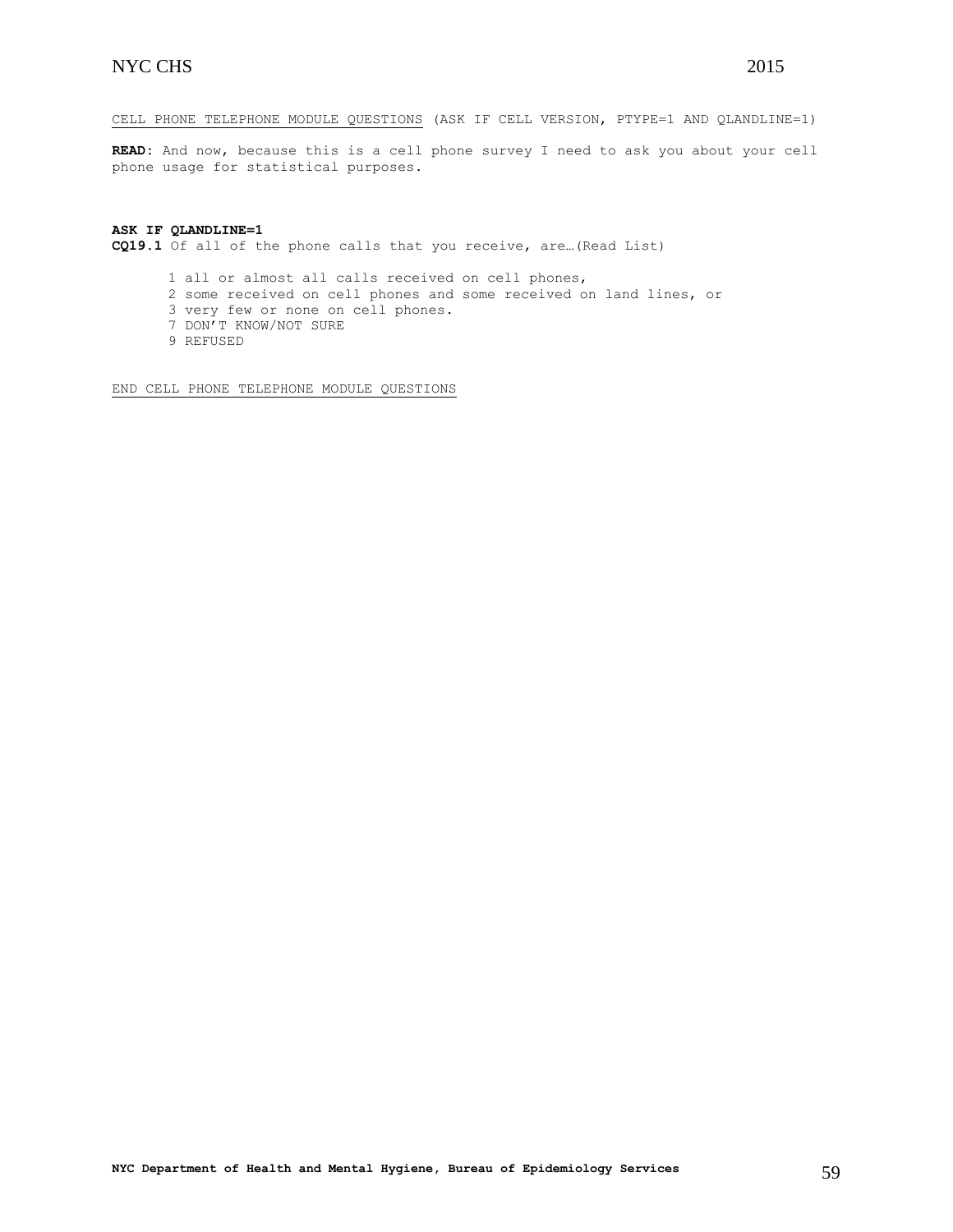<u>CELL PHONE TELEPHONE MODULE QUESTIONS</u> (ASK IF CELL VERSION, PTYPE=1 AND QLANDLINE=1)

**READ:** And now, because this is a cell phone survey I need to ask you about your cell phone usage for statistical purposes.

**ASK IF QLANDLINE=1**
**CQ19.1** Of all of the phone calls that you receive, are…(Read List)

1 all or almost all calls received on cell phones,
2 some received on cell phones and some received on land lines, or
3 very few or none on cell phones.
7 DON'T KNOW/NOT SURE
9 REFUSED

<u>END CELL PHONE TELEPHONE MODULE QUESTIONS</u>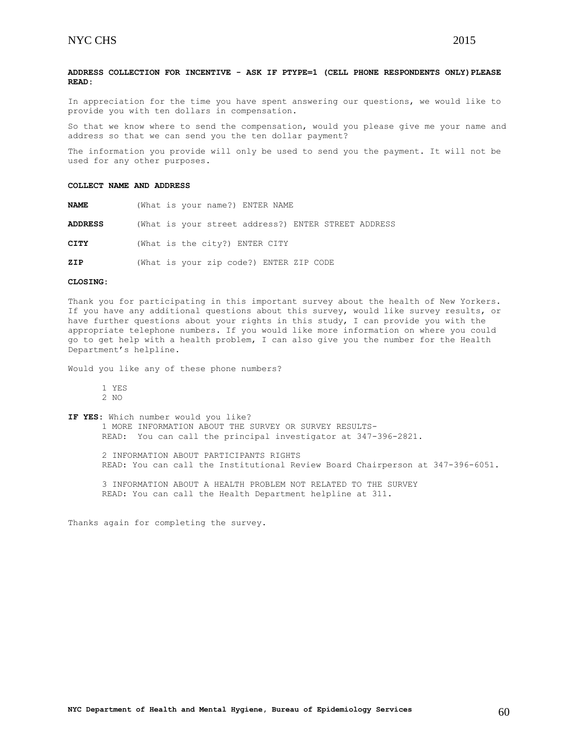**ADDRESS COLLECTION FOR INCENTIVE - ASK IF PTYPE=1 (CELL PHONE RESPONDENTS ONLY)PLEASE READ:**

In appreciation for the time you have spent answering our questions, we would like to provide you with ten dollars in compensation.

So that we know where to send the compensation, would you please give me your name and address so that we can send you the ten dollar payment?

The information you provide will only be used to send you the payment. It will not be used for any other purposes.

**COLLECT NAME AND ADDRESS**

**NAME** (What is your name?) ENTER NAME

**ADDRESS** (What is your street address?) ENTER STREET ADDRESS

**CITY** (What is the city?) ENTER CITY

**ZIP** (What is your zip code?) ENTER ZIP CODE

**CLOSING:**

Thank you for participating in this important survey about the health of New Yorkers. If you have any additional questions about this survey, would like survey results, or have further questions about your rights in this study, I can provide you with the appropriate telephone numbers. If you would like more information on where you could go to get help with a health problem, I can also give you the number for the Health Department's helpline.

Would you like any of these phone numbers?

1 YES
2 NO

**IF YES**: Which number would you like?

1 MORE INFORMATION ABOUT THE SURVEY OR SURVEY RESULTS-
READ: You can call the principal investigator at 347-396-2821.

2 INFORMATION ABOUT PARTICIPANTS RIGHTS
READ: You can call the Institutional Review Board Chairperson at 347-396-6051.

3 INFORMATION ABOUT A HEALTH PROBLEM NOT RELATED TO THE SURVEY
READ: You can call the Health Department helpline at 311.

Thanks again for completing the survey.